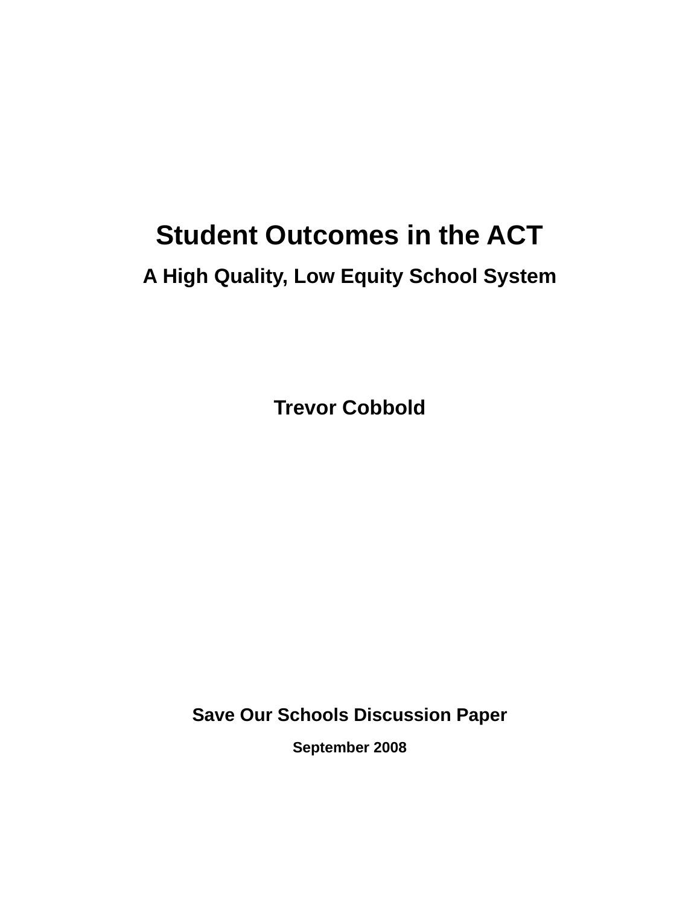# Student Outcomes in the ACT

## A High Quality, Low Equity School System

**Trevor Cobbold**

**Save Our Schools Discussion Paper**

**September 2008**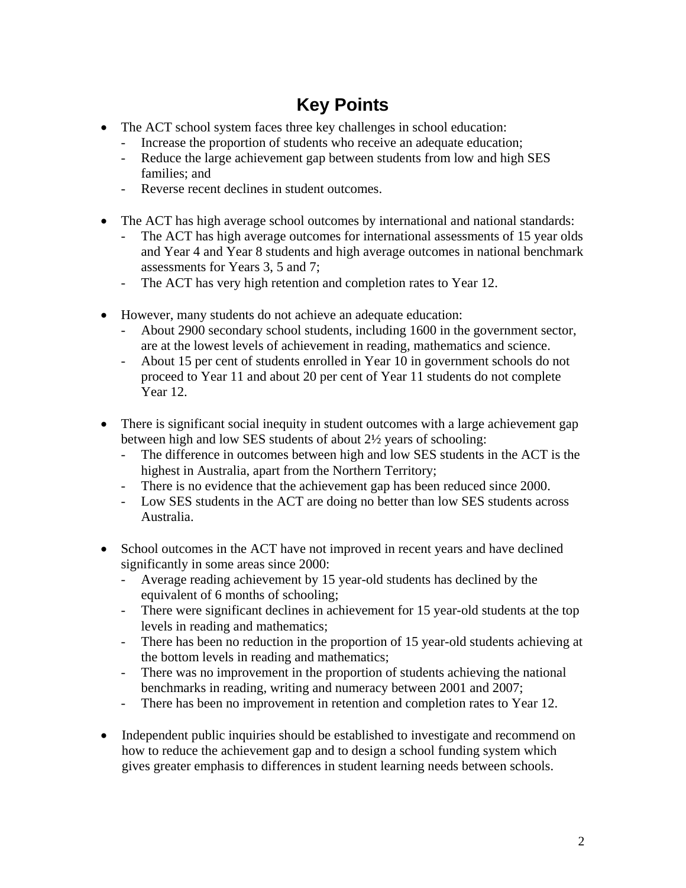# Key Points

- The ACT school system faces three key challenges in school education:
  - Increase the proportion of students who receive an adequate education;
  - Reduce the large achievement gap between students from low and high SES families; and
  - Reverse recent declines in student outcomes.

- The ACT has high average school outcomes by international and national standards:
  - The ACT has high average outcomes for international assessments of 15 year olds and Year 4 and Year 8 students and high average outcomes in national benchmark assessments for Years 3, 5 and 7;
  - The ACT has very high retention and completion rates to Year 12.

- However, many students do not achieve an adequate education:
  - About 2900 secondary school students, including 1600 in the government sector, are at the lowest levels of achievement in reading, mathematics and science.
  - About 15 per cent of students enrolled in Year 10 in government schools do not proceed to Year 11 and about 20 per cent of Year 11 students do not complete Year 12.

- There is significant social inequity in student outcomes with a large achievement gap between high and low SES students of about 2½ years of schooling:
  - The difference in outcomes between high and low SES students in the ACT is the highest in Australia, apart from the Northern Territory;
  - There is no evidence that the achievement gap has been reduced since 2000.
  - Low SES students in the ACT are doing no better than low SES students across Australia.

- School outcomes in the ACT have not improved in recent years and have declined significantly in some areas since 2000:
  - Average reading achievement by 15 year-old students has declined by the equivalent of 6 months of schooling;
  - There were significant declines in achievement for 15 year-old students at the top levels in reading and mathematics;
  - There has been no reduction in the proportion of 15 year-old students achieving at the bottom levels in reading and mathematics;
  - There was no improvement in the proportion of students achieving the national benchmarks in reading, writing and numeracy between 2001 and 2007;
  - There has been no improvement in retention and completion rates to Year 12.

- Independent public inquiries should be established to investigate and recommend on how to reduce the achievement gap and to design a school funding system which gives greater emphasis to differences in student learning needs between schools.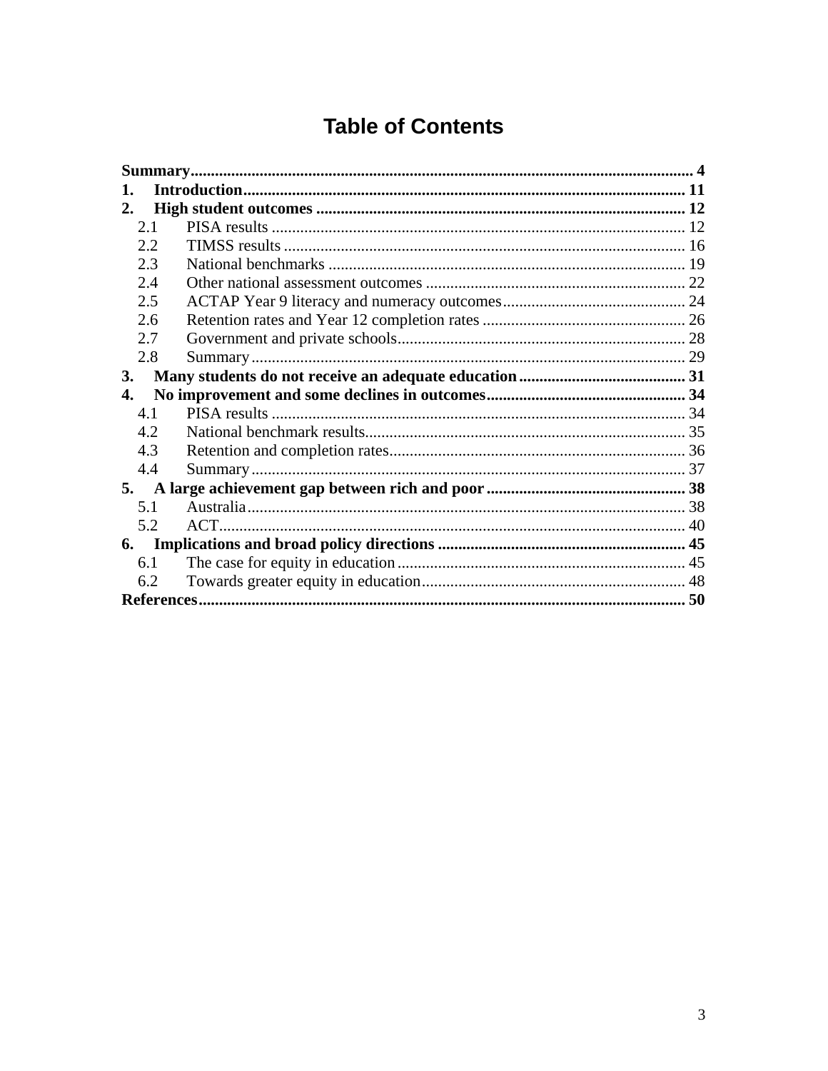# Table of Contents

**Summary** ..... **4**

**1. Introduction** ..... **11**

**2. High student outcomes** ..... **12**

- 2.1 PISA results ..... 12
- 2.2 TIMSS results ..... 16
- 2.3 National benchmarks ..... 19
- 2.4 Other national assessment outcomes ..... 22
- 2.5 ACTAP Year 9 literacy and numeracy outcomes ..... 24
- 2.6 Retention rates and Year 12 completion rates ..... 26
- 2.7 Government and private schools ..... 28
- 2.8 Summary ..... 29

**3. Many students do not receive an adequate education** ..... **31**

**4. No improvement and some declines in outcomes** ..... **34**

- 4.1 PISA results ..... 34
- 4.2 National benchmark results ..... 35
- 4.3 Retention and completion rates ..... 36
- 4.4 Summary ..... 37

**5. A large achievement gap between rich and poor** ..... **38**

- 5.1 Australia ..... 38
- 5.2 ACT ..... 40

**6. Implications and broad policy directions** ..... **45**

- 6.1 The case for equity in education ..... 45
- 6.2 Towards greater equity in education ..... 48

**References** ..... **50**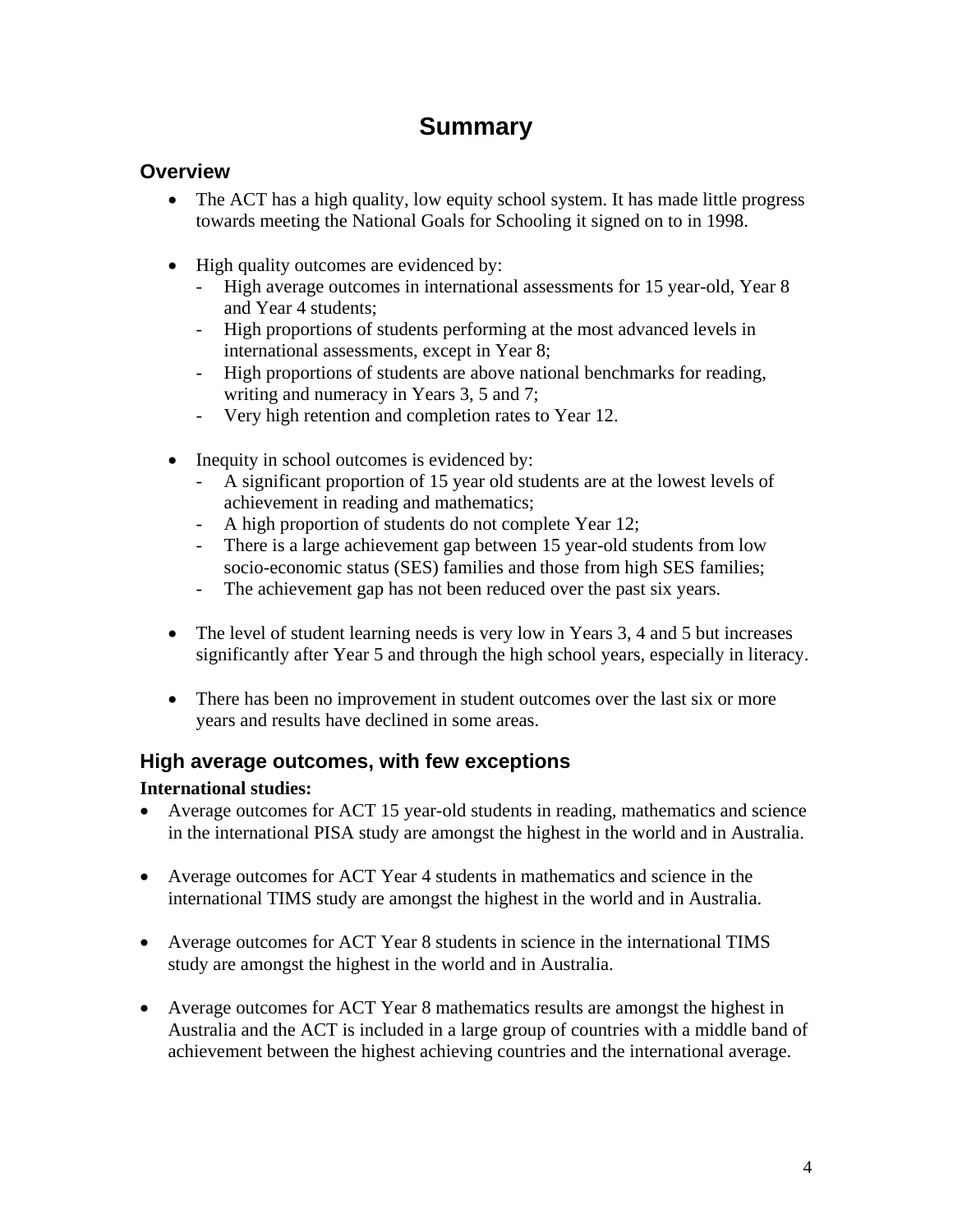# Summary

## Overview

- The ACT has a high quality, low equity school system. It has made little progress towards meeting the National Goals for Schooling it signed on to in 1998.

- High quality outcomes are evidenced by:
  - High average outcomes in international assessments for 15 year-old, Year 8 and Year 4 students;
  - High proportions of students performing at the most advanced levels in international assessments, except in Year 8;
  - High proportions of students are above national benchmarks for reading, writing and numeracy in Years 3, 5 and 7;
  - Very high retention and completion rates to Year 12.

- Inequity in school outcomes is evidenced by:
  - A significant proportion of 15 year old students are at the lowest levels of achievement in reading and mathematics;
  - A high proportion of students do not complete Year 12;
  - There is a large achievement gap between 15 year-old students from low socio-economic status (SES) families and those from high SES families;
  - The achievement gap has not been reduced over the past six years.

- The level of student learning needs is very low in Years 3, 4 and 5 but increases significantly after Year 5 and through the high school years, especially in literacy.

- There has been no improvement in student outcomes over the last six or more years and results have declined in some areas.

## High average outcomes, with few exceptions

**International studies:**

- Average outcomes for ACT 15 year-old students in reading, mathematics and science in the international PISA study are amongst the highest in the world and in Australia.

- Average outcomes for ACT Year 4 students in mathematics and science in the international TIMS study are amongst the highest in the world and in Australia.

- Average outcomes for ACT Year 8 students in science in the international TIMS study are amongst the highest in the world and in Australia.

- Average outcomes for ACT Year 8 mathematics results are amongst the highest in Australia and the ACT is included in a large group of countries with a middle band of achievement between the highest achieving countries and the international average.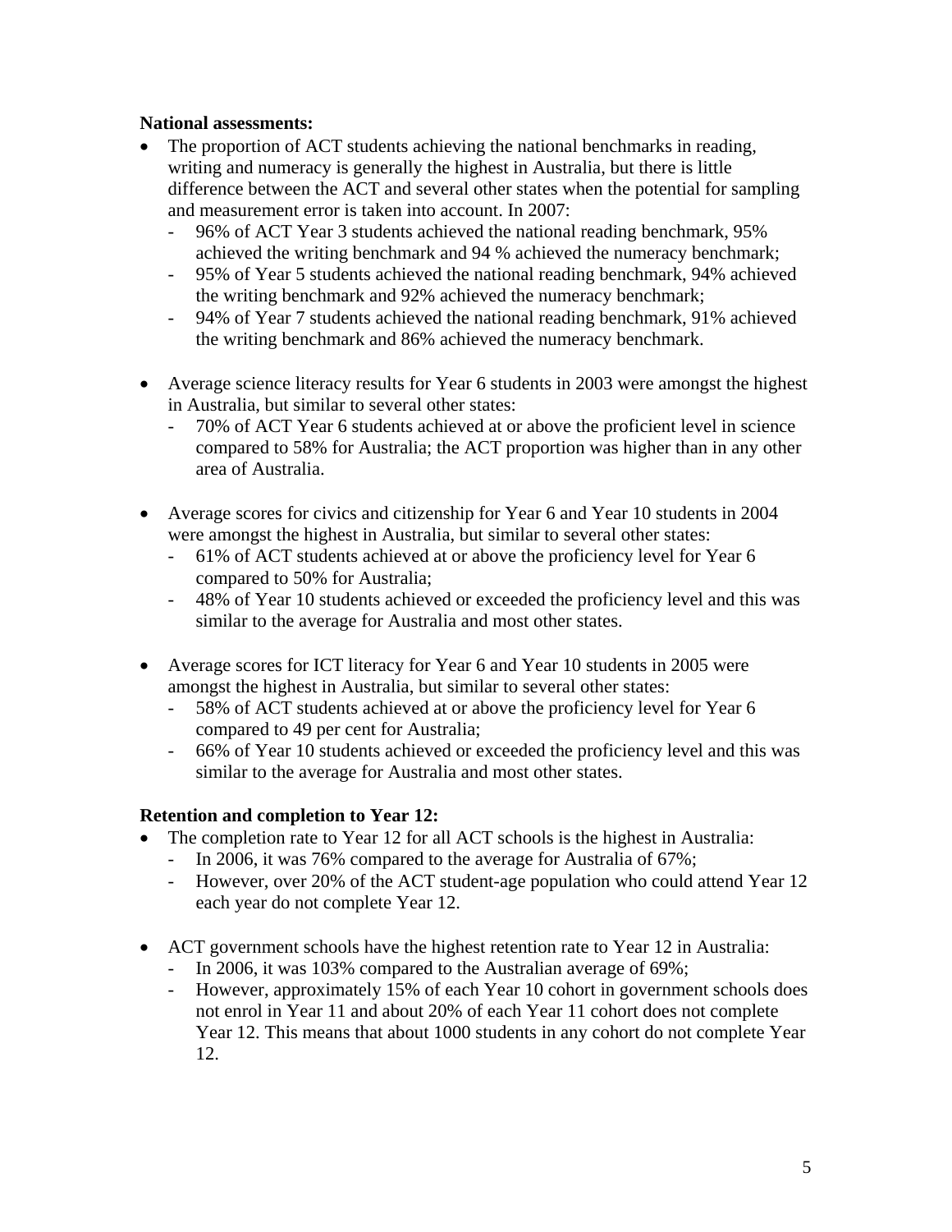**National assessments:**

- The proportion of ACT students achieving the national benchmarks in reading, writing and numeracy is generally the highest in Australia, but there is little difference between the ACT and several other states when the potential for sampling and measurement error is taken into account. In 2007:
  - 96% of ACT Year 3 students achieved the national reading benchmark, 95% achieved the writing benchmark and 94 % achieved the numeracy benchmark;
  - 95% of Year 5 students achieved the national reading benchmark, 94% achieved the writing benchmark and 92% achieved the numeracy benchmark;
  - 94% of Year 7 students achieved the national reading benchmark, 91% achieved the writing benchmark and 86% achieved the numeracy benchmark.

- Average science literacy results for Year 6 students in 2003 were amongst the highest in Australia, but similar to several other states:
  - 70% of ACT Year 6 students achieved at or above the proficient level in science compared to 58% for Australia; the ACT proportion was higher than in any other area of Australia.

- Average scores for civics and citizenship for Year 6 and Year 10 students in 2004 were amongst the highest in Australia, but similar to several other states:
  - 61% of ACT students achieved at or above the proficiency level for Year 6 compared to 50% for Australia;
  - 48% of Year 10 students achieved or exceeded the proficiency level and this was similar to the average for Australia and most other states.

- Average scores for ICT literacy for Year 6 and Year 10 students in 2005 were amongst the highest in Australia, but similar to several other states:
  - 58% of ACT students achieved at or above the proficiency level for Year 6 compared to 49 per cent for Australia;
  - 66% of Year 10 students achieved or exceeded the proficiency level and this was similar to the average for Australia and most other states.

**Retention and completion to Year 12:**

- The completion rate to Year 12 for all ACT schools is the highest in Australia:
  - In 2006, it was 76% compared to the average for Australia of 67%;
  - However, over 20% of the ACT student-age population who could attend Year 12 each year do not complete Year 12.

- ACT government schools have the highest retention rate to Year 12 in Australia:
  - In 2006, it was 103% compared to the Australian average of 69%;
  - However, approximately 15% of each Year 10 cohort in government schools does not enrol in Year 11 and about 20% of each Year 11 cohort does not complete Year 12. This means that about 1000 students in any cohort do not complete Year 12.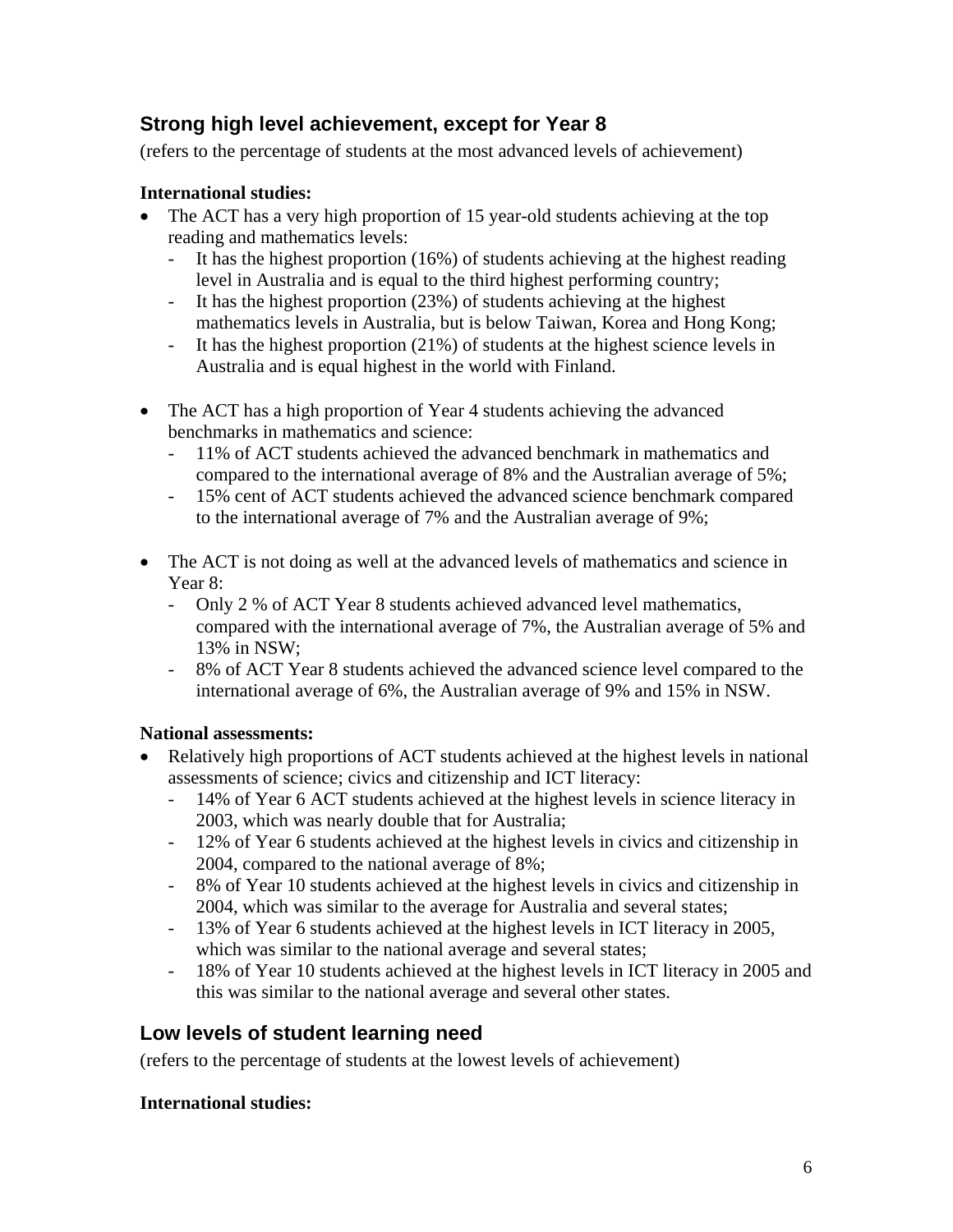## Strong high level achievement, except for Year 8

(refers to the percentage of students at the most advanced levels of achievement)

**International studies:**

- The ACT has a very high proportion of 15 year-old students achieving at the top reading and mathematics levels:
  - It has the highest proportion (16%) of students achieving at the highest reading level in Australia and is equal to the third highest performing country;
  - It has the highest proportion (23%) of students achieving at the highest mathematics levels in Australia, but is below Taiwan, Korea and Hong Kong;
  - It has the highest proportion (21%) of students at the highest science levels in Australia and is equal highest in the world with Finland.
- The ACT has a high proportion of Year 4 students achieving the advanced benchmarks in mathematics and science:
  - 11% of ACT students achieved the advanced benchmark in mathematics and compared to the international average of 8% and the Australian average of 5%;
  - 15% cent of ACT students achieved the advanced science benchmark compared to the international average of 7% and the Australian average of 9%;
- The ACT is not doing as well at the advanced levels of mathematics and science in Year 8:
  - Only 2 % of ACT Year 8 students achieved advanced level mathematics, compared with the international average of 7%, the Australian average of 5% and 13% in NSW;
  - 8% of ACT Year 8 students achieved the advanced science level compared to the international average of 6%, the Australian average of 9% and 15% in NSW.

**National assessments:**

- Relatively high proportions of ACT students achieved at the highest levels in national assessments of science; civics and citizenship and ICT literacy:
  - 14% of Year 6 ACT students achieved at the highest levels in science literacy in 2003, which was nearly double that for Australia;
  - 12% of Year 6 students achieved at the highest levels in civics and citizenship in 2004, compared to the national average of 8%;
  - 8% of Year 10 students achieved at the highest levels in civics and citizenship in 2004, which was similar to the average for Australia and several states;
  - 13% of Year 6 students achieved at the highest levels in ICT literacy in 2005, which was similar to the national average and several states;
  - 18% of Year 10 students achieved at the highest levels in ICT literacy in 2005 and this was similar to the national average and several other states.

## Low levels of student learning need

(refers to the percentage of students at the lowest levels of achievement)

**International studies:**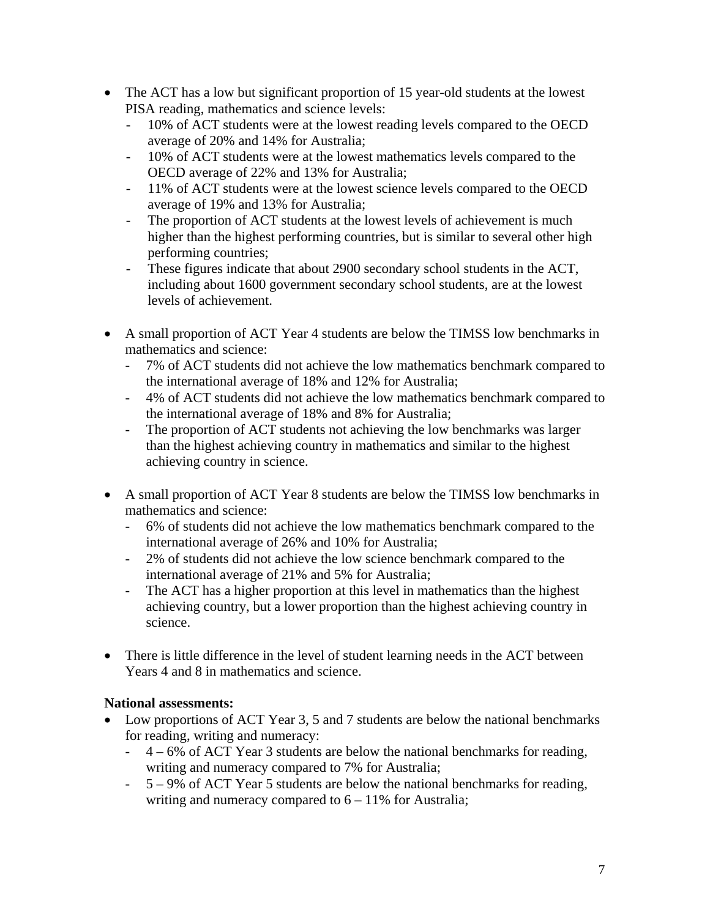- The ACT has a low but significant proportion of 15 year-old students at the lowest PISA reading, mathematics and science levels:
  - 10% of ACT students were at the lowest reading levels compared to the OECD average of 20% and 14% for Australia;
  - 10% of ACT students were at the lowest mathematics levels compared to the OECD average of 22% and 13% for Australia;
  - 11% of ACT students were at the lowest science levels compared to the OECD average of 19% and 13% for Australia;
  - The proportion of ACT students at the lowest levels of achievement is much higher than the highest performing countries, but is similar to several other high performing countries;
  - These figures indicate that about 2900 secondary school students in the ACT, including about 1600 government secondary school students, are at the lowest levels of achievement.

- A small proportion of ACT Year 4 students are below the TIMSS low benchmarks in mathematics and science:
  - 7% of ACT students did not achieve the low mathematics benchmark compared to the international average of 18% and 12% for Australia;
  - 4% of ACT students did not achieve the low mathematics benchmark compared to the international average of 18% and 8% for Australia;
  - The proportion of ACT students not achieving the low benchmarks was larger than the highest achieving country in mathematics and similar to the highest achieving country in science.

- A small proportion of ACT Year 8 students are below the TIMSS low benchmarks in mathematics and science:
  - 6% of students did not achieve the low mathematics benchmark compared to the international average of 26% and 10% for Australia;
  - 2% of students did not achieve the low science benchmark compared to the international average of 21% and 5% for Australia;
  - The ACT has a higher proportion at this level in mathematics than the highest achieving country, but a lower proportion than the highest achieving country in science.

- There is little difference in the level of student learning needs in the ACT between Years 4 and 8 in mathematics and science.

**National assessments:**

- Low proportions of ACT Year 3, 5 and 7 students are below the national benchmarks for reading, writing and numeracy:
  - 4 – 6% of ACT Year 3 students are below the national benchmarks for reading, writing and numeracy compared to 7% for Australia;
  - 5 – 9% of ACT Year 5 students are below the national benchmarks for reading, writing and numeracy compared to 6 – 11% for Australia;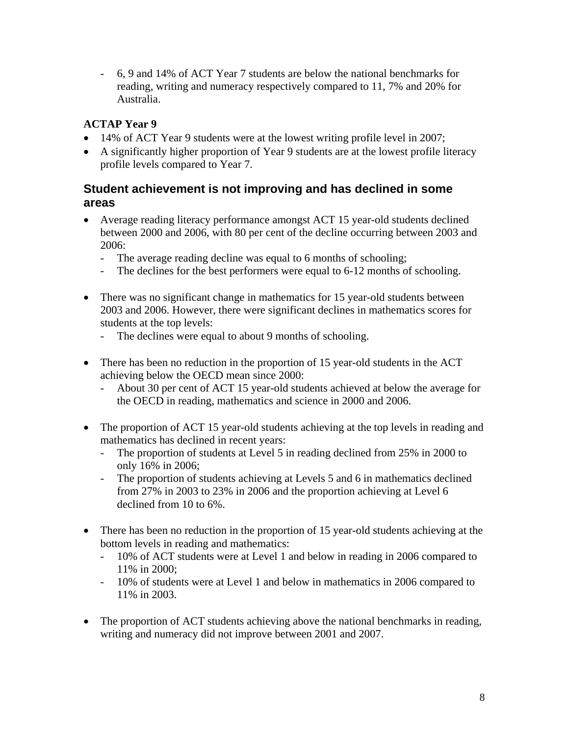- 6, 9 and 14% of ACT Year 7 students are below the national benchmarks for reading, writing and numeracy respectively compared to 11, 7% and 20% for Australia.

**ACTAP Year 9**

- 14% of ACT Year 9 students were at the lowest writing profile level in 2007;
- A significantly higher proportion of Year 9 students are at the lowest profile literacy profile levels compared to Year 7.

## Student achievement is not improving and has declined in some areas

- Average reading literacy performance amongst ACT 15 year-old students declined between 2000 and 2006, with 80 per cent of the decline occurring between 2003 and 2006:
  - The average reading decline was equal to 6 months of schooling;
  - The declines for the best performers were equal to 6-12 months of schooling.

- There was no significant change in mathematics for 15 year-old students between 2003 and 2006. However, there were significant declines in mathematics scores for students at the top levels:
  - The declines were equal to about 9 months of schooling.

- There has been no reduction in the proportion of 15 year-old students in the ACT achieving below the OECD mean since 2000:
  - About 30 per cent of ACT 15 year-old students achieved at below the average for the OECD in reading, mathematics and science in 2000 and 2006.

- The proportion of ACT 15 year-old students achieving at the top levels in reading and mathematics has declined in recent years:
  - The proportion of students at Level 5 in reading declined from 25% in 2000 to only 16% in 2006;
  - The proportion of students achieving at Levels 5 and 6 in mathematics declined from 27% in 2003 to 23% in 2006 and the proportion achieving at Level 6 declined from 10 to 6%.

- There has been no reduction in the proportion of 15 year-old students achieving at the bottom levels in reading and mathematics:
  - 10% of ACT students were at Level 1 and below in reading in 2006 compared to 11% in 2000;
  - 10% of students were at Level 1 and below in mathematics in 2006 compared to 11% in 2003.

- The proportion of ACT students achieving above the national benchmarks in reading, writing and numeracy did not improve between 2001 and 2007.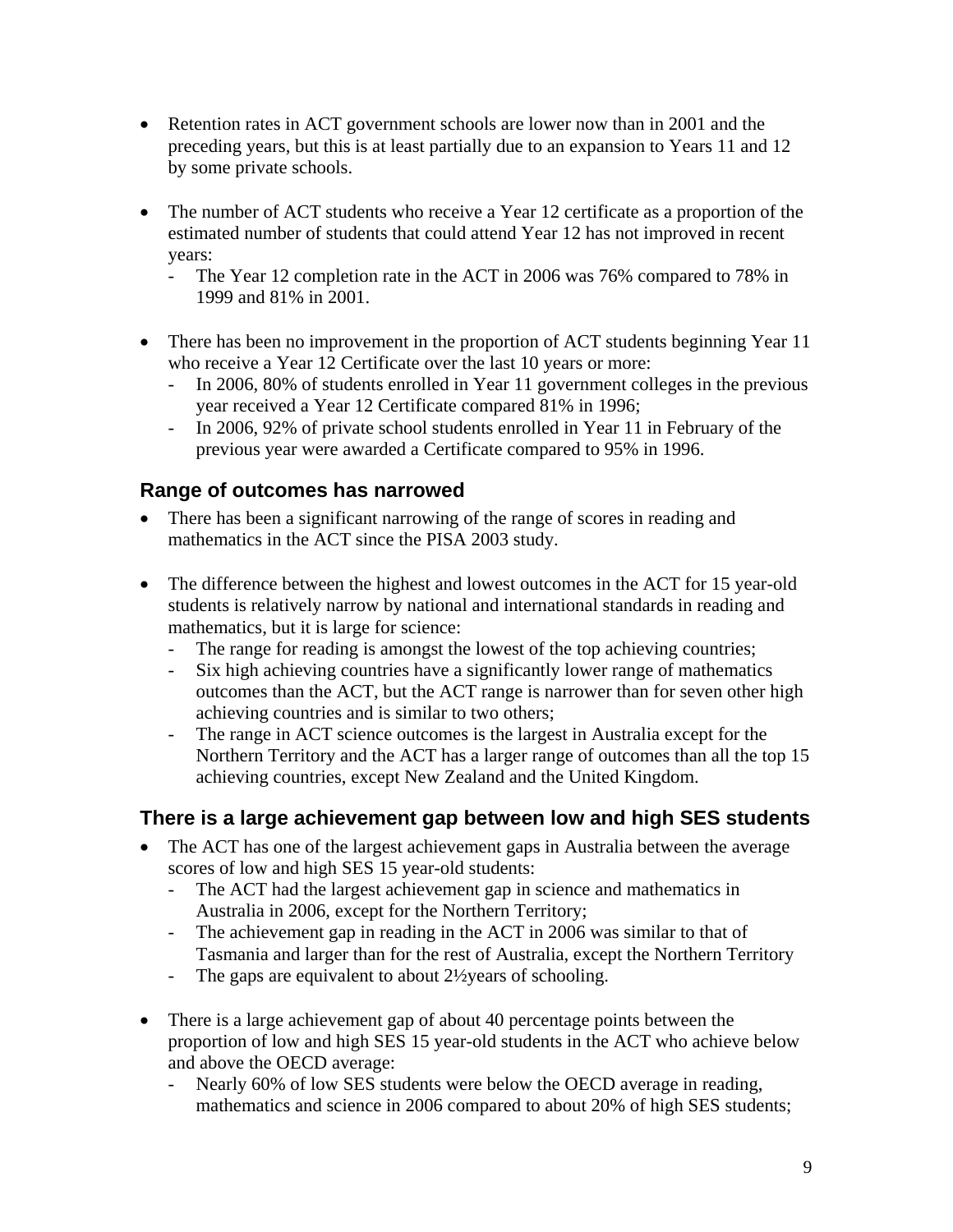- Retention rates in ACT government schools are lower now than in 2001 and the preceding years, but this is at least partially due to an expansion to Years 11 and 12 by some private schools.

- The number of ACT students who receive a Year 12 certificate as a proportion of the estimated number of students that could attend Year 12 has not improved in recent years:
  - The Year 12 completion rate in the ACT in 2006 was 76% compared to 78% in 1999 and 81% in 2001.

- There has been no improvement in the proportion of ACT students beginning Year 11 who receive a Year 12 Certificate over the last 10 years or more:
  - In 2006, 80% of students enrolled in Year 11 government colleges in the previous year received a Year 12 Certificate compared 81% in 1996;
  - In 2006, 92% of private school students enrolled in Year 11 in February of the previous year were awarded a Certificate compared to 95% in 1996.

## Range of outcomes has narrowed

- There has been a significant narrowing of the range of scores in reading and mathematics in the ACT since the PISA 2003 study.

- The difference between the highest and lowest outcomes in the ACT for 15 year-old students is relatively narrow by national and international standards in reading and mathematics, but it is large for science:
  - The range for reading is amongst the lowest of the top achieving countries;
  - Six high achieving countries have a significantly lower range of mathematics outcomes than the ACT, but the ACT range is narrower than for seven other high achieving countries and is similar to two others;
  - The range in ACT science outcomes is the largest in Australia except for the Northern Territory and the ACT has a larger range of outcomes than all the top 15 achieving countries, except New Zealand and the United Kingdom.

## There is a large achievement gap between low and high SES students

- The ACT has one of the largest achievement gaps in Australia between the average scores of low and high SES 15 year-old students:
  - The ACT had the largest achievement gap in science and mathematics in Australia in 2006, except for the Northern Territory;
  - The achievement gap in reading in the ACT in 2006 was similar to that of Tasmania and larger than for the rest of Australia, except the Northern Territory
  - The gaps are equivalent to about 2½years of schooling.

- There is a large achievement gap of about 40 percentage points between the proportion of low and high SES 15 year-old students in the ACT who achieve below and above the OECD average:
  - Nearly 60% of low SES students were below the OECD average in reading, mathematics and science in 2006 compared to about 20% of high SES students;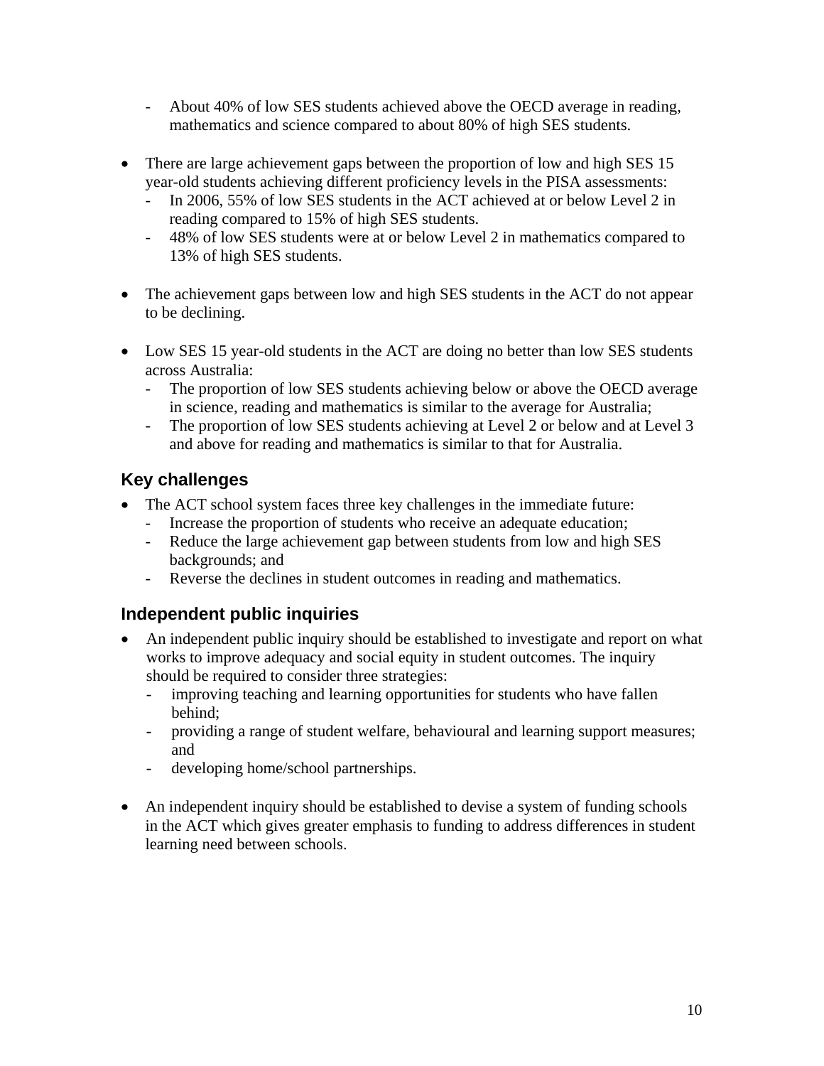- About 40% of low SES students achieved above the OECD average in reading, mathematics and science compared to about 80% of high SES students.

- There are large achievement gaps between the proportion of low and high SES 15 year-old students achieving different proficiency levels in the PISA assessments:
  - In 2006, 55% of low SES students in the ACT achieved at or below Level 2 in reading compared to 15% of high SES students.
  - 48% of low SES students were at or below Level 2 in mathematics compared to 13% of high SES students.

- The achievement gaps between low and high SES students in the ACT do not appear to be declining.

- Low SES 15 year-old students in the ACT are doing no better than low SES students across Australia:
  - The proportion of low SES students achieving below or above the OECD average in science, reading and mathematics is similar to the average for Australia;
  - The proportion of low SES students achieving at Level 2 or below and at Level 3 and above for reading and mathematics is similar to that for Australia.

## Key challenges

- The ACT school system faces three key challenges in the immediate future:
  - Increase the proportion of students who receive an adequate education;
  - Reduce the large achievement gap between students from low and high SES backgrounds; and
  - Reverse the declines in student outcomes in reading and mathematics.

## Independent public inquiries

- An independent public inquiry should be established to investigate and report on what works to improve adequacy and social equity in student outcomes. The inquiry should be required to consider three strategies:
  - improving teaching and learning opportunities for students who have fallen behind;
  - providing a range of student welfare, behavioural and learning support measures; and
  - developing home/school partnerships.

- An independent inquiry should be established to devise a system of funding schools in the ACT which gives greater emphasis to funding to address differences in student learning need between schools.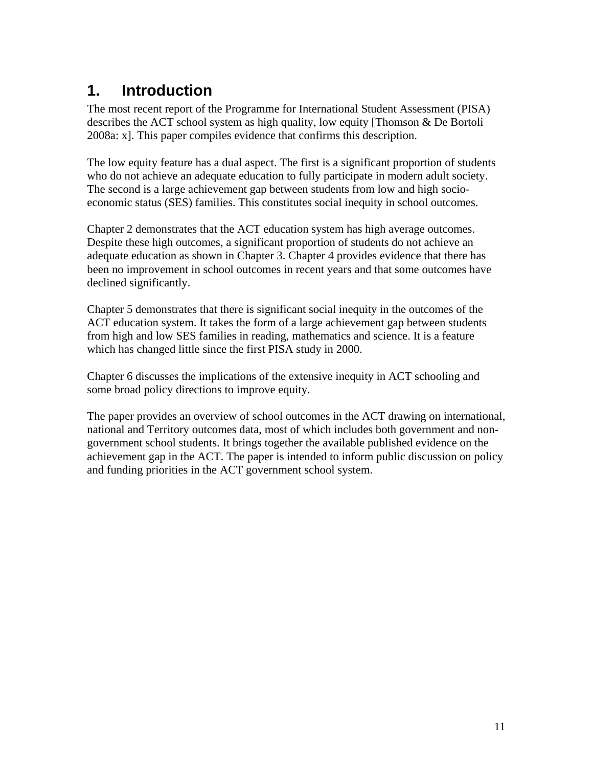# 1. Introduction

The most recent report of the Programme for International Student Assessment (PISA) describes the ACT school system as high quality, low equity [Thomson & De Bortoli 2008a: x]. This paper compiles evidence that confirms this description.

The low equity feature has a dual aspect. The first is a significant proportion of students who do not achieve an adequate education to fully participate in modern adult society. The second is a large achievement gap between students from low and high socio-economic status (SES) families. This constitutes social inequity in school outcomes.

Chapter 2 demonstrates that the ACT education system has high average outcomes. Despite these high outcomes, a significant proportion of students do not achieve an adequate education as shown in Chapter 3. Chapter 4 provides evidence that there has been no improvement in school outcomes in recent years and that some outcomes have declined significantly.

Chapter 5 demonstrates that there is significant social inequity in the outcomes of the ACT education system. It takes the form of a large achievement gap between students from high and low SES families in reading, mathematics and science. It is a feature which has changed little since the first PISA study in 2000.

Chapter 6 discusses the implications of the extensive inequity in ACT schooling and some broad policy directions to improve equity.

The paper provides an overview of school outcomes in the ACT drawing on international, national and Territory outcomes data, most of which includes both government and non-government school students. It brings together the available published evidence on the achievement gap in the ACT. The paper is intended to inform public discussion on policy and funding priorities in the ACT government school system.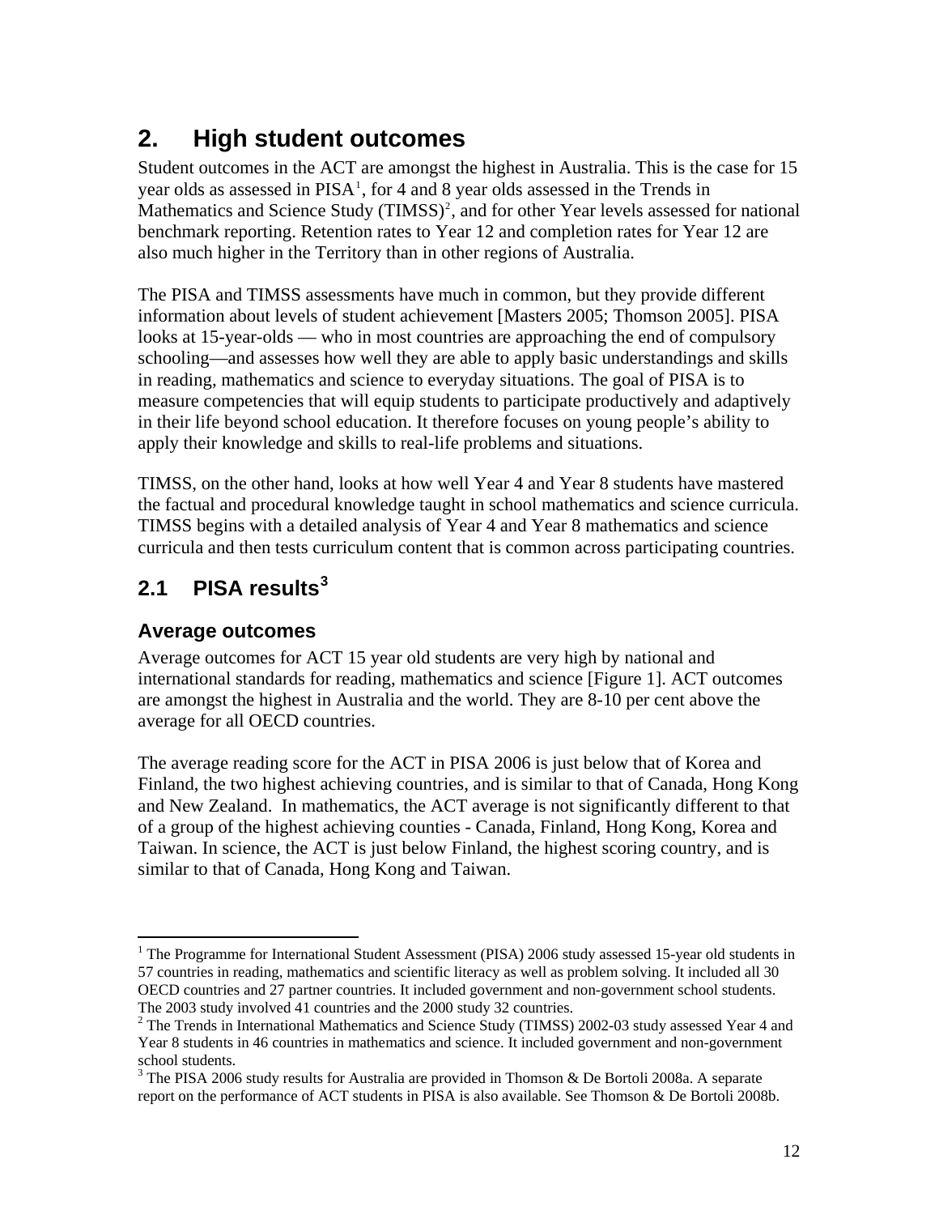# 2. High student outcomes

Student outcomes in the ACT are amongst the highest in Australia. This is the case for 15 year olds as assessed in PISA[1], for 4 and 8 year olds assessed in the Trends in Mathematics and Science Study (TIMSS)[2], and for other Year levels assessed for national benchmark reporting. Retention rates to Year 12 and completion rates for Year 12 are also much higher in the Territory than in other regions of Australia.

The PISA and TIMSS assessments have much in common, but they provide different information about levels of student achievement [Masters 2005; Thomson 2005]. PISA looks at 15-year-olds — who in most countries are approaching the end of compulsory schooling—and assesses how well they are able to apply basic understandings and skills in reading, mathematics and science to everyday situations. The goal of PISA is to measure competencies that will equip students to participate productively and adaptively in their life beyond school education. It therefore focuses on young people's ability to apply their knowledge and skills to real-life problems and situations.

TIMSS, on the other hand, looks at how well Year 4 and Year 8 students have mastered the factual and procedural knowledge taught in school mathematics and science curricula. TIMSS begins with a detailed analysis of Year 4 and Year 8 mathematics and science curricula and then tests curriculum content that is common across participating countries.

## 2.1 PISA results[3]

### Average outcomes

Average outcomes for ACT 15 year old students are very high by national and international standards for reading, mathematics and science [Figure 1]. ACT outcomes are amongst the highest in Australia and the world. They are 8-10 per cent above the average for all OECD countries.

The average reading score for the ACT in PISA 2006 is just below that of Korea and Finland, the two highest achieving countries, and is similar to that of Canada, Hong Kong and New Zealand. In mathematics, the ACT average is not significantly different to that of a group of the highest achieving counties - Canada, Finland, Hong Kong, Korea and Taiwan. In science, the ACT is just below Finland, the highest scoring country, and is similar to that of Canada, Hong Kong and Taiwan.

---

[1] The Programme for International Student Assessment (PISA) 2006 study assessed 15-year old students in 57 countries in reading, mathematics and scientific literacy as well as problem solving. It included all 30 OECD countries and 27 partner countries. It included government and non-government school students. The 2003 study involved 41 countries and the 2000 study 32 countries.

[2] The Trends in International Mathematics and Science Study (TIMSS) 2002-03 study assessed Year 4 and Year 8 students in 46 countries in mathematics and science. It included government and non-government school students.

[3] The PISA 2006 study results for Australia are provided in Thomson & De Bortoli 2008a. A separate report on the performance of ACT students in PISA is also available. See Thomson & De Bortoli 2008b.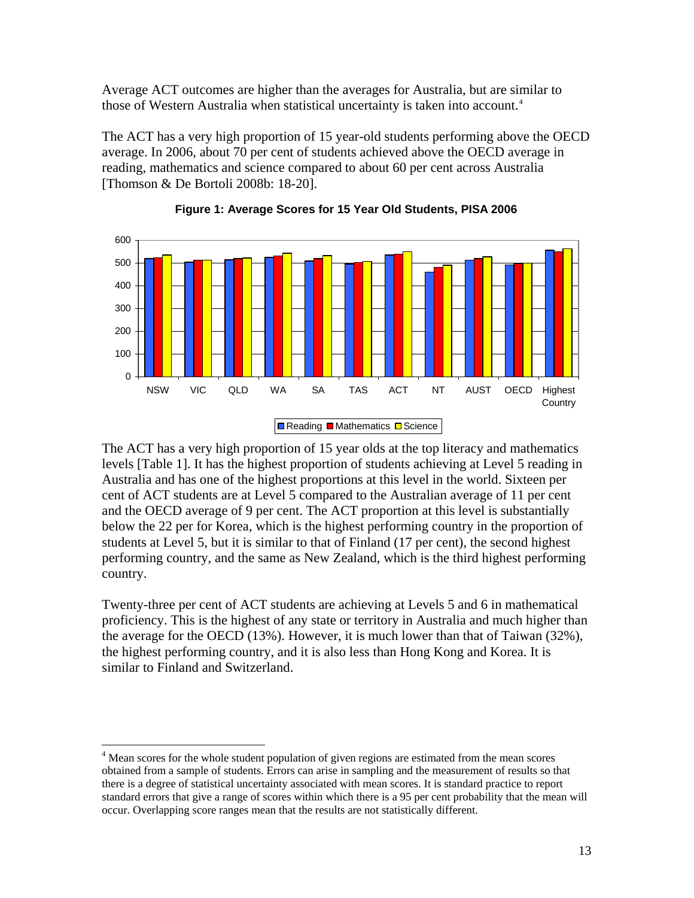Average ACT outcomes are higher than the averages for Australia, but are similar to those of Western Australia when statistical uncertainty is taken into account.[4]

The ACT has a very high proportion of 15 year-old students performing above the OECD average. In 2006, about 70 per cent of students achieved above the OECD average in reading, mathematics and science compared to about 60 per cent across Australia [Thomson & De Bortoli 2008b: 18-20].

**Figure 1: Average Scores for 15 Year Old Students, PISA 2006**

The ACT has a very high proportion of 15 year olds at the top literacy and mathematics levels [Table 1]. It has the highest proportion of students achieving at Level 5 reading in Australia and has one of the highest proportions at this level in the world. Sixteen per cent of ACT students are at Level 5 compared to the Australian average of 11 per cent and the OECD average of 9 per cent. The ACT proportion at this level is substantially below the 22 per for Korea, which is the highest performing country in the proportion of students at Level 5, but it is similar to that of Finland (17 per cent), the second highest performing country, and the same as New Zealand, which is the third highest performing country.

Twenty-three per cent of ACT students are achieving at Levels 5 and 6 in mathematical proficiency. This is the highest of any state or territory in Australia and much higher than the average for the OECD (13%). However, it is much lower than that of Taiwan (32%), the highest performing country, and it is also less than Hong Kong and Korea. It is similar to Finland and Switzerland.

---

[4] Mean scores for the whole student population of given regions are estimated from the mean scores obtained from a sample of students. Errors can arise in sampling and the measurement of results so that there is a degree of statistical uncertainty associated with mean scores. It is standard practice to report standard errors that give a range of scores within which there is a 95 per cent probability that the mean will occur. Overlapping score ranges mean that the results are not statistically different.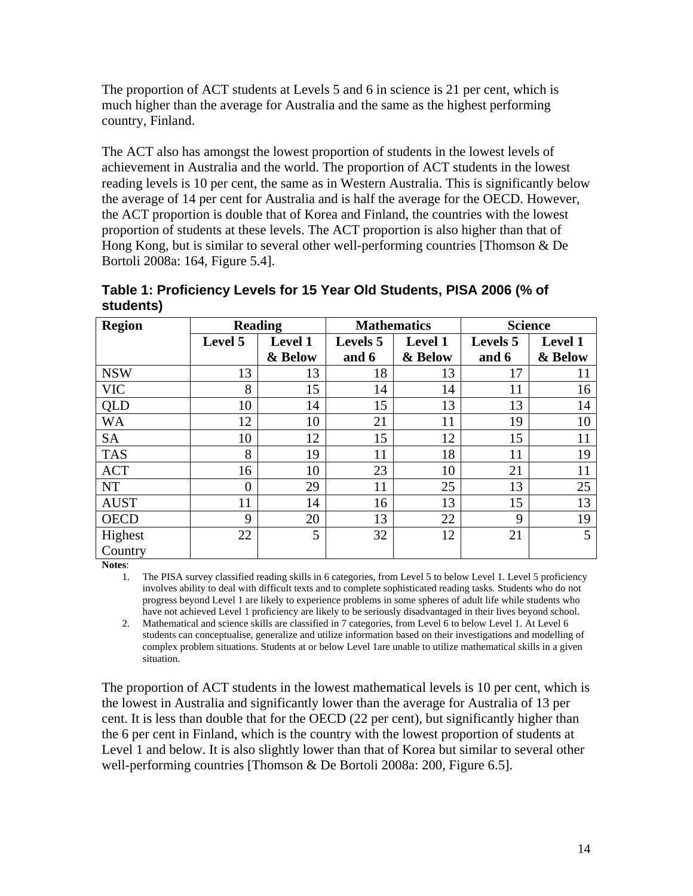The proportion of ACT students at Levels 5 and 6 in science is 21 per cent, which is much higher than the average for Australia and the same as the highest performing country, Finland.

The ACT also has amongst the lowest proportion of students in the lowest levels of achievement in Australia and the world. The proportion of ACT students in the lowest reading levels is 10 per cent, the same as in Western Australia. This is significantly below the average of 14 per cent for Australia and is half the average for the OECD. However, the ACT proportion is double that of Korea and Finland, the countries with the lowest proportion of students at these levels. The ACT proportion is also higher than that of Hong Kong, but is similar to several other well-performing countries [Thomson & De Bortoli 2008a: 164, Figure 5.4].

**Table 1: Proficiency Levels for 15 Year Old Students, PISA 2006 (% of students)**

| Region | Reading | | Mathematics | | Science | |
|---|---|---|---|---|---|---|
| | Level 5 | Level 1 & Below | Levels 5 and 6 | Level 1 & Below | Levels 5 and 6 | Level 1 & Below |
| NSW | 13 | 13 | 18 | 13 | 17 | 11 |
| VIC | 8 | 15 | 14 | 14 | 11 | 16 |
| QLD | 10 | 14 | 15 | 13 | 13 | 14 |
| WA | 12 | 10 | 21 | 11 | 19 | 10 |
| SA | 10 | 12 | 15 | 12 | 15 | 11 |
| TAS | 8 | 19 | 11 | 18 | 11 | 19 |
| ACT | 16 | 10 | 23 | 10 | 21 | 11 |
| NT | 0 | 29 | 11 | 25 | 13 | 25 |
| AUST | 11 | 14 | 16 | 13 | 15 | 13 |
| OECD | 9 | 20 | 13 | 22 | 9 | 19 |
| Highest Country | 22 | 5 | 32 | 12 | 21 | 5 |

**Notes**:

1. The PISA survey classified reading skills in 6 categories, from Level 5 to below Level 1. Level 5 proficiency involves ability to deal with difficult texts and to complete sophisticated reading tasks. Students who do not progress beyond Level 1 are likely to experience problems in some spheres of adult life while students who have not achieved Level 1 proficiency are likely to be seriously disadvantaged in their lives beyond school.
2. Mathematical and science skills are classified in 7 categories, from Level 6 to below Level 1. At Level 6 students can conceptualise, generalize and utilize information based on their investigations and modelling of complex problem situations. Students at or below Level 1are unable to utilize mathematical skills in a given situation.

The proportion of ACT students in the lowest mathematical levels is 10 per cent, which is the lowest in Australia and significantly lower than the average for Australia of 13 per cent. It is less than double that for the OECD (22 per cent), but significantly higher than the 6 per cent in Finland, which is the country with the lowest proportion of students at Level 1 and below. It is also slightly lower than that of Korea but similar to several other well-performing countries [Thomson & De Bortoli 2008a: 200, Figure 6.5].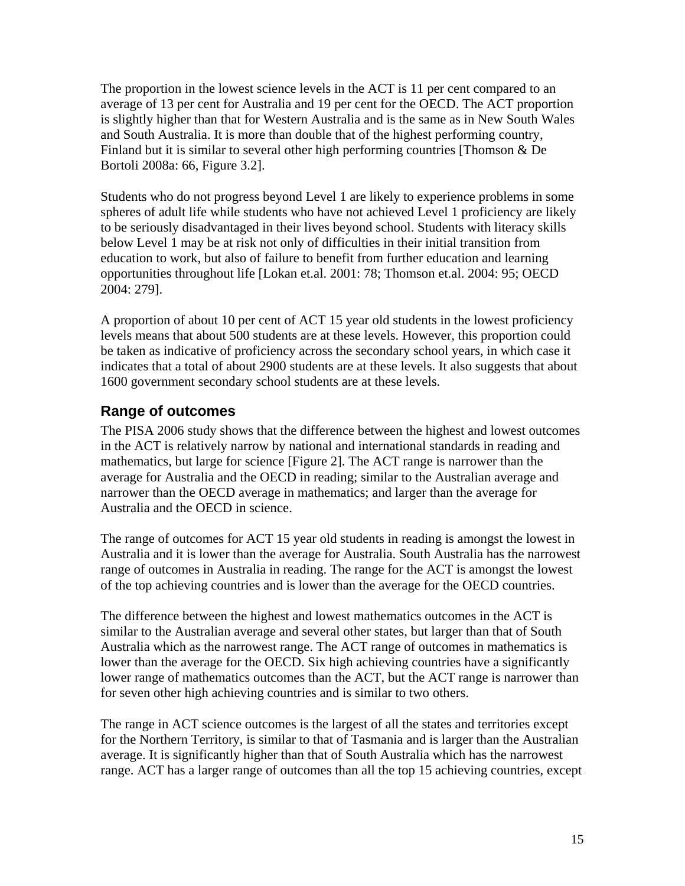The proportion in the lowest science levels in the ACT is 11 per cent compared to an average of 13 per cent for Australia and 19 per cent for the OECD. The ACT proportion is slightly higher than that for Western Australia and is the same as in New South Wales and South Australia. It is more than double that of the highest performing country, Finland but it is similar to several other high performing countries [Thomson & De Bortoli 2008a: 66, Figure 3.2].

Students who do not progress beyond Level 1 are likely to experience problems in some spheres of adult life while students who have not achieved Level 1 proficiency are likely to be seriously disadvantaged in their lives beyond school. Students with literacy skills below Level 1 may be at risk not only of difficulties in their initial transition from education to work, but also of failure to benefit from further education and learning opportunities throughout life [Lokan et.al. 2001: 78; Thomson et.al. 2004: 95; OECD 2004: 279].

A proportion of about 10 per cent of ACT 15 year old students in the lowest proficiency levels means that about 500 students are at these levels. However, this proportion could be taken as indicative of proficiency across the secondary school years, in which case it indicates that a total of about 2900 students are at these levels. It also suggests that about 1600 government secondary school students are at these levels.

## Range of outcomes

The PISA 2006 study shows that the difference between the highest and lowest outcomes in the ACT is relatively narrow by national and international standards in reading and mathematics, but large for science [Figure 2]. The ACT range is narrower than the average for Australia and the OECD in reading; similar to the Australian average and narrower than the OECD average in mathematics; and larger than the average for Australia and the OECD in science.

The range of outcomes for ACT 15 year old students in reading is amongst the lowest in Australia and it is lower than the average for Australia. South Australia has the narrowest range of outcomes in Australia in reading. The range for the ACT is amongst the lowest of the top achieving countries and is lower than the average for the OECD countries.

The difference between the highest and lowest mathematics outcomes in the ACT is similar to the Australian average and several other states, but larger than that of South Australia which as the narrowest range. The ACT range of outcomes in mathematics is lower than the average for the OECD. Six high achieving countries have a significantly lower range of mathematics outcomes than the ACT, but the ACT range is narrower than for seven other high achieving countries and is similar to two others.

The range in ACT science outcomes is the largest of all the states and territories except for the Northern Territory, is similar to that of Tasmania and is larger than the Australian average. It is significantly higher than that of South Australia which has the narrowest range. ACT has a larger range of outcomes than all the top 15 achieving countries, except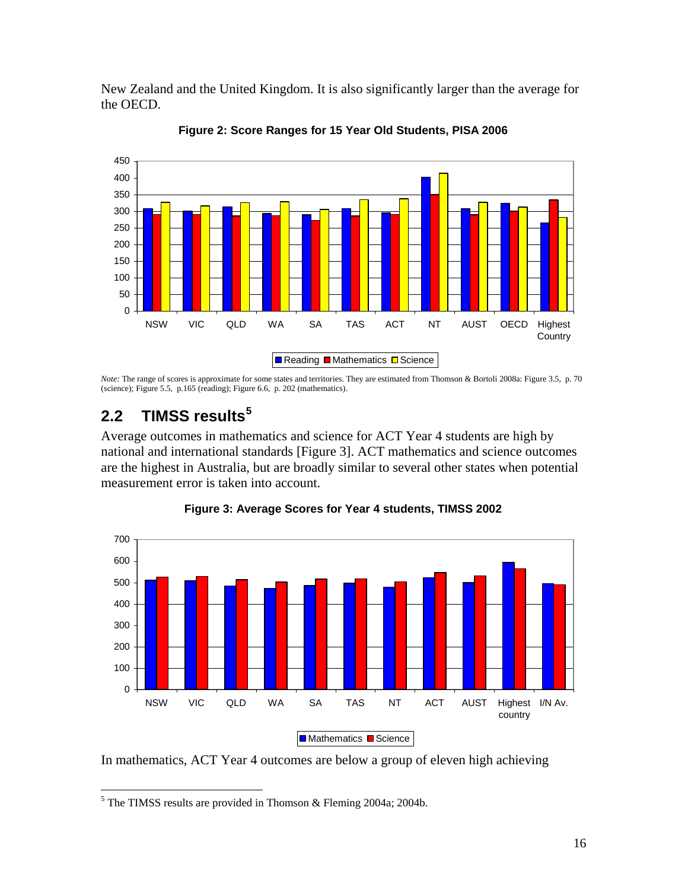New Zealand and the United Kingdom. It is also significantly larger than the average for the OECD.

**Figure 2: Score Ranges for 15 Year Old Students, PISA 2006**

*Note:* The range of scores is approximate for some states and territories. They are estimated from Thomson & Bortoli 2008a: Figure 3.5, p. 70 (science); Figure 5.5, p.165 (reading); Figure 6.6, p. 202 (mathematics).

## 2.2 TIMSS results[5]

Average outcomes in mathematics and science for ACT Year 4 students are high by national and international standards [Figure 3]. ACT mathematics and science outcomes are the highest in Australia, but are broadly similar to several other states when potential measurement error is taken into account.

**Figure 3: Average Scores for Year 4 students, TIMSS 2002**

In mathematics, ACT Year 4 outcomes are below a group of eleven high achieving

---

[5] The TIMSS results are provided in Thomson & Fleming 2004a; 2004b.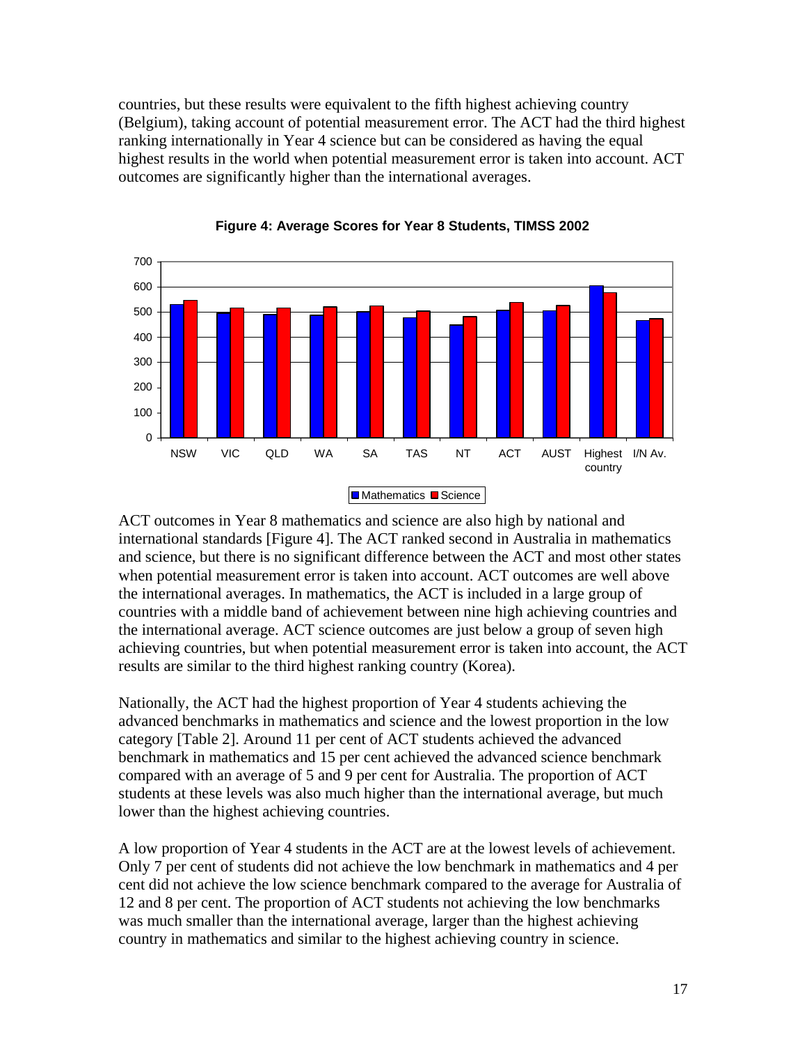countries, but these results were equivalent to the fifth highest achieving country (Belgium), taking account of potential measurement error. The ACT had the third highest ranking internationally in Year 4 science but can be considered as having the equal highest results in the world when potential measurement error is taken into account. ACT outcomes are significantly higher than the international averages.

**Figure 4: Average Scores for Year 8 Students, TIMSS 2002**

ACT outcomes in Year 8 mathematics and science are also high by national and international standards [Figure 4]. The ACT ranked second in Australia in mathematics and science, but there is no significant difference between the ACT and most other states when potential measurement error is taken into account. ACT outcomes are well above the international averages. In mathematics, the ACT is included in a large group of countries with a middle band of achievement between nine high achieving countries and the international average. ACT science outcomes are just below a group of seven high achieving countries, but when potential measurement error is taken into account, the ACT results are similar to the third highest ranking country (Korea).

Nationally, the ACT had the highest proportion of Year 4 students achieving the advanced benchmarks in mathematics and science and the lowest proportion in the low category [Table 2]. Around 11 per cent of ACT students achieved the advanced benchmark in mathematics and 15 per cent achieved the advanced science benchmark compared with an average of 5 and 9 per cent for Australia. The proportion of ACT students at these levels was also much higher than the international average, but much lower than the highest achieving countries.

A low proportion of Year 4 students in the ACT are at the lowest levels of achievement. Only 7 per cent of students did not achieve the low benchmark in mathematics and 4 per cent did not achieve the low science benchmark compared to the average for Australia of 12 and 8 per cent. The proportion of ACT students not achieving the low benchmarks was much smaller than the international average, larger than the highest achieving country in mathematics and similar to the highest achieving country in science.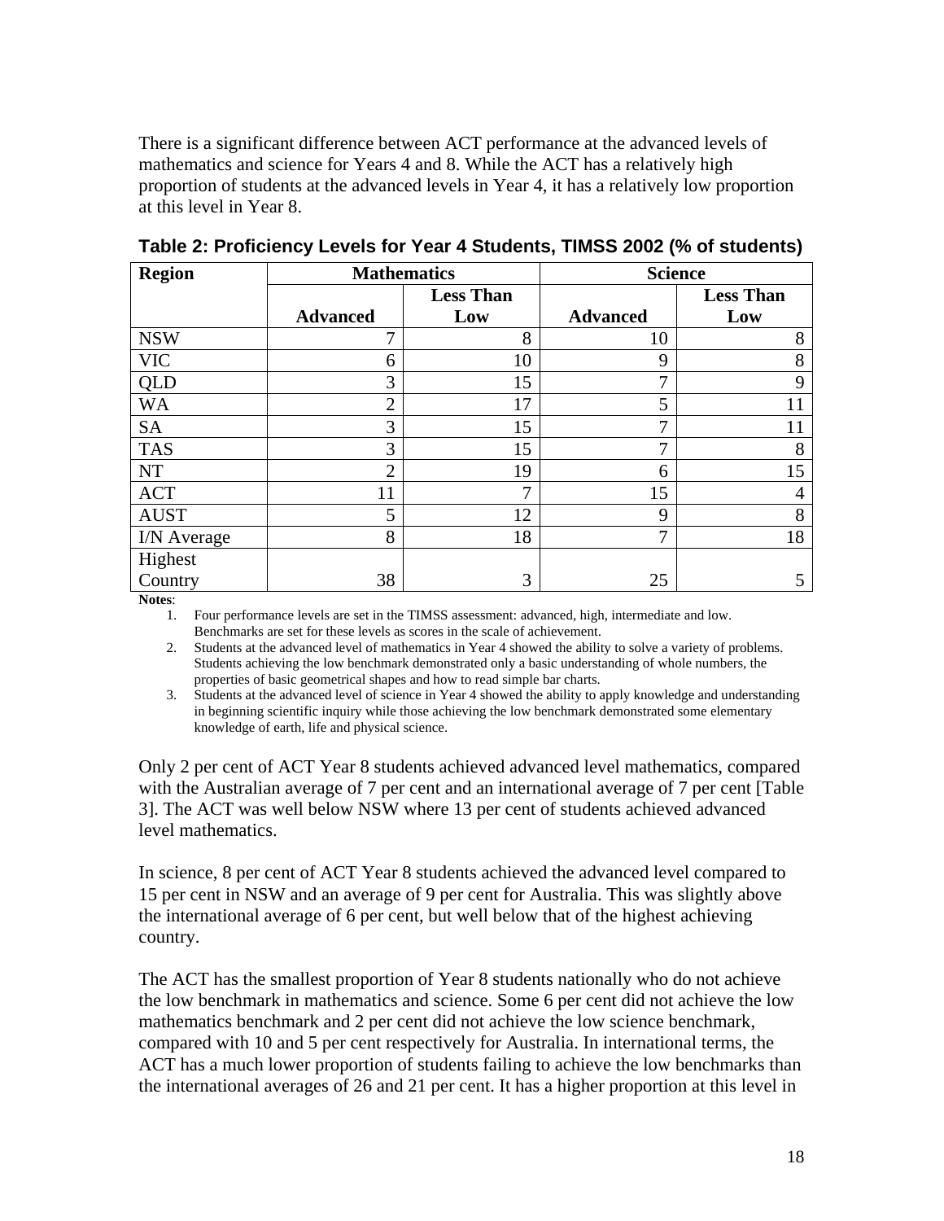There is a significant difference between ACT performance at the advanced levels of mathematics and science for Years 4 and 8. While the ACT has a relatively high proportion of students at the advanced levels in Year 4, it has a relatively low proportion at this level in Year 8.

**Table 2: Proficiency Levels for Year 4 Students, TIMSS 2002 (% of students)**

| Region | Mathematics | | Science | |
|---|---|---|---|---|
| | Advanced | Less Than Low | Advanced | Less Than Low |
| NSW | 7 | 8 | 10 | 8 |
| VIC | 6 | 10 | 9 | 8 |
| QLD | 3 | 15 | 7 | 9 |
| WA | 2 | 17 | 5 | 11 |
| SA | 3 | 15 | 7 | 11 |
| TAS | 3 | 15 | 7 | 8 |
| NT | 2 | 19 | 6 | 15 |
| ACT | 11 | 7 | 15 | 4 |
| AUST | 5 | 12 | 9 | 8 |
| I/N Average | 8 | 18 | 7 | 18 |
| Highest Country | 38 | 3 | 25 | 5 |

**Notes**:

1. Four performance levels are set in the TIMSS assessment: advanced, high, intermediate and low. Benchmarks are set for these levels as scores in the scale of achievement.
2. Students at the advanced level of mathematics in Year 4 showed the ability to solve a variety of problems. Students achieving the low benchmark demonstrated only a basic understanding of whole numbers, the properties of basic geometrical shapes and how to read simple bar charts.
3. Students at the advanced level of science in Year 4 showed the ability to apply knowledge and understanding in beginning scientific inquiry while those achieving the low benchmark demonstrated some elementary knowledge of earth, life and physical science.

Only 2 per cent of ACT Year 8 students achieved advanced level mathematics, compared with the Australian average of 7 per cent and an international average of 7 per cent [Table 3]. The ACT was well below NSW where 13 per cent of students achieved advanced level mathematics.

In science, 8 per cent of ACT Year 8 students achieved the advanced level compared to 15 per cent in NSW and an average of 9 per cent for Australia. This was slightly above the international average of 6 per cent, but well below that of the highest achieving country.

The ACT has the smallest proportion of Year 8 students nationally who do not achieve the low benchmark in mathematics and science. Some 6 per cent did not achieve the low mathematics benchmark and 2 per cent did not achieve the low science benchmark, compared with 10 and 5 per cent respectively for Australia. In international terms, the ACT has a much lower proportion of students failing to achieve the low benchmarks than the international averages of 26 and 21 per cent. It has a higher proportion at this level in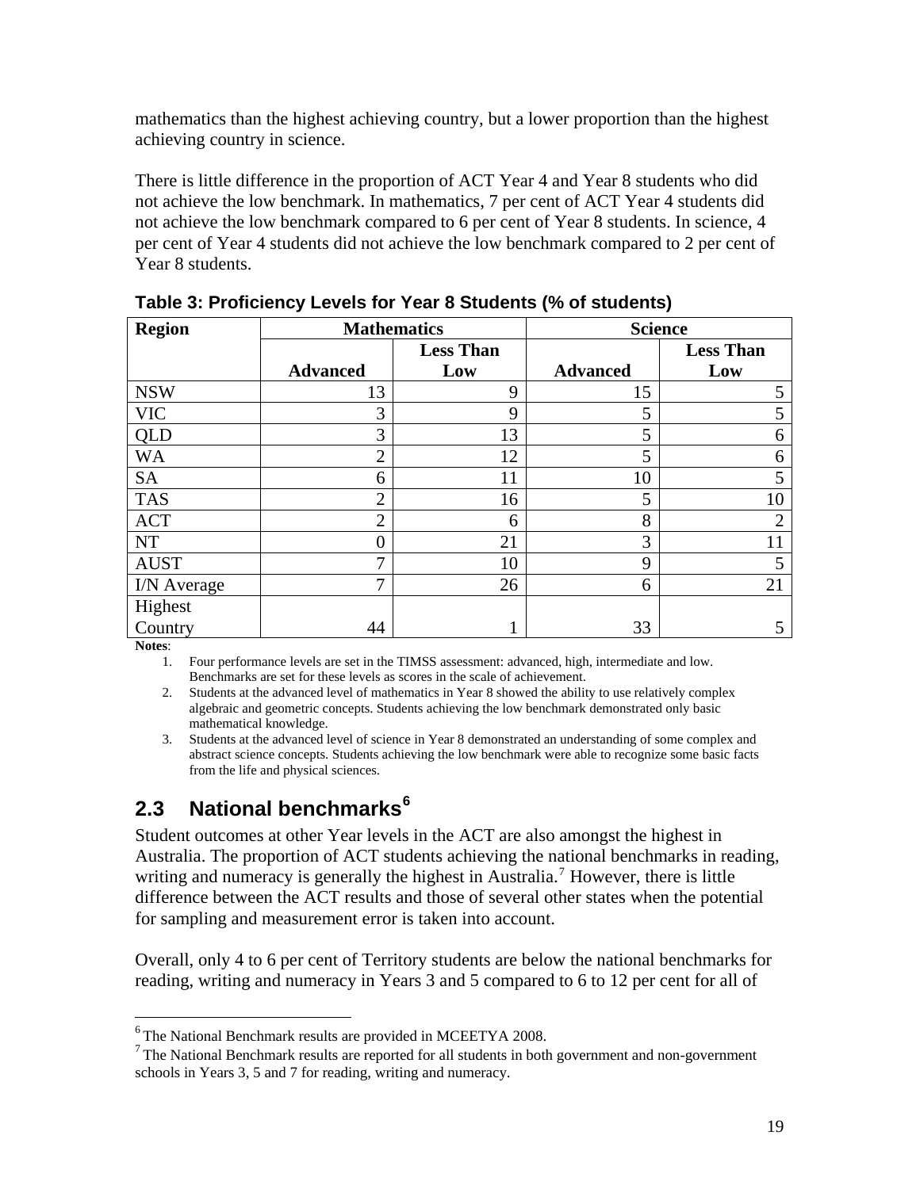mathematics than the highest achieving country, but a lower proportion than the highest achieving country in science.

There is little difference in the proportion of ACT Year 4 and Year 8 students who did not achieve the low benchmark. In mathematics, 7 per cent of ACT Year 4 students did not achieve the low benchmark compared to 6 per cent of Year 8 students. In science, 4 per cent of Year 4 students did not achieve the low benchmark compared to 2 per cent of Year 8 students.

**Table 3: Proficiency Levels for Year 8 Students (% of students)**

| Region | Mathematics | | Science | |
|---|---|---|---|---|
| | Advanced | Less Than Low | Advanced | Less Than Low |
| NSW | 13 | 9 | 15 | 5 |
| VIC | 3 | 9 | 5 | 5 |
| QLD | 3 | 13 | 5 | 6 |
| WA | 2 | 12 | 5 | 6 |
| SA | 6 | 11 | 10 | 5 |
| TAS | 2 | 16 | 5 | 10 |
| ACT | 2 | 6 | 8 | 2 |
| NT | 0 | 21 | 3 | 11 |
| AUST | 7 | 10 | 9 | 5 |
| I/N Average | 7 | 26 | 6 | 21 |
| Highest Country | 44 | 1 | 33 | 5 |

**Notes**:

1. Four performance levels are set in the TIMSS assessment: advanced, high, intermediate and low. Benchmarks are set for these levels as scores in the scale of achievement.
2. Students at the advanced level of mathematics in Year 8 showed the ability to use relatively complex algebraic and geometric concepts. Students achieving the low benchmark demonstrated only basic mathematical knowledge.
3. Students at the advanced level of science in Year 8 demonstrated an understanding of some complex and abstract science concepts. Students achieving the low benchmark were able to recognize some basic facts from the life and physical sciences.

## 2.3 National benchmarks[6]

Student outcomes at other Year levels in the ACT are also amongst the highest in Australia. The proportion of ACT students achieving the national benchmarks in reading, writing and numeracy is generally the highest in Australia.[7] However, there is little difference between the ACT results and those of several other states when the potential for sampling and measurement error is taken into account.

Overall, only 4 to 6 per cent of Territory students are below the national benchmarks for reading, writing and numeracy in Years 3 and 5 compared to 6 to 12 per cent for all of

[6] The National Benchmark results are provided in MCEETYA 2008.

[7] The National Benchmark results are reported for all students in both government and non-government schools in Years 3, 5 and 7 for reading, writing and numeracy.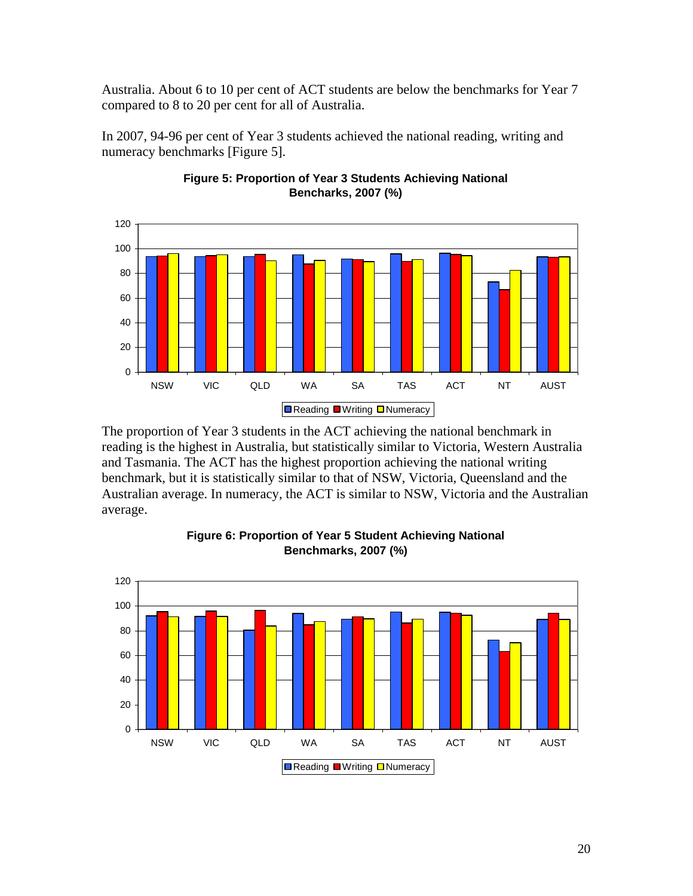Australia. About 6 to 10 per cent of ACT students are below the benchmarks for Year 7 compared to 8 to 20 per cent for all of Australia.

In 2007, 94-96 per cent of Year 3 students achieved the national reading, writing and numeracy benchmarks [Figure 5].

**Figure 5: Proportion of Year 3 Students Achieving National Bencharks, 2007 (%)**

The proportion of Year 3 students in the ACT achieving the national benchmark in reading is the highest in Australia, but statistically similar to Victoria, Western Australia and Tasmania. The ACT has the highest proportion achieving the national writing benchmark, but it is statistically similar to that of NSW, Victoria, Queensland and the Australian average. In numeracy, the ACT is similar to NSW, Victoria and the Australian average.

**Figure 6: Proportion of Year 5 Student Achieving National Benchmarks, 2007 (%)**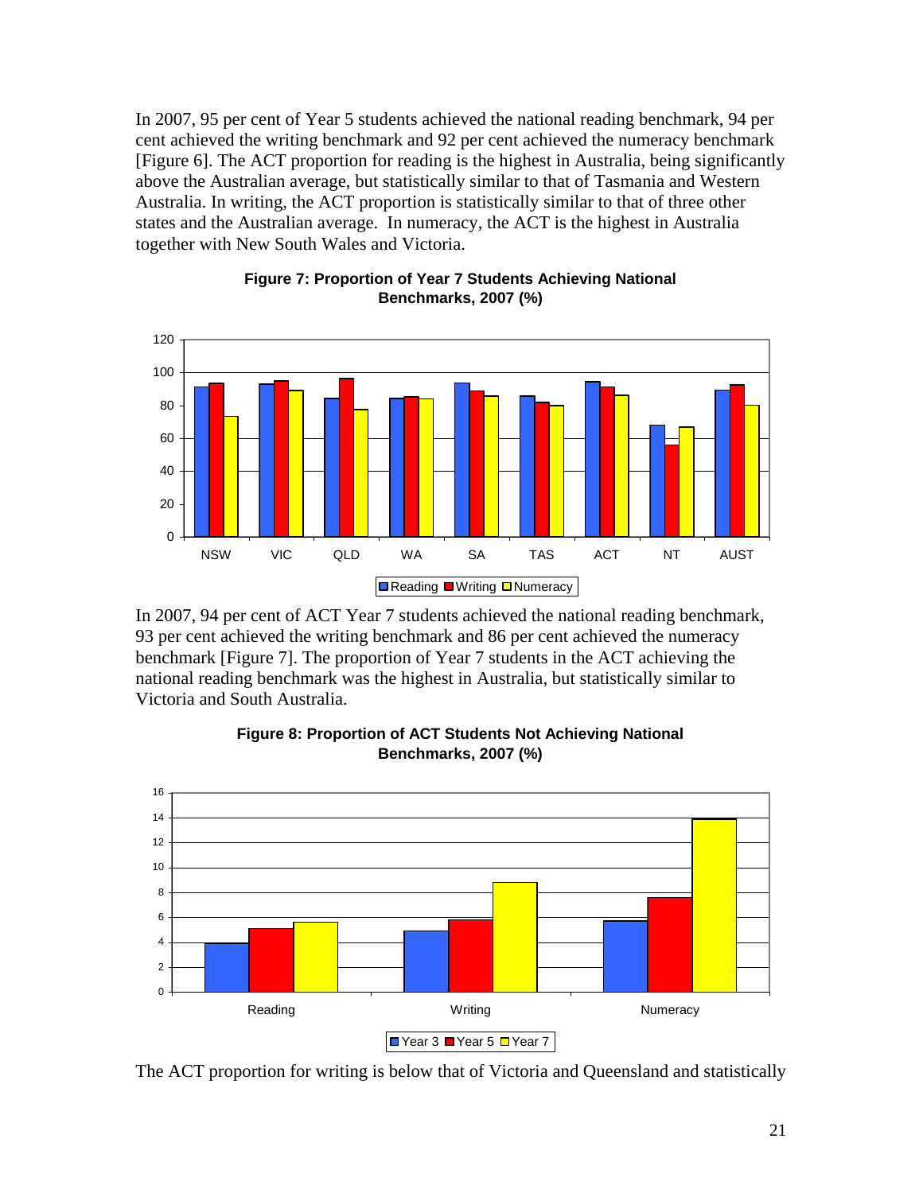In 2007, 95 per cent of Year 5 students achieved the national reading benchmark, 94 per cent achieved the writing benchmark and 92 per cent achieved the numeracy benchmark [Figure 6]. The ACT proportion for reading is the highest in Australia, being significantly above the Australian average, but statistically similar to that of Tasmania and Western Australia. In writing, the ACT proportion is statistically similar to that of three other states and the Australian average. In numeracy, the ACT is the highest in Australia together with New South Wales and Victoria.

**Figure 7: Proportion of Year 7 Students Achieving National Benchmarks, 2007 (%)**

In 2007, 94 per cent of ACT Year 7 students achieved the national reading benchmark, 93 per cent achieved the writing benchmark and 86 per cent achieved the numeracy benchmark [Figure 7]. The proportion of Year 7 students in the ACT achieving the national reading benchmark was the highest in Australia, but statistically similar to Victoria and South Australia.

**Figure 8: Proportion of ACT Students Not Achieving National Benchmarks, 2007 (%)**

The ACT proportion for writing is below that of Victoria and Queensland and statistically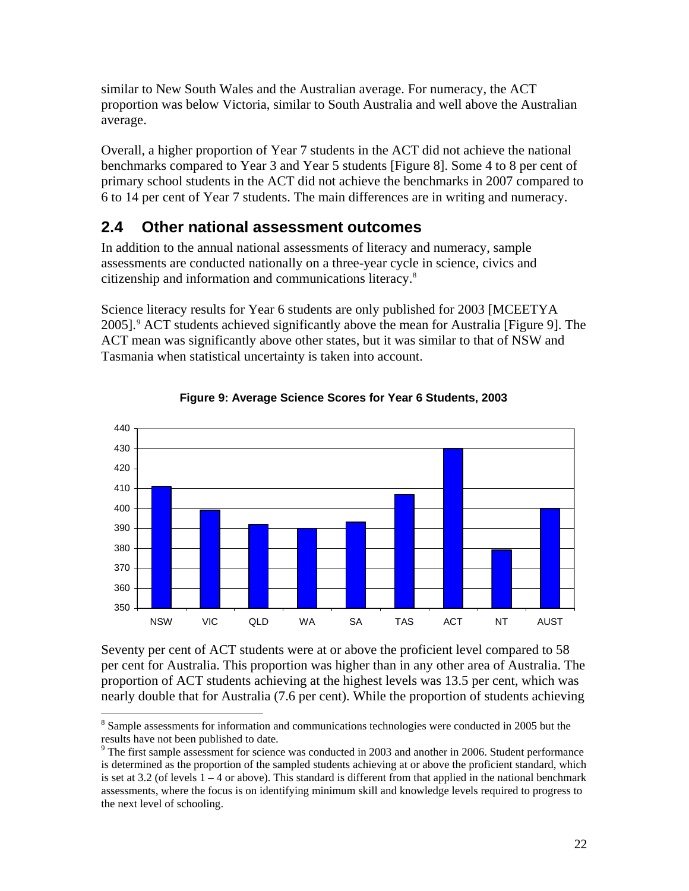similar to New South Wales and the Australian average. For numeracy, the ACT proportion was below Victoria, similar to South Australia and well above the Australian average.

Overall, a higher proportion of Year 7 students in the ACT did not achieve the national benchmarks compared to Year 3 and Year 5 students [Figure 8]. Some 4 to 8 per cent of primary school students in the ACT did not achieve the benchmarks in 2007 compared to 6 to 14 per cent of Year 7 students. The main differences are in writing and numeracy.

## 2.4 Other national assessment outcomes

In addition to the annual national assessments of literacy and numeracy, sample assessments are conducted nationally on a three-year cycle in science, civics and citizenship and information and communications literacy.[8]

Science literacy results for Year 6 students are only published for 2003 [MCEETYA 2005].[9] ACT students achieved significantly above the mean for Australia [Figure 9]. The ACT mean was significantly above other states, but it was similar to that of NSW and Tasmania when statistical uncertainty is taken into account.

**Figure 9: Average Science Scores for Year 6 Students, 2003**

Seventy per cent of ACT students were at or above the proficient level compared to 58 per cent for Australia. This proportion was higher than in any other area of Australia. The proportion of ACT students achieving at the highest levels was 13.5 per cent, which was nearly double that for Australia (7.6 per cent). While the proportion of students achieving

---

[8] Sample assessments for information and communications technologies were conducted in 2005 but the results have not been published to date.

[9] The first sample assessment for science was conducted in 2003 and another in 2006. Student performance is determined as the proportion of the sampled students achieving at or above the proficient standard, which is set at 3.2 (of levels 1 – 4 or above). This standard is different from that applied in the national benchmark assessments, where the focus is on identifying minimum skill and knowledge levels required to progress to the next level of schooling.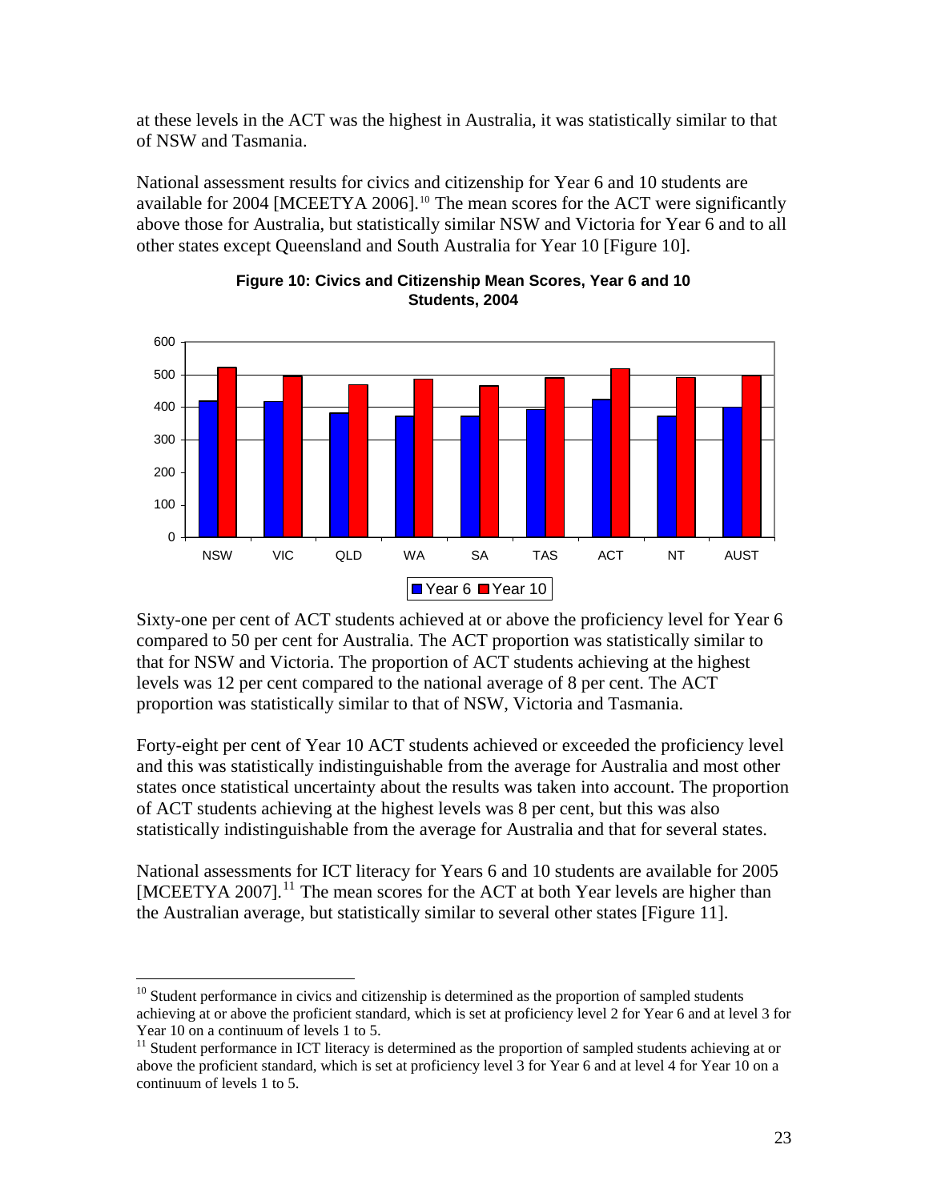at these levels in the ACT was the highest in Australia, it was statistically similar to that of NSW and Tasmania.

National assessment results for civics and citizenship for Year 6 and 10 students are available for 2004 [MCEETYA 2006].[10] The mean scores for the ACT were significantly above those for Australia, but statistically similar NSW and Victoria for Year 6 and to all other states except Queensland and South Australia for Year 10 [Figure 10].

**Figure 10: Civics and Citizenship Mean Scores, Year 6 and 10 Students, 2004**

Sixty-one per cent of ACT students achieved at or above the proficiency level for Year 6 compared to 50 per cent for Australia. The ACT proportion was statistically similar to that for NSW and Victoria. The proportion of ACT students achieving at the highest levels was 12 per cent compared to the national average of 8 per cent. The ACT proportion was statistically similar to that of NSW, Victoria and Tasmania.

Forty-eight per cent of Year 10 ACT students achieved or exceeded the proficiency level and this was statistically indistinguishable from the average for Australia and most other states once statistical uncertainty about the results was taken into account. The proportion of ACT students achieving at the highest levels was 8 per cent, but this was also statistically indistinguishable from the average for Australia and that for several states.

National assessments for ICT literacy for Years 6 and 10 students are available for 2005 [MCEETYA 2007].[11] The mean scores for the ACT at both Year levels are higher than the Australian average, but statistically similar to several other states [Figure 11].

---

[10] Student performance in civics and citizenship is determined as the proportion of sampled students achieving at or above the proficient standard, which is set at proficiency level 2 for Year 6 and at level 3 for Year 10 on a continuum of levels 1 to 5.

[11] Student performance in ICT literacy is determined as the proportion of sampled students achieving at or above the proficient standard, which is set at proficiency level 3 for Year 6 and at level 4 for Year 10 on a continuum of levels 1 to 5.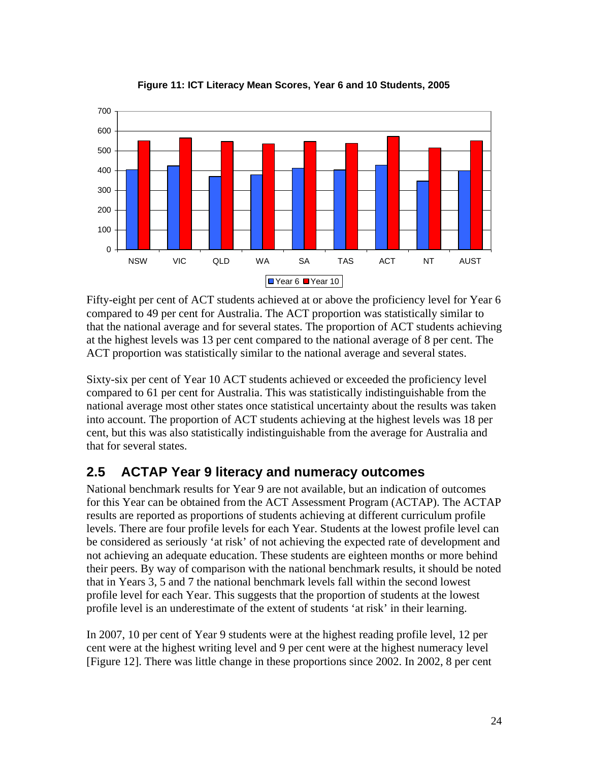**Figure 11: ICT Literacy Mean Scores, Year 6 and 10 Students, 2005**

Fifty-eight per cent of ACT students achieved at or above the proficiency level for Year 6 compared to 49 per cent for Australia. The ACT proportion was statistically similar to that the national average and for several states. The proportion of ACT students achieving at the highest levels was 13 per cent compared to the national average of 8 per cent. The ACT proportion was statistically similar to the national average and several states.

Sixty-six per cent of Year 10 ACT students achieved or exceeded the proficiency level compared to 61 per cent for Australia. This was statistically indistinguishable from the national average most other states once statistical uncertainty about the results was taken into account. The proportion of ACT students achieving at the highest levels was 18 per cent, but this was also statistically indistinguishable from the average for Australia and that for several states.

## 2.5 ACTAP Year 9 literacy and numeracy outcomes

National benchmark results for Year 9 are not available, but an indication of outcomes for this Year can be obtained from the ACT Assessment Program (ACTAP). The ACTAP results are reported as proportions of students achieving at different curriculum profile levels. There are four profile levels for each Year. Students at the lowest profile level can be considered as seriously 'at risk' of not achieving the expected rate of development and not achieving an adequate education. These students are eighteen months or more behind their peers. By way of comparison with the national benchmark results, it should be noted that in Years 3, 5 and 7 the national benchmark levels fall within the second lowest profile level for each Year. This suggests that the proportion of students at the lowest profile level is an underestimate of the extent of students 'at risk' in their learning.

In 2007, 10 per cent of Year 9 students were at the highest reading profile level, 12 per cent were at the highest writing level and 9 per cent were at the highest numeracy level [Figure 12]. There was little change in these proportions since 2002. In 2002, 8 per cent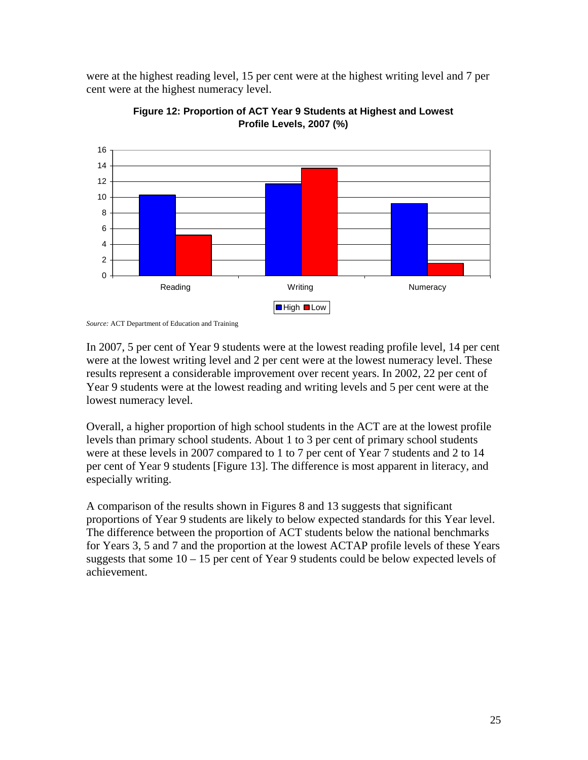were at the highest reading level, 15 per cent were at the highest writing level and 7 per cent were at the highest numeracy level.

**Figure 12: Proportion of ACT Year 9 Students at Highest and Lowest Profile Levels, 2007 (%)**

*Source:* ACT Department of Education and Training

In 2007, 5 per cent of Year 9 students were at the lowest reading profile level, 14 per cent were at the lowest writing level and 2 per cent were at the lowest numeracy level. These results represent a considerable improvement over recent years. In 2002, 22 per cent of Year 9 students were at the lowest reading and writing levels and 5 per cent were at the lowest numeracy level.

Overall, a higher proportion of high school students in the ACT are at the lowest profile levels than primary school students. About 1 to 3 per cent of primary school students were at these levels in 2007 compared to 1 to 7 per cent of Year 7 students and 2 to 14 per cent of Year 9 students [Figure 13]. The difference is most apparent in literacy, and especially writing.

A comparison of the results shown in Figures 8 and 13 suggests that significant proportions of Year 9 students are likely to below expected standards for this Year level. The difference between the proportion of ACT students below the national benchmarks for Years 3, 5 and 7 and the proportion at the lowest ACTAP profile levels of these Years suggests that some 10 – 15 per cent of Year 9 students could be below expected levels of achievement.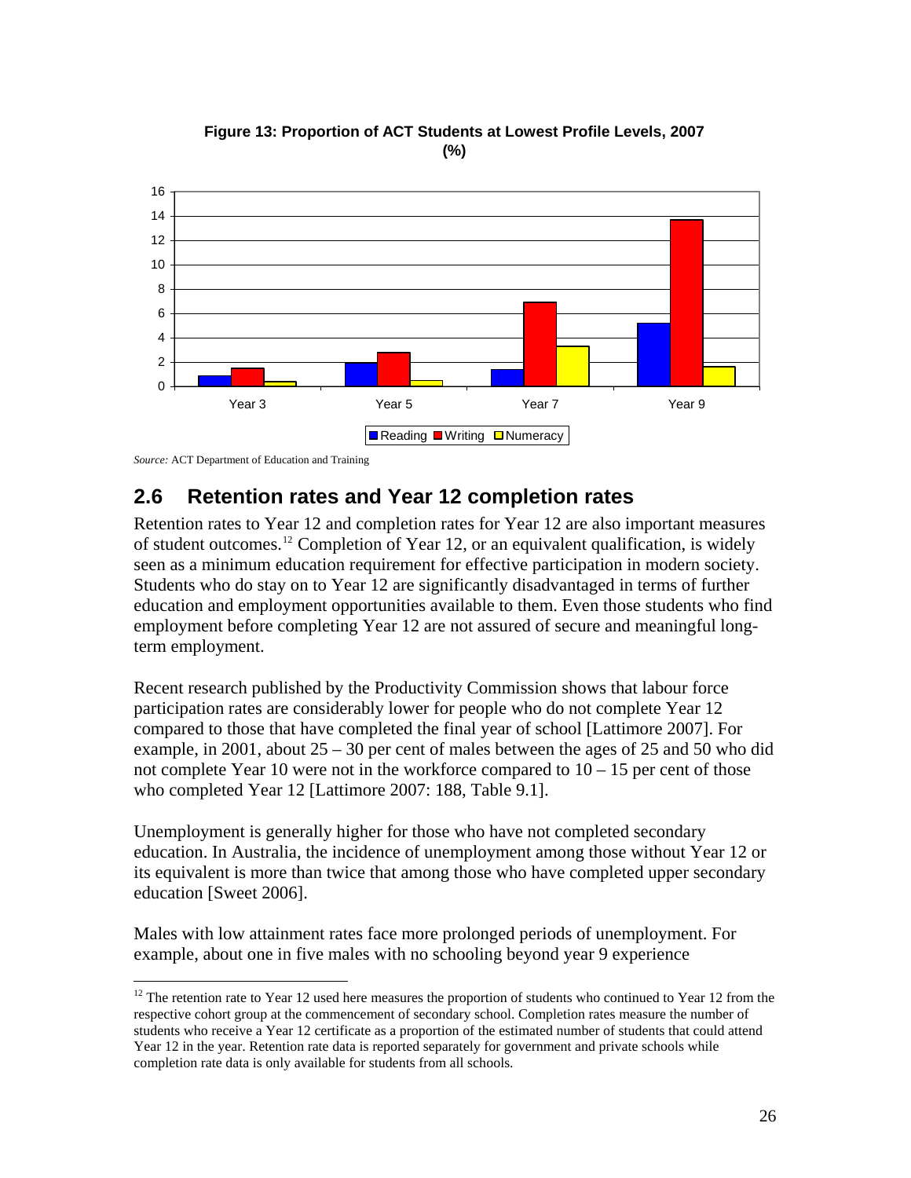**Figure 13: Proportion of ACT Students at Lowest Profile Levels, 2007 (%)**

*Source:* ACT Department of Education and Training

## 2.6 Retention rates and Year 12 completion rates

Retention rates to Year 12 and completion rates for Year 12 are also important measures of student outcomes.[12] Completion of Year 12, or an equivalent qualification, is widely seen as a minimum education requirement for effective participation in modern society. Students who do stay on to Year 12 are significantly disadvantaged in terms of further education and employment opportunities available to them. Even those students who find employment before completing Year 12 are not assured of secure and meaningful long-term employment.

Recent research published by the Productivity Commission shows that labour force participation rates are considerably lower for people who do not complete Year 12 compared to those that have completed the final year of school [Lattimore 2007]. For example, in 2001, about 25 – 30 per cent of males between the ages of 25 and 50 who did not complete Year 10 were not in the workforce compared to 10 – 15 per cent of those who completed Year 12 [Lattimore 2007: 188, Table 9.1].

Unemployment is generally higher for those who have not completed secondary education. In Australia, the incidence of unemployment among those without Year 12 or its equivalent is more than twice that among those who have completed upper secondary education [Sweet 2006].

Males with low attainment rates face more prolonged periods of unemployment. For example, about one in five males with no schooling beyond year 9 experience

[12] The retention rate to Year 12 used here measures the proportion of students who continued to Year 12 from the respective cohort group at the commencement of secondary school. Completion rates measure the number of students who receive a Year 12 certificate as a proportion of the estimated number of students that could attend Year 12 in the year. Retention rate data is reported separately for government and private schools while completion rate data is only available for students from all schools.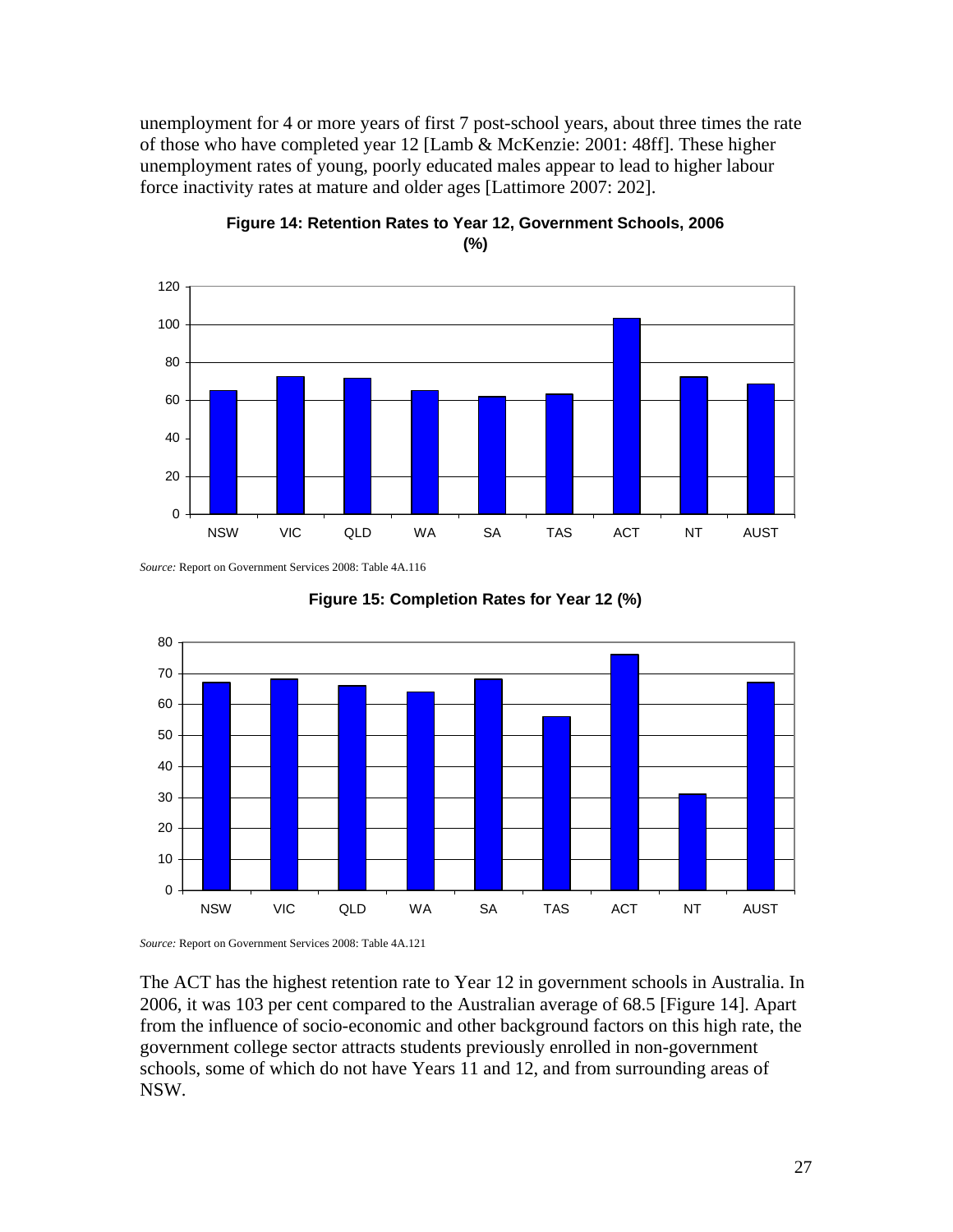unemployment for 4 or more years of first 7 post-school years, about three times the rate of those who have completed year 12 [Lamb & McKenzie: 2001: 48ff]. These higher unemployment rates of young, poorly educated males appear to lead to higher labour force inactivity rates at mature and older ages [Lattimore 2007: 202].

**Figure 14: Retention Rates to Year 12, Government Schools, 2006 (%)**

*Source:* Report on Government Services 2008: Table 4A.116

**Figure 15: Completion Rates for Year 12 (%)**

*Source:* Report on Government Services 2008: Table 4A.121

The ACT has the highest retention rate to Year 12 in government schools in Australia. In 2006, it was 103 per cent compared to the Australian average of 68.5 [Figure 14]. Apart from the influence of socio-economic and other background factors on this high rate, the government college sector attracts students previously enrolled in non-government schools, some of which do not have Years 11 and 12, and from surrounding areas of NSW.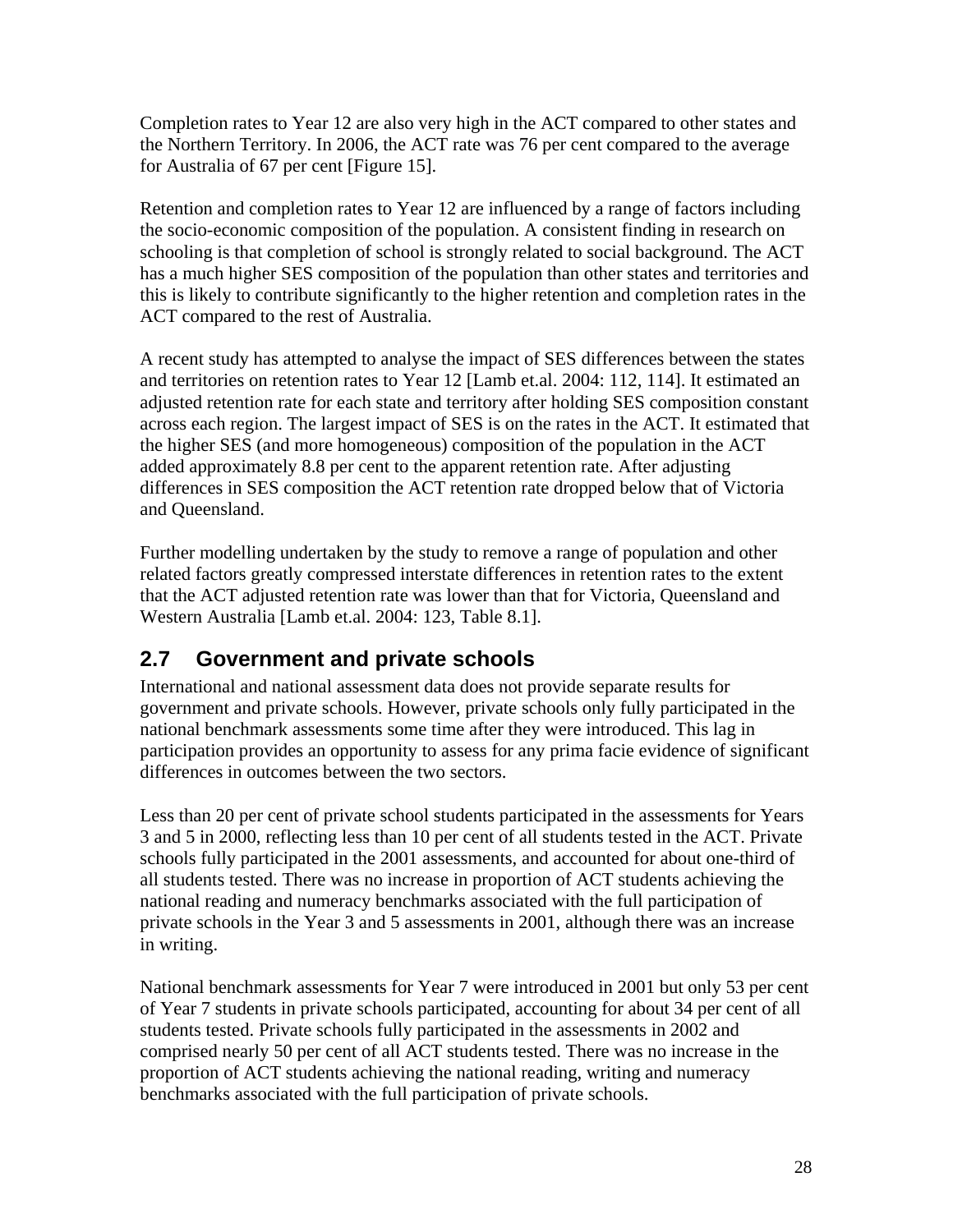Completion rates to Year 12 are also very high in the ACT compared to other states and the Northern Territory. In 2006, the ACT rate was 76 per cent compared to the average for Australia of 67 per cent [Figure 15].

Retention and completion rates to Year 12 are influenced by a range of factors including the socio-economic composition of the population. A consistent finding in research on schooling is that completion of school is strongly related to social background. The ACT has a much higher SES composition of the population than other states and territories and this is likely to contribute significantly to the higher retention and completion rates in the ACT compared to the rest of Australia.

A recent study has attempted to analyse the impact of SES differences between the states and territories on retention rates to Year 12 [Lamb et.al. 2004: 112, 114]. It estimated an adjusted retention rate for each state and territory after holding SES composition constant across each region. The largest impact of SES is on the rates in the ACT. It estimated that the higher SES (and more homogeneous) composition of the population in the ACT added approximately 8.8 per cent to the apparent retention rate. After adjusting differences in SES composition the ACT retention rate dropped below that of Victoria and Queensland.

Further modelling undertaken by the study to remove a range of population and other related factors greatly compressed interstate differences in retention rates to the extent that the ACT adjusted retention rate was lower than that for Victoria, Queensland and Western Australia [Lamb et.al. 2004: 123, Table 8.1].

## 2.7 Government and private schools

International and national assessment data does not provide separate results for government and private schools. However, private schools only fully participated in the national benchmark assessments some time after they were introduced. This lag in participation provides an opportunity to assess for any prima facie evidence of significant differences in outcomes between the two sectors.

Less than 20 per cent of private school students participated in the assessments for Years 3 and 5 in 2000, reflecting less than 10 per cent of all students tested in the ACT. Private schools fully participated in the 2001 assessments, and accounted for about one-third of all students tested. There was no increase in proportion of ACT students achieving the national reading and numeracy benchmarks associated with the full participation of private schools in the Year 3 and 5 assessments in 2001, although there was an increase in writing.

National benchmark assessments for Year 7 were introduced in 2001 but only 53 per cent of Year 7 students in private schools participated, accounting for about 34 per cent of all students tested. Private schools fully participated in the assessments in 2002 and comprised nearly 50 per cent of all ACT students tested. There was no increase in the proportion of ACT students achieving the national reading, writing and numeracy benchmarks associated with the full participation of private schools.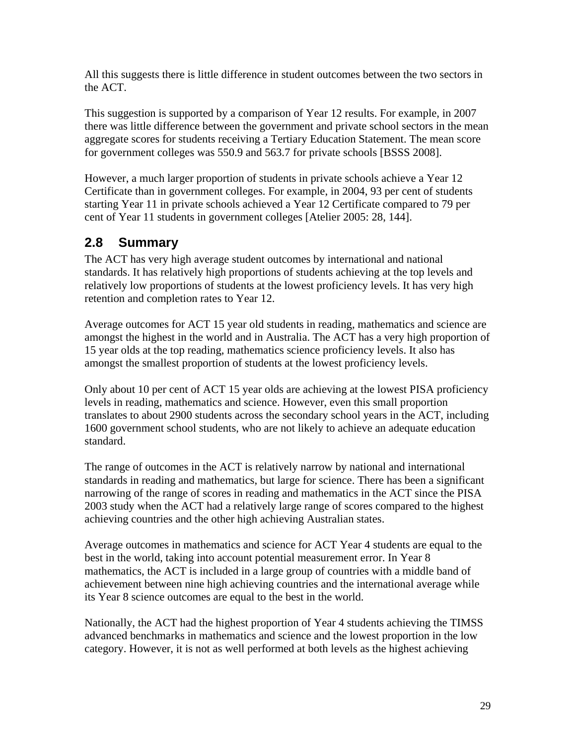All this suggests there is little difference in student outcomes between the two sectors in the ACT.

This suggestion is supported by a comparison of Year 12 results. For example, in 2007 there was little difference between the government and private school sectors in the mean aggregate scores for students receiving a Tertiary Education Statement. The mean score for government colleges was 550.9 and 563.7 for private schools [BSSS 2008].

However, a much larger proportion of students in private schools achieve a Year 12 Certificate than in government colleges. For example, in 2004, 93 per cent of students starting Year 11 in private schools achieved a Year 12 Certificate compared to 79 per cent of Year 11 students in government colleges [Atelier 2005: 28, 144].

## 2.8 Summary

The ACT has very high average student outcomes by international and national standards. It has relatively high proportions of students achieving at the top levels and relatively low proportions of students at the lowest proficiency levels. It has very high retention and completion rates to Year 12.

Average outcomes for ACT 15 year old students in reading, mathematics and science are amongst the highest in the world and in Australia. The ACT has a very high proportion of 15 year olds at the top reading, mathematics science proficiency levels. It also has amongst the smallest proportion of students at the lowest proficiency levels.

Only about 10 per cent of ACT 15 year olds are achieving at the lowest PISA proficiency levels in reading, mathematics and science. However, even this small proportion translates to about 2900 students across the secondary school years in the ACT, including 1600 government school students, who are not likely to achieve an adequate education standard.

The range of outcomes in the ACT is relatively narrow by national and international standards in reading and mathematics, but large for science. There has been a significant narrowing of the range of scores in reading and mathematics in the ACT since the PISA 2003 study when the ACT had a relatively large range of scores compared to the highest achieving countries and the other high achieving Australian states.

Average outcomes in mathematics and science for ACT Year 4 students are equal to the best in the world, taking into account potential measurement error. In Year 8 mathematics, the ACT is included in a large group of countries with a middle band of achievement between nine high achieving countries and the international average while its Year 8 science outcomes are equal to the best in the world.

Nationally, the ACT had the highest proportion of Year 4 students achieving the TIMSS advanced benchmarks in mathematics and science and the lowest proportion in the low category. However, it is not as well performed at both levels as the highest achieving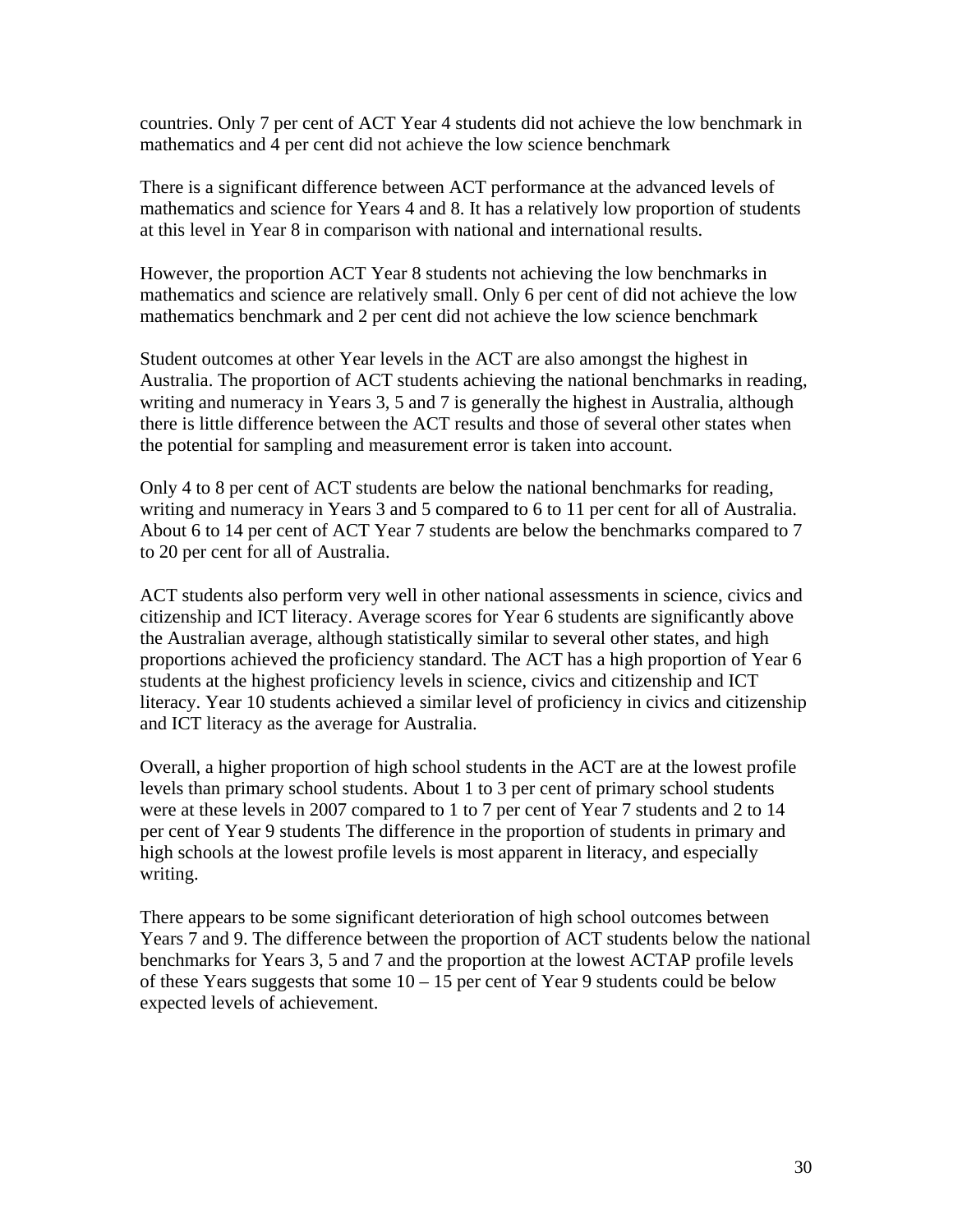countries. Only 7 per cent of ACT Year 4 students did not achieve the low benchmark in mathematics and 4 per cent did not achieve the low science benchmark

There is a significant difference between ACT performance at the advanced levels of mathematics and science for Years 4 and 8. It has a relatively low proportion of students at this level in Year 8 in comparison with national and international results.

However, the proportion ACT Year 8 students not achieving the low benchmarks in mathematics and science are relatively small. Only 6 per cent of did not achieve the low mathematics benchmark and 2 per cent did not achieve the low science benchmark

Student outcomes at other Year levels in the ACT are also amongst the highest in Australia. The proportion of ACT students achieving the national benchmarks in reading, writing and numeracy in Years 3, 5 and 7 is generally the highest in Australia, although there is little difference between the ACT results and those of several other states when the potential for sampling and measurement error is taken into account.

Only 4 to 8 per cent of ACT students are below the national benchmarks for reading, writing and numeracy in Years 3 and 5 compared to 6 to 11 per cent for all of Australia. About 6 to 14 per cent of ACT Year 7 students are below the benchmarks compared to 7 to 20 per cent for all of Australia.

ACT students also perform very well in other national assessments in science, civics and citizenship and ICT literacy. Average scores for Year 6 students are significantly above the Australian average, although statistically similar to several other states, and high proportions achieved the proficiency standard. The ACT has a high proportion of Year 6 students at the highest proficiency levels in science, civics and citizenship and ICT literacy. Year 10 students achieved a similar level of proficiency in civics and citizenship and ICT literacy as the average for Australia.

Overall, a higher proportion of high school students in the ACT are at the lowest profile levels than primary school students. About 1 to 3 per cent of primary school students were at these levels in 2007 compared to 1 to 7 per cent of Year 7 students and 2 to 14 per cent of Year 9 students The difference in the proportion of students in primary and high schools at the lowest profile levels is most apparent in literacy, and especially writing.

There appears to be some significant deterioration of high school outcomes between Years 7 and 9. The difference between the proportion of ACT students below the national benchmarks for Years 3, 5 and 7 and the proportion at the lowest ACTAP profile levels of these Years suggests that some 10 – 15 per cent of Year 9 students could be below expected levels of achievement.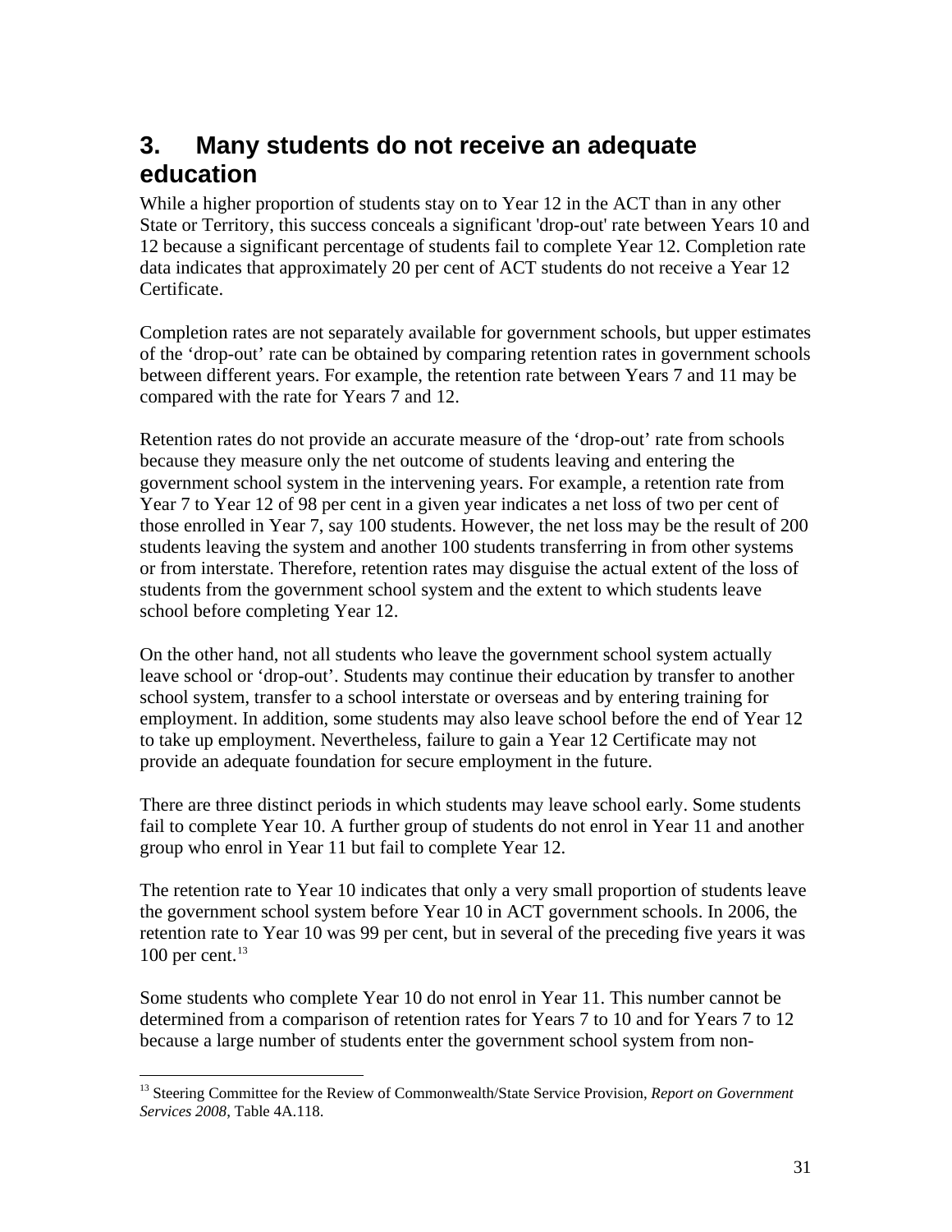# 3. Many students do not receive an adequate education

While a higher proportion of students stay on to Year 12 in the ACT than in any other State or Territory, this success conceals a significant 'drop-out' rate between Years 10 and 12 because a significant percentage of students fail to complete Year 12. Completion rate data indicates that approximately 20 per cent of ACT students do not receive a Year 12 Certificate.

Completion rates are not separately available for government schools, but upper estimates of the 'drop-out' rate can be obtained by comparing retention rates in government schools between different years. For example, the retention rate between Years 7 and 11 may be compared with the rate for Years 7 and 12.

Retention rates do not provide an accurate measure of the 'drop-out' rate from schools because they measure only the net outcome of students leaving and entering the government school system in the intervening years. For example, a retention rate from Year 7 to Year 12 of 98 per cent in a given year indicates a net loss of two per cent of those enrolled in Year 7, say 100 students. However, the net loss may be the result of 200 students leaving the system and another 100 students transferring in from other systems or from interstate. Therefore, retention rates may disguise the actual extent of the loss of students from the government school system and the extent to which students leave school before completing Year 12.

On the other hand, not all students who leave the government school system actually leave school or 'drop-out'. Students may continue their education by transfer to another school system, transfer to a school interstate or overseas and by entering training for employment. In addition, some students may also leave school before the end of Year 12 to take up employment. Nevertheless, failure to gain a Year 12 Certificate may not provide an adequate foundation for secure employment in the future.

There are three distinct periods in which students may leave school early. Some students fail to complete Year 10. A further group of students do not enrol in Year 11 and another group who enrol in Year 11 but fail to complete Year 12.

The retention rate to Year 10 indicates that only a very small proportion of students leave the government school system before Year 10 in ACT government schools. In 2006, the retention rate to Year 10 was 99 per cent, but in several of the preceding five years it was 100 per cent.[13]

Some students who complete Year 10 do not enrol in Year 11. This number cannot be determined from a comparison of retention rates for Years 7 to 10 and for Years 7 to 12 because a large number of students enter the government school system from non-

[13] Steering Committee for the Review of Commonwealth/State Service Provision, *Report on Government Services 2008*, Table 4A.118.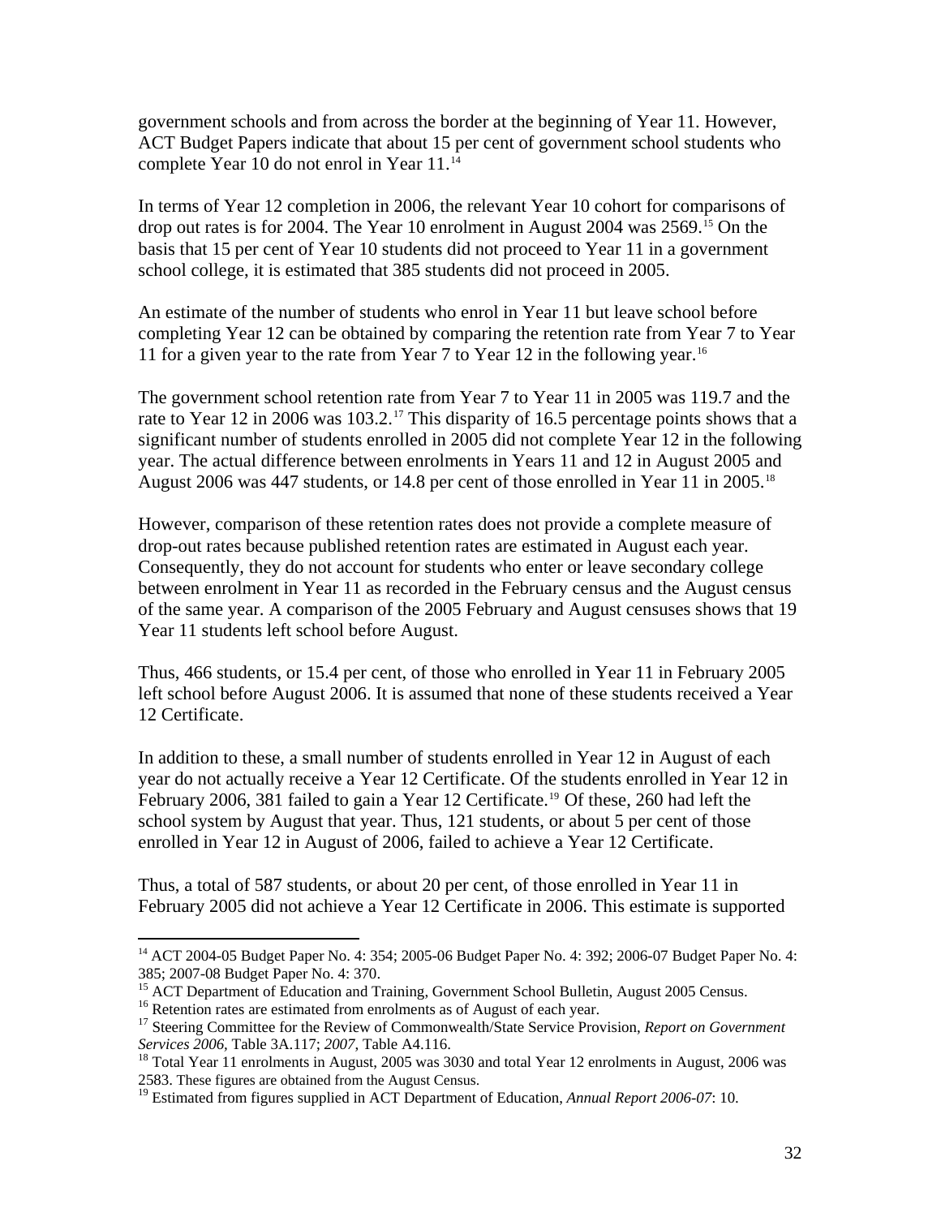government schools and from across the border at the beginning of Year 11. However, ACT Budget Papers indicate that about 15 per cent of government school students who complete Year 10 do not enrol in Year 11.[14]

In terms of Year 12 completion in 2006, the relevant Year 10 cohort for comparisons of drop out rates is for 2004. The Year 10 enrolment in August 2004 was 2569.[15] On the basis that 15 per cent of Year 10 students did not proceed to Year 11 in a government school college, it is estimated that 385 students did not proceed in 2005.

An estimate of the number of students who enrol in Year 11 but leave school before completing Year 12 can be obtained by comparing the retention rate from Year 7 to Year 11 for a given year to the rate from Year 7 to Year 12 in the following year.[16]

The government school retention rate from Year 7 to Year 11 in 2005 was 119.7 and the rate to Year 12 in 2006 was 103.2.[17] This disparity of 16.5 percentage points shows that a significant number of students enrolled in 2005 did not complete Year 12 in the following year. The actual difference between enrolments in Years 11 and 12 in August 2005 and August 2006 was 447 students, or 14.8 per cent of those enrolled in Year 11 in 2005.[18]

However, comparison of these retention rates does not provide a complete measure of drop-out rates because published retention rates are estimated in August each year. Consequently, they do not account for students who enter or leave secondary college between enrolment in Year 11 as recorded in the February census and the August census of the same year. A comparison of the 2005 February and August censuses shows that 19 Year 11 students left school before August.

Thus, 466 students, or 15.4 per cent, of those who enrolled in Year 11 in February 2005 left school before August 2006. It is assumed that none of these students received a Year 12 Certificate.

In addition to these, a small number of students enrolled in Year 12 in August of each year do not actually receive a Year 12 Certificate. Of the students enrolled in Year 12 in February 2006, 381 failed to gain a Year 12 Certificate.[19] Of these, 260 had left the school system by August that year. Thus, 121 students, or about 5 per cent of those enrolled in Year 12 in August of 2006, failed to achieve a Year 12 Certificate.

Thus, a total of 587 students, or about 20 per cent, of those enrolled in Year 11 in February 2005 did not achieve a Year 12 Certificate in 2006. This estimate is supported

---

[14] ACT 2004-05 Budget Paper No. 4: 354; 2005-06 Budget Paper No. 4: 392; 2006-07 Budget Paper No. 4: 385; 2007-08 Budget Paper No. 4: 370.

[15] ACT Department of Education and Training, Government School Bulletin, August 2005 Census.

[16] Retention rates are estimated from enrolments as of August of each year.

[17] Steering Committee for the Review of Commonwealth/State Service Provision, *Report on Government Services 2006*, Table 3A.117; *2007*, Table A4.116.

[18] Total Year 11 enrolments in August, 2005 was 3030 and total Year 12 enrolments in August, 2006 was 2583. These figures are obtained from the August Census.

[19] Estimated from figures supplied in ACT Department of Education, *Annual Report 2006-07*: 10.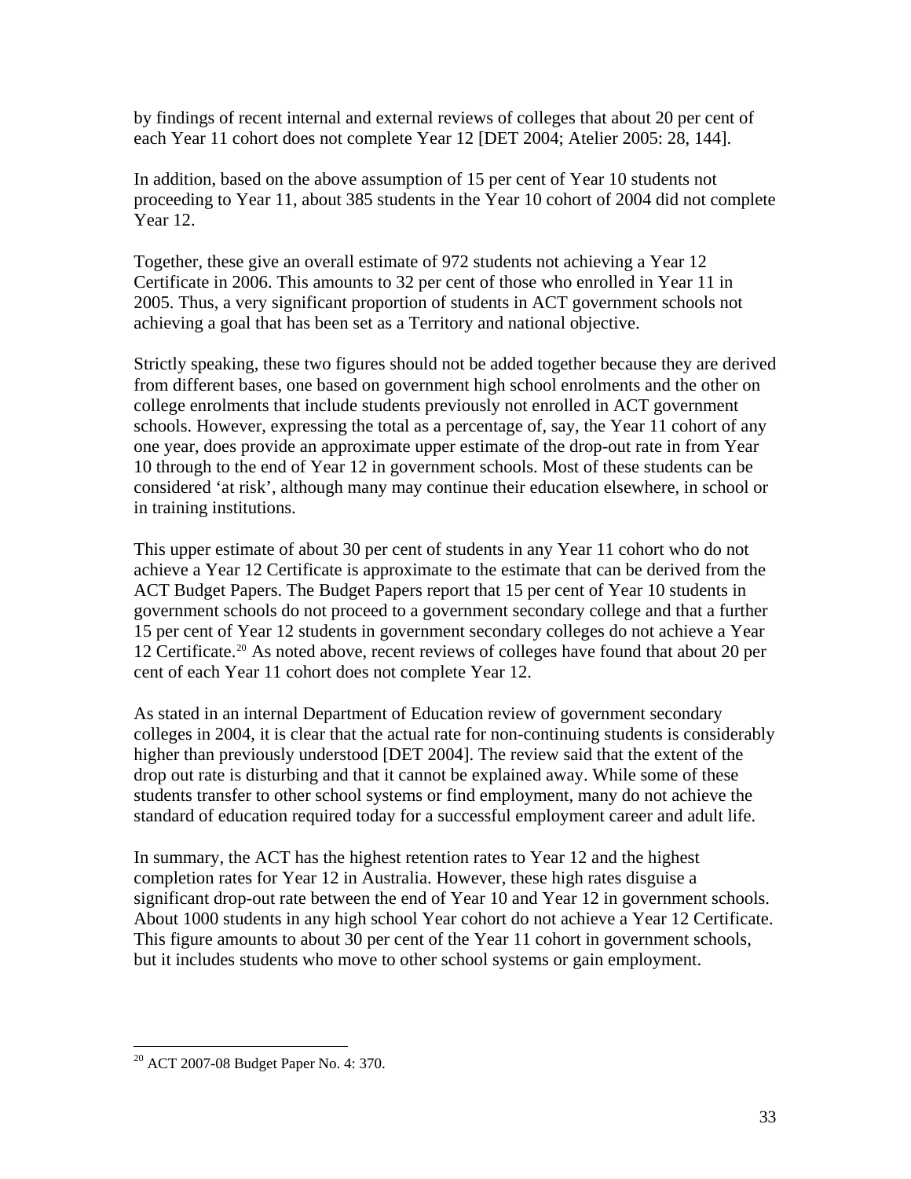by findings of recent internal and external reviews of colleges that about 20 per cent of each Year 11 cohort does not complete Year 12 [DET 2004; Atelier 2005: 28, 144].

In addition, based on the above assumption of 15 per cent of Year 10 students not proceeding to Year 11, about 385 students in the Year 10 cohort of 2004 did not complete Year 12.

Together, these give an overall estimate of 972 students not achieving a Year 12 Certificate in 2006. This amounts to 32 per cent of those who enrolled in Year 11 in 2005. Thus, a very significant proportion of students in ACT government schools not achieving a goal that has been set as a Territory and national objective.

Strictly speaking, these two figures should not be added together because they are derived from different bases, one based on government high school enrolments and the other on college enrolments that include students previously not enrolled in ACT government schools. However, expressing the total as a percentage of, say, the Year 11 cohort of any one year, does provide an approximate upper estimate of the drop-out rate in from Year 10 through to the end of Year 12 in government schools. Most of these students can be considered 'at risk', although many may continue their education elsewhere, in school or in training institutions.

This upper estimate of about 30 per cent of students in any Year 11 cohort who do not achieve a Year 12 Certificate is approximate to the estimate that can be derived from the ACT Budget Papers. The Budget Papers report that 15 per cent of Year 10 students in government schools do not proceed to a government secondary college and that a further 15 per cent of Year 12 students in government secondary colleges do not achieve a Year 12 Certificate.[20] As noted above, recent reviews of colleges have found that about 20 per cent of each Year 11 cohort does not complete Year 12.

As stated in an internal Department of Education review of government secondary colleges in 2004, it is clear that the actual rate for non-continuing students is considerably higher than previously understood [DET 2004]. The review said that the extent of the drop out rate is disturbing and that it cannot be explained away. While some of these students transfer to other school systems or find employment, many do not achieve the standard of education required today for a successful employment career and adult life.

In summary, the ACT has the highest retention rates to Year 12 and the highest completion rates for Year 12 in Australia. However, these high rates disguise a significant drop-out rate between the end of Year 10 and Year 12 in government schools. About 1000 students in any high school Year cohort do not achieve a Year 12 Certificate. This figure amounts to about 30 per cent of the Year 11 cohort in government schools, but it includes students who move to other school systems or gain employment.

---

[20] ACT 2007-08 Budget Paper No. 4: 370.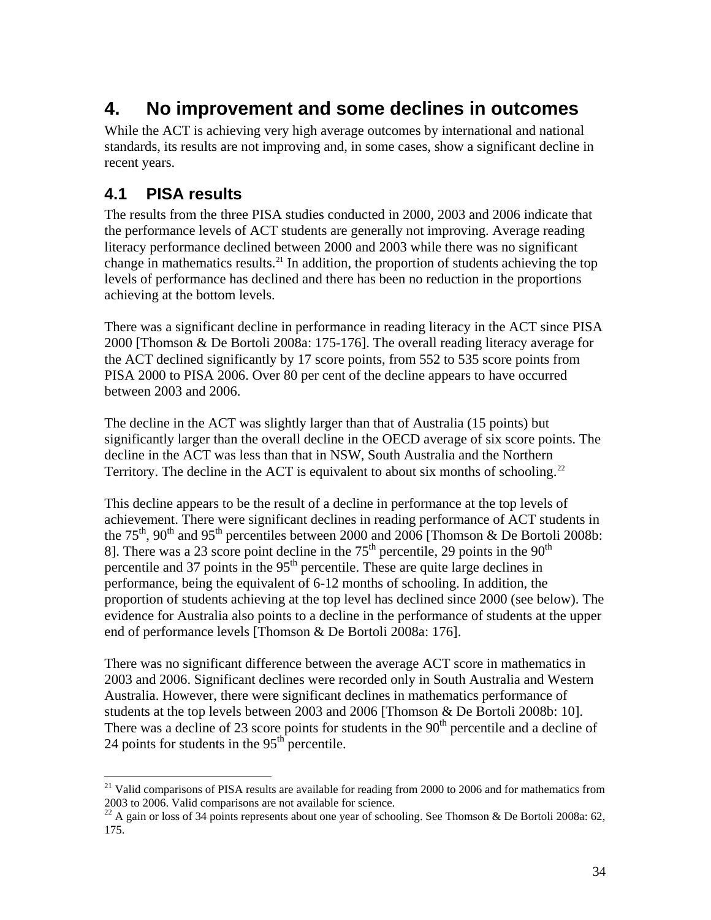# 4. No improvement and some declines in outcomes

While the ACT is achieving very high average outcomes by international and national standards, its results are not improving and, in some cases, show a significant decline in recent years.

## 4.1 PISA results

The results from the three PISA studies conducted in 2000, 2003 and 2006 indicate that the performance levels of ACT students are generally not improving. Average reading literacy performance declined between 2000 and 2003 while there was no significant change in mathematics results.[21] In addition, the proportion of students achieving the top levels of performance has declined and there has been no reduction in the proportions achieving at the bottom levels.

There was a significant decline in performance in reading literacy in the ACT since PISA 2000 [Thomson & De Bortoli 2008a: 175-176]. The overall reading literacy average for the ACT declined significantly by 17 score points, from 552 to 535 score points from PISA 2000 to PISA 2006. Over 80 per cent of the decline appears to have occurred between 2003 and 2006.

The decline in the ACT was slightly larger than that of Australia (15 points) but significantly larger than the overall decline in the OECD average of six score points. The decline in the ACT was less than that in NSW, South Australia and the Northern Territory. The decline in the ACT is equivalent to about six months of schooling.[22]

This decline appears to be the result of a decline in performance at the top levels of achievement. There were significant declines in reading performance of ACT students in the 75th, 90th and 95th percentiles between 2000 and 2006 [Thomson & De Bortoli 2008b: 8]. There was a 23 score point decline in the 75th percentile, 29 points in the 90th percentile and 37 points in the 95th percentile. These are quite large declines in performance, being the equivalent of 6-12 months of schooling. In addition, the proportion of students achieving at the top level has declined since 2000 (see below). The evidence for Australia also points to a decline in the performance of students at the upper end of performance levels [Thomson & De Bortoli 2008a: 176].

There was no significant difference between the average ACT score in mathematics in 2003 and 2006. Significant declines were recorded only in South Australia and Western Australia. However, there were significant declines in mathematics performance of students at the top levels between 2003 and 2006 [Thomson & De Bortoli 2008b: 10]. There was a decline of 23 score points for students in the 90th percentile and a decline of 24 points for students in the 95th percentile.

---

[21] Valid comparisons of PISA results are available for reading from 2000 to 2006 and for mathematics from 2003 to 2006. Valid comparisons are not available for science.

[22] A gain or loss of 34 points represents about one year of schooling. See Thomson & De Bortoli 2008a: 62, 175.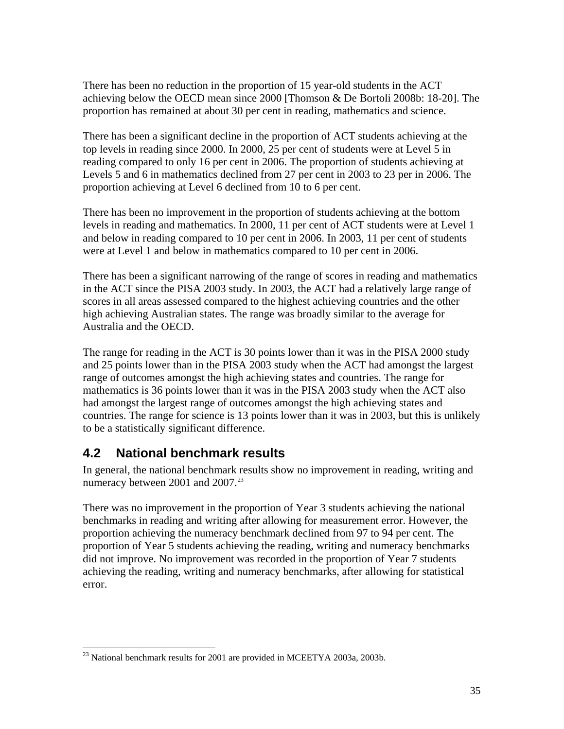There has been no reduction in the proportion of 15 year-old students in the ACT achieving below the OECD mean since 2000 [Thomson & De Bortoli 2008b: 18-20]. The proportion has remained at about 30 per cent in reading, mathematics and science.

There has been a significant decline in the proportion of ACT students achieving at the top levels in reading since 2000. In 2000, 25 per cent of students were at Level 5 in reading compared to only 16 per cent in 2006. The proportion of students achieving at Levels 5 and 6 in mathematics declined from 27 per cent in 2003 to 23 per in 2006. The proportion achieving at Level 6 declined from 10 to 6 per cent.

There has been no improvement in the proportion of students achieving at the bottom levels in reading and mathematics. In 2000, 11 per cent of ACT students were at Level 1 and below in reading compared to 10 per cent in 2006. In 2003, 11 per cent of students were at Level 1 and below in mathematics compared to 10 per cent in 2006.

There has been a significant narrowing of the range of scores in reading and mathematics in the ACT since the PISA 2003 study. In 2003, the ACT had a relatively large range of scores in all areas assessed compared to the highest achieving countries and the other high achieving Australian states. The range was broadly similar to the average for Australia and the OECD.

The range for reading in the ACT is 30 points lower than it was in the PISA 2000 study and 25 points lower than in the PISA 2003 study when the ACT had amongst the largest range of outcomes amongst the high achieving states and countries. The range for mathematics is 36 points lower than it was in the PISA 2003 study when the ACT also had amongst the largest range of outcomes amongst the high achieving states and countries. The range for science is 13 points lower than it was in 2003, but this is unlikely to be a statistically significant difference.

## 4.2 National benchmark results

In general, the national benchmark results show no improvement in reading, writing and numeracy between 2001 and 2007.[23]

There was no improvement in the proportion of Year 3 students achieving the national benchmarks in reading and writing after allowing for measurement error. However, the proportion achieving the numeracy benchmark declined from 97 to 94 per cent. The proportion of Year 5 students achieving the reading, writing and numeracy benchmarks did not improve. No improvement was recorded in the proportion of Year 7 students achieving the reading, writing and numeracy benchmarks, after allowing for statistical error.

---

[23] National benchmark results for 2001 are provided in MCEETYA 2003a, 2003b.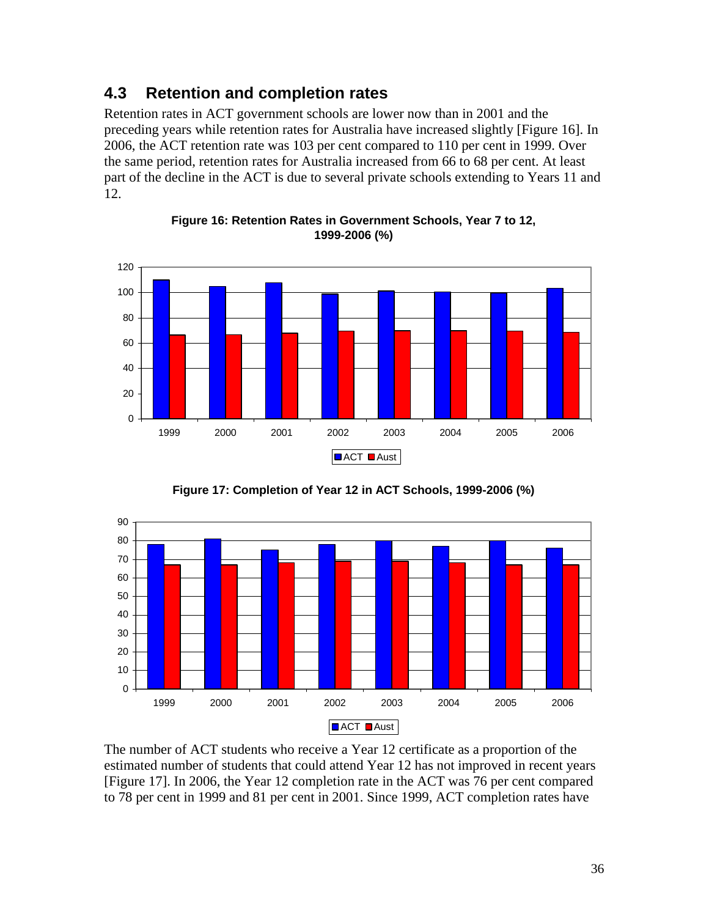## 4.3 Retention and completion rates

Retention rates in ACT government schools are lower now than in 2001 and the preceding years while retention rates for Australia have increased slightly [Figure 16]. In 2006, the ACT retention rate was 103 per cent compared to 110 per cent in 1999. Over the same period, retention rates for Australia increased from 66 to 68 per cent. At least part of the decline in the ACT is due to several private schools extending to Years 11 and 12.

**Figure 16: Retention Rates in Government Schools, Year 7 to 12, 1999-2006 (%)**

**Figure 17: Completion of Year 12 in ACT Schools, 1999-2006 (%)**

The number of ACT students who receive a Year 12 certificate as a proportion of the estimated number of students that could attend Year 12 has not improved in recent years [Figure 17]. In 2006, the Year 12 completion rate in the ACT was 76 per cent compared to 78 per cent in 1999 and 81 per cent in 2001. Since 1999, ACT completion rates have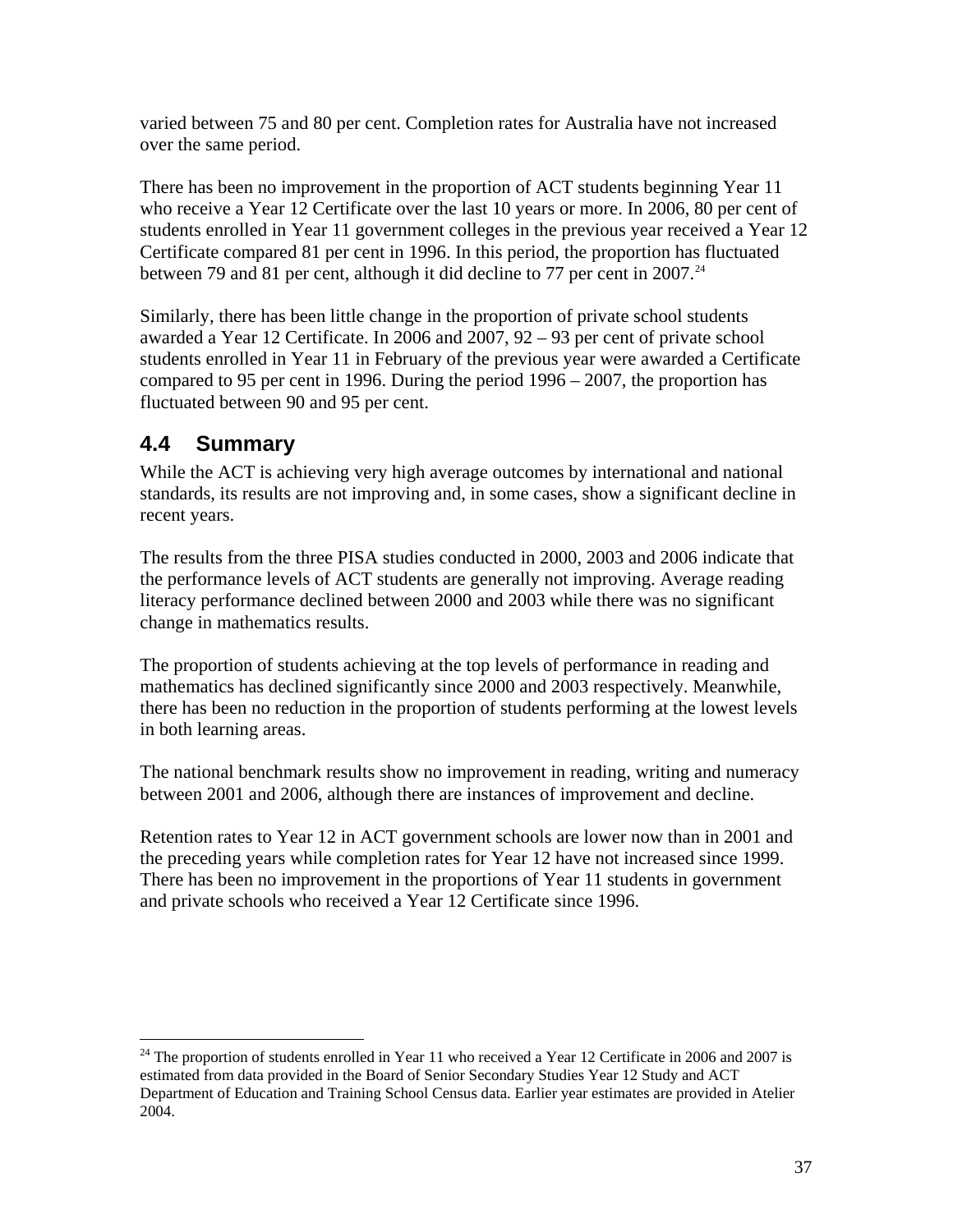varied between 75 and 80 per cent. Completion rates for Australia have not increased over the same period.

There has been no improvement in the proportion of ACT students beginning Year 11 who receive a Year 12 Certificate over the last 10 years or more. In 2006, 80 per cent of students enrolled in Year 11 government colleges in the previous year received a Year 12 Certificate compared 81 per cent in 1996. In this period, the proportion has fluctuated between 79 and 81 per cent, although it did decline to 77 per cent in 2007.[24]

Similarly, there has been little change in the proportion of private school students awarded a Year 12 Certificate. In 2006 and 2007, 92 – 93 per cent of private school students enrolled in Year 11 in February of the previous year were awarded a Certificate compared to 95 per cent in 1996. During the period 1996 – 2007, the proportion has fluctuated between 90 and 95 per cent.

## 4.4 Summary

While the ACT is achieving very high average outcomes by international and national standards, its results are not improving and, in some cases, show a significant decline in recent years.

The results from the three PISA studies conducted in 2000, 2003 and 2006 indicate that the performance levels of ACT students are generally not improving. Average reading literacy performance declined between 2000 and 2003 while there was no significant change in mathematics results.

The proportion of students achieving at the top levels of performance in reading and mathematics has declined significantly since 2000 and 2003 respectively. Meanwhile, there has been no reduction in the proportion of students performing at the lowest levels in both learning areas.

The national benchmark results show no improvement in reading, writing and numeracy between 2001 and 2006, although there are instances of improvement and decline.

Retention rates to Year 12 in ACT government schools are lower now than in 2001 and the preceding years while completion rates for Year 12 have not increased since 1999. There has been no improvement in the proportions of Year 11 students in government and private schools who received a Year 12 Certificate since 1996.

---

[24] The proportion of students enrolled in Year 11 who received a Year 12 Certificate in 2006 and 2007 is estimated from data provided in the Board of Senior Secondary Studies Year 12 Study and ACT Department of Education and Training School Census data. Earlier year estimates are provided in Atelier 2004.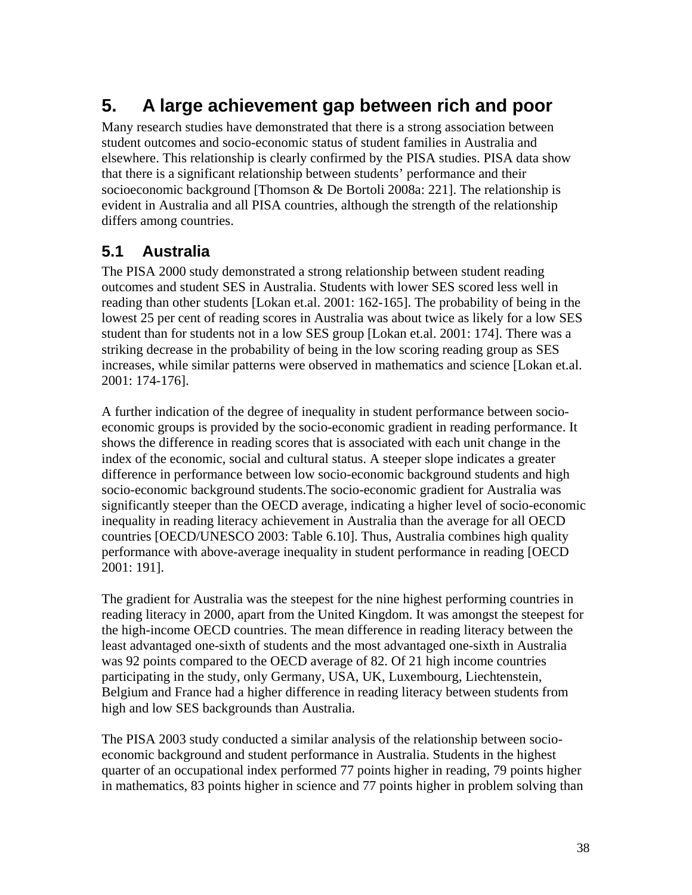# 5. A large achievement gap between rich and poor

Many research studies have demonstrated that there is a strong association between student outcomes and socio-economic status of student families in Australia and elsewhere. This relationship is clearly confirmed by the PISA studies. PISA data show that there is a significant relationship between students' performance and their socioeconomic background [Thomson & De Bortoli 2008a: 221]. The relationship is evident in Australia and all PISA countries, although the strength of the relationship differs among countries.

## 5.1 Australia

The PISA 2000 study demonstrated a strong relationship between student reading outcomes and student SES in Australia. Students with lower SES scored less well in reading than other students [Lokan et.al. 2001: 162-165]. The probability of being in the lowest 25 per cent of reading scores in Australia was about twice as likely for a low SES student than for students not in a low SES group [Lokan et.al. 2001: 174]. There was a striking decrease in the probability of being in the low scoring reading group as SES increases, while similar patterns were observed in mathematics and science [Lokan et.al. 2001: 174-176].

A further indication of the degree of inequality in student performance between socio-economic groups is provided by the socio-economic gradient in reading performance. It shows the difference in reading scores that is associated with each unit change in the index of the economic, social and cultural status. A steeper slope indicates a greater difference in performance between low socio-economic background students and high socio-economic background students.The socio-economic gradient for Australia was significantly steeper than the OECD average, indicating a higher level of socio-economic inequality in reading literacy achievement in Australia than the average for all OECD countries [OECD/UNESCO 2003: Table 6.10]. Thus, Australia combines high quality performance with above-average inequality in student performance in reading [OECD 2001: 191].

The gradient for Australia was the steepest for the nine highest performing countries in reading literacy in 2000, apart from the United Kingdom. It was amongst the steepest for the high-income OECD countries. The mean difference in reading literacy between the least advantaged one-sixth of students and the most advantaged one-sixth in Australia was 92 points compared to the OECD average of 82. Of 21 high income countries participating in the study, only Germany, USA, UK, Luxembourg, Liechtenstein, Belgium and France had a higher difference in reading literacy between students from high and low SES backgrounds than Australia.

The PISA 2003 study conducted a similar analysis of the relationship between socio-economic background and student performance in Australia. Students in the highest quarter of an occupational index performed 77 points higher in reading, 79 points higher in mathematics, 83 points higher in science and 77 points higher in problem solving than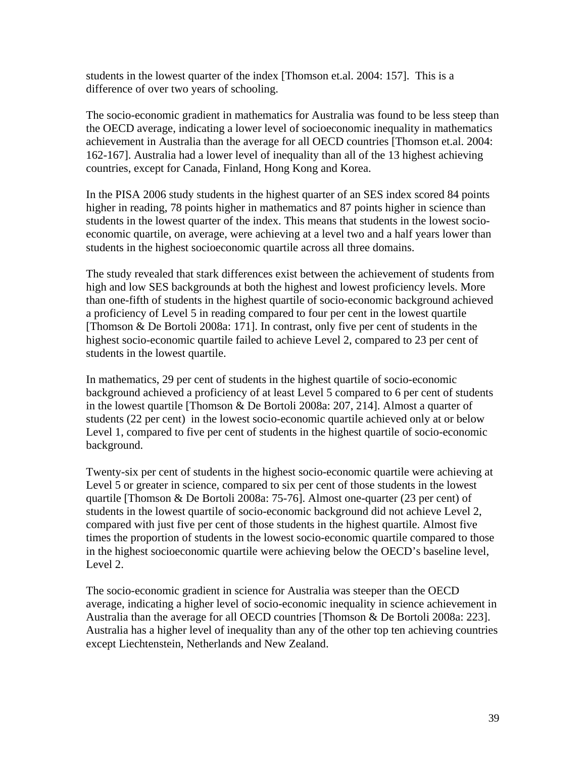students in the lowest quarter of the index [Thomson et.al. 2004: 157]. This is a difference of over two years of schooling.

The socio-economic gradient in mathematics for Australia was found to be less steep than the OECD average, indicating a lower level of socioeconomic inequality in mathematics achievement in Australia than the average for all OECD countries [Thomson et.al. 2004: 162-167]. Australia had a lower level of inequality than all of the 13 highest achieving countries, except for Canada, Finland, Hong Kong and Korea.

In the PISA 2006 study students in the highest quarter of an SES index scored 84 points higher in reading, 78 points higher in mathematics and 87 points higher in science than students in the lowest quarter of the index. This means that students in the lowest socio-economic quartile, on average, were achieving at a level two and a half years lower than students in the highest socioeconomic quartile across all three domains.

The study revealed that stark differences exist between the achievement of students from high and low SES backgrounds at both the highest and lowest proficiency levels. More than one-fifth of students in the highest quartile of socio-economic background achieved a proficiency of Level 5 in reading compared to four per cent in the lowest quartile [Thomson & De Bortoli 2008a: 171]. In contrast, only five per cent of students in the highest socio-economic quartile failed to achieve Level 2, compared to 23 per cent of students in the lowest quartile.

In mathematics, 29 per cent of students in the highest quartile of socio-economic background achieved a proficiency of at least Level 5 compared to 6 per cent of students in the lowest quartile [Thomson & De Bortoli 2008a: 207, 214]. Almost a quarter of students (22 per cent) in the lowest socio-economic quartile achieved only at or below Level 1, compared to five per cent of students in the highest quartile of socio-economic background.

Twenty-six per cent of students in the highest socio-economic quartile were achieving at Level 5 or greater in science, compared to six per cent of those students in the lowest quartile [Thomson & De Bortoli 2008a: 75-76]. Almost one-quarter (23 per cent) of students in the lowest quartile of socio-economic background did not achieve Level 2, compared with just five per cent of those students in the highest quartile. Almost five times the proportion of students in the lowest socio-economic quartile compared to those in the highest socioeconomic quartile were achieving below the OECD's baseline level, Level 2.

The socio-economic gradient in science for Australia was steeper than the OECD average, indicating a higher level of socio-economic inequality in science achievement in Australia than the average for all OECD countries [Thomson & De Bortoli 2008a: 223]. Australia has a higher level of inequality than any of the other top ten achieving countries except Liechtenstein, Netherlands and New Zealand.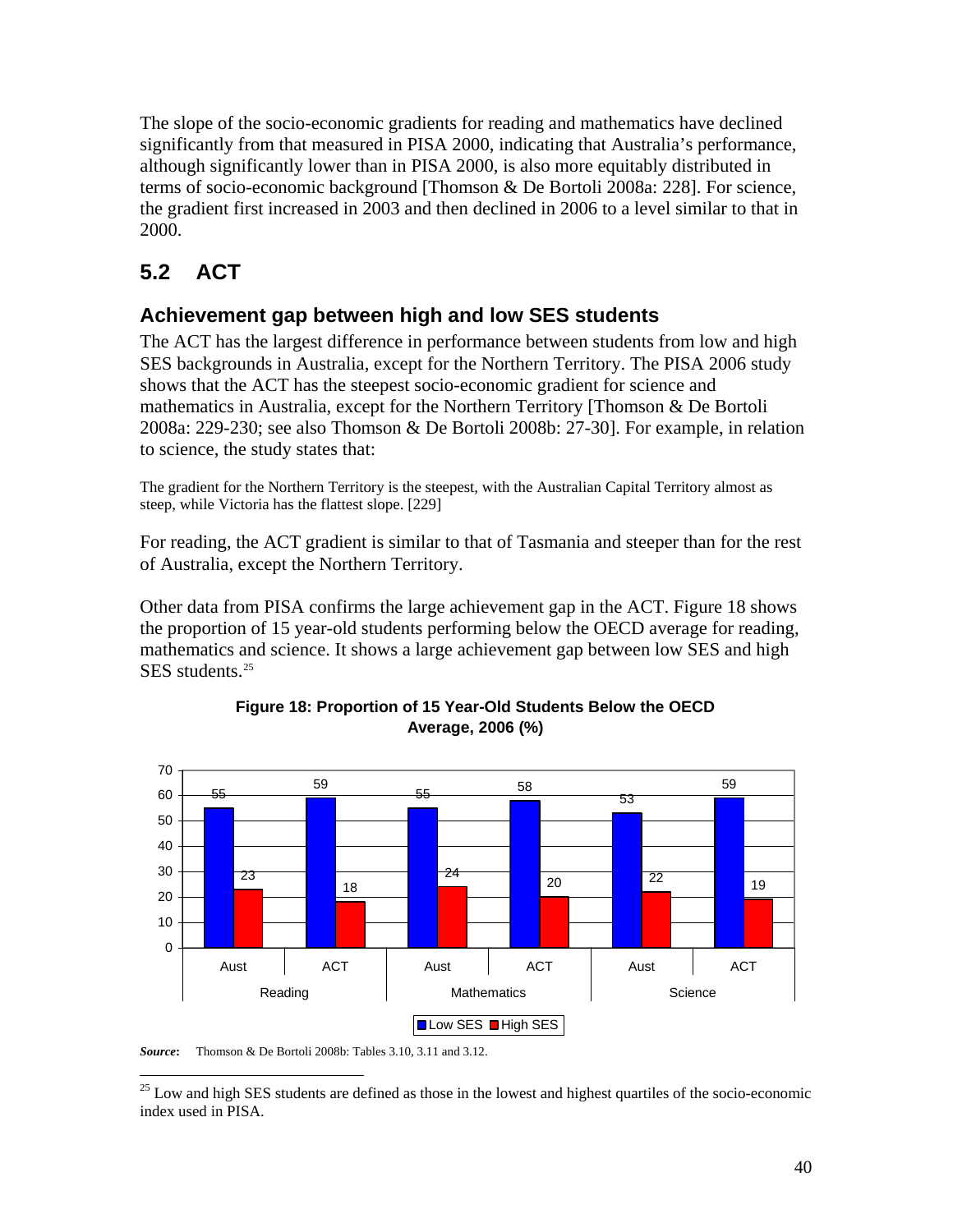The slope of the socio-economic gradients for reading and mathematics have declined significantly from that measured in PISA 2000, indicating that Australia's performance, although significantly lower than in PISA 2000, is also more equitably distributed in terms of socio-economic background [Thomson & De Bortoli 2008a: 228]. For science, the gradient first increased in 2003 and then declined in 2006 to a level similar to that in 2000.

## 5.2 ACT

### Achievement gap between high and low SES students

The ACT has the largest difference in performance between students from low and high SES backgrounds in Australia, except for the Northern Territory. The PISA 2006 study shows that the ACT has the steepest socio-economic gradient for science and mathematics in Australia, except for the Northern Territory [Thomson & De Bortoli 2008a: 229-230; see also Thomson & De Bortoli 2008b: 27-30]. For example, in relation to science, the study states that:

> The gradient for the Northern Territory is the steepest, with the Australian Capital Territory almost as steep, while Victoria has the flattest slope. [229]

For reading, the ACT gradient is similar to that of Tasmania and steeper than for the rest of Australia, except the Northern Territory.

Other data from PISA confirms the large achievement gap in the ACT. Figure 18 shows the proportion of 15 year-old students performing below the OECD average for reading, mathematics and science. It shows a large achievement gap between low SES and high SES students.[25]

**Figure 18: Proportion of 15 Year-Old Students Below the OECD Average, 2006 (%)**

| | Reading | | Mathematics | | Science | |
|---|---|---|---|---|---|---|
| | Aust | ACT | Aust | ACT | Aust | ACT |
| Low SES | 55 | 59 | 55 | 58 | 53 | 59 |
| High SES | 23 | 18 | 24 | 20 | 22 | 19 |

***Source*:** Thomson & De Bortoli 2008b: Tables 3.10, 3.11 and 3.12.

[25] Low and high SES students are defined as those in the lowest and highest quartiles of the socio-economic index used in PISA.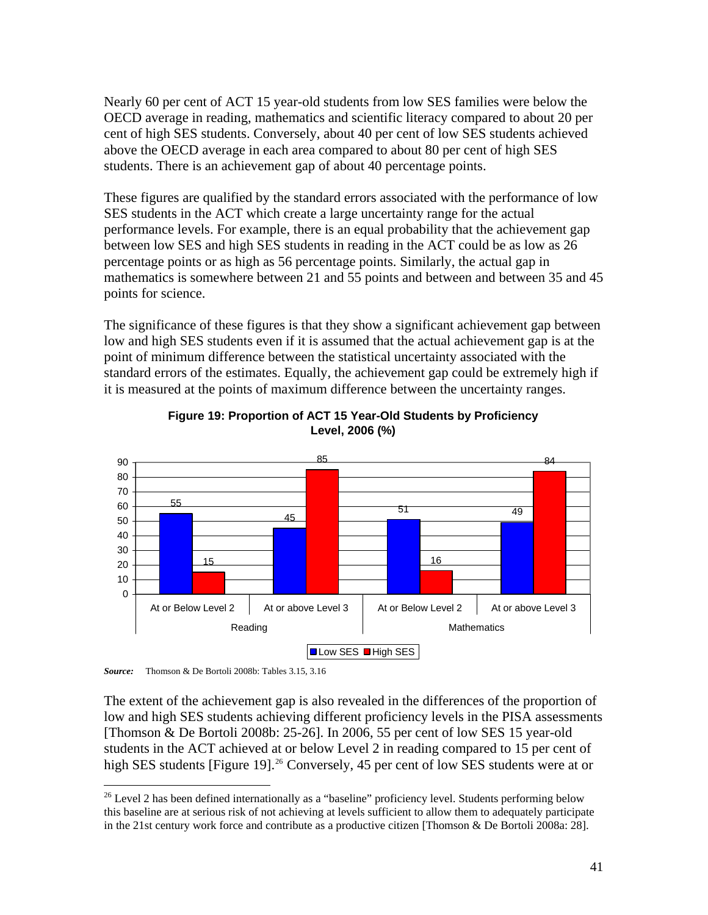Nearly 60 per cent of ACT 15 year-old students from low SES families were below the OECD average in reading, mathematics and scientific literacy compared to about 20 per cent of high SES students. Conversely, about 40 per cent of low SES students achieved above the OECD average in each area compared to about 80 per cent of high SES students. There is an achievement gap of about 40 percentage points.

These figures are qualified by the standard errors associated with the performance of low SES students in the ACT which create a large uncertainty range for the actual performance levels. For example, there is an equal probability that the achievement gap between low SES and high SES students in reading in the ACT could be as low as 26 percentage points or as high as 56 percentage points. Similarly, the actual gap in mathematics is somewhere between 21 and 55 points and between and between 35 and 45 points for science.

The significance of these figures is that they show a significant achievement gap between low and high SES students even if it is assumed that the actual achievement gap is at the point of minimum difference between the statistical uncertainty associated with the standard errors of the estimates. Equally, the achievement gap could be extremely high if it is measured at the points of maximum difference between the uncertainty ranges.

**Figure 19: Proportion of ACT 15 Year-Old Students by Proficiency Level, 2006 (%)**

| | Reading | | Mathematics | |
|---|---|---|---|---|
| | At or Below Level 2 | At or above Level 3 | At or Below Level 2 | At or above Level 3 |
| Low SES | 55 | 45 | 51 | 49 |
| High SES | 15 | 85 | 16 | 84 |

***Source:*** Thomson & De Bortoli 2008b: Tables 3.15, 3.16

The extent of the achievement gap is also revealed in the differences of the proportion of low and high SES students achieving different proficiency levels in the PISA assessments [Thomson & De Bortoli 2008b: 25-26]. In 2006, 55 per cent of low SES 15 year-old students in the ACT achieved at or below Level 2 in reading compared to 15 per cent of high SES students [Figure 19].[26] Conversely, 45 per cent of low SES students were at or

[26] Level 2 has been defined internationally as a "baseline" proficiency level. Students performing below this baseline are at serious risk of not achieving at levels sufficient to allow them to adequately participate in the 21st century work force and contribute as a productive citizen [Thomson & De Bortoli 2008a: 28].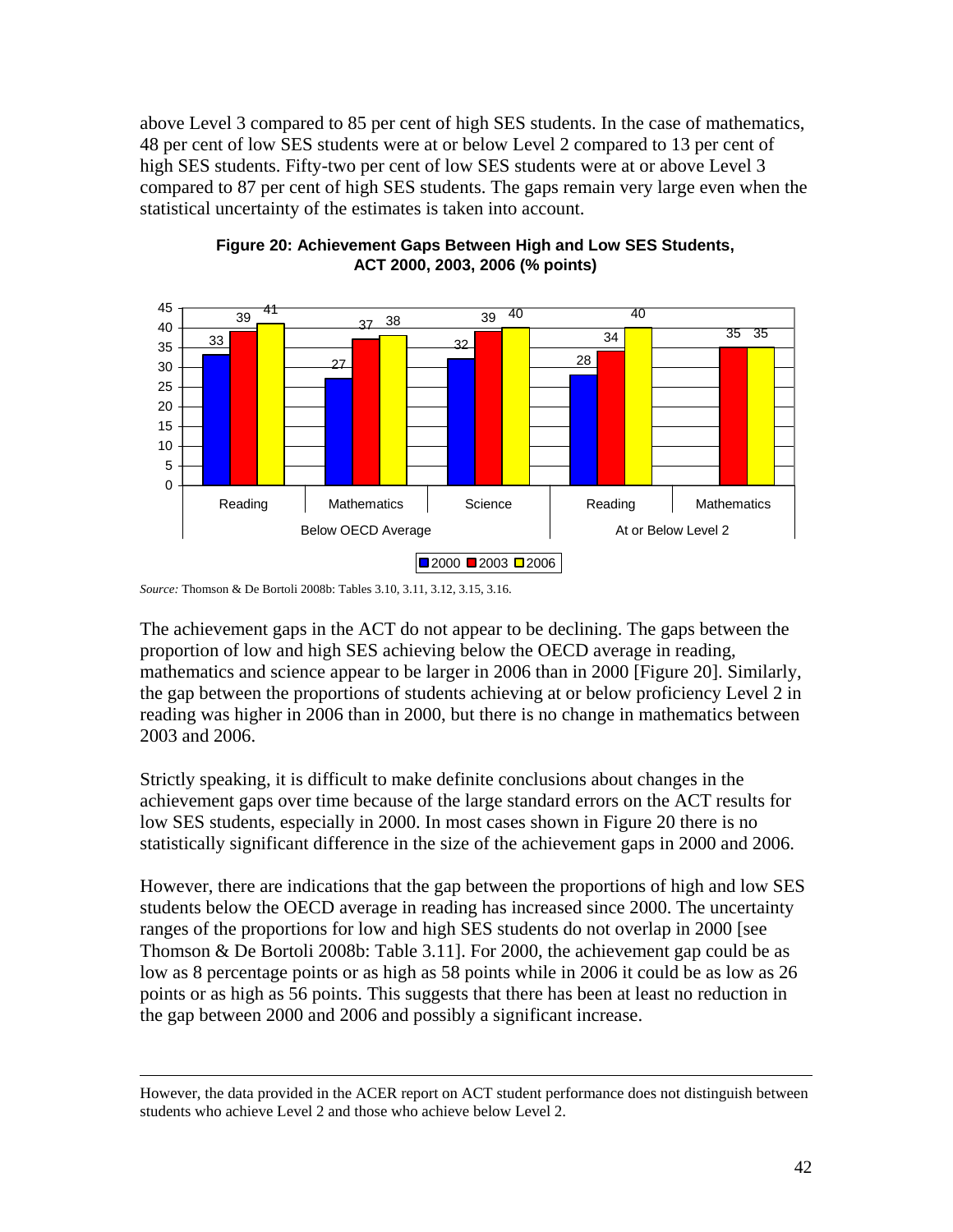above Level 3 compared to 85 per cent of high SES students. In the case of mathematics, 48 per cent of low SES students were at or below Level 2 compared to 13 per cent of high SES students. Fifty-two per cent of low SES students were at or above Level 3 compared to 87 per cent of high SES students. The gaps remain very large even when the statistical uncertainty of the estimates is taken into account.

**Figure 20: Achievement Gaps Between High and Low SES Students, ACT 2000, 2003, 2006 (% points)**

| | | 2000 | 2003 | 2006 |
|---|---|---|---|---|
| Below OECD Average | Reading | 33 | 39 | 41 |
| | Mathematics | 27 | 37 | 38 |
| | Science | 32 | 39 | 40 |
| At or Below Level 2 | Reading | 28 | 34 | 40 |
| | Mathematics | | 35 | 35 |

*Source:* Thomson & De Bortoli 2008b: Tables 3.10, 3.11, 3.12, 3.15, 3.16.

The achievement gaps in the ACT do not appear to be declining. The gaps between the proportion of low and high SES achieving below the OECD average in reading, mathematics and science appear to be larger in 2006 than in 2000 [Figure 20]. Similarly, the gap between the proportions of students achieving at or below proficiency Level 2 in reading was higher in 2006 than in 2000, but there is no change in mathematics between 2003 and 2006.

Strictly speaking, it is difficult to make definite conclusions about changes in the achievement gaps over time because of the large standard errors on the ACT results for low SES students, especially in 2000. In most cases shown in Figure 20 there is no statistically significant difference in the size of the achievement gaps in 2000 and 2006.

However, there are indications that the gap between the proportions of high and low SES students below the OECD average in reading has increased since 2000. The uncertainty ranges of the proportions for low and high SES students do not overlap in 2000 [see Thomson & De Bortoli 2008b: Table 3.11]. For 2000, the achievement gap could be as low as 8 percentage points or as high as 58 points while in 2006 it could be as low as 26 points or as high as 56 points. This suggests that there has been at least no reduction in the gap between 2000 and 2006 and possibly a significant increase.

---

However, the data provided in the ACER report on ACT student performance does not distinguish between students who achieve Level 2 and those who achieve below Level 2.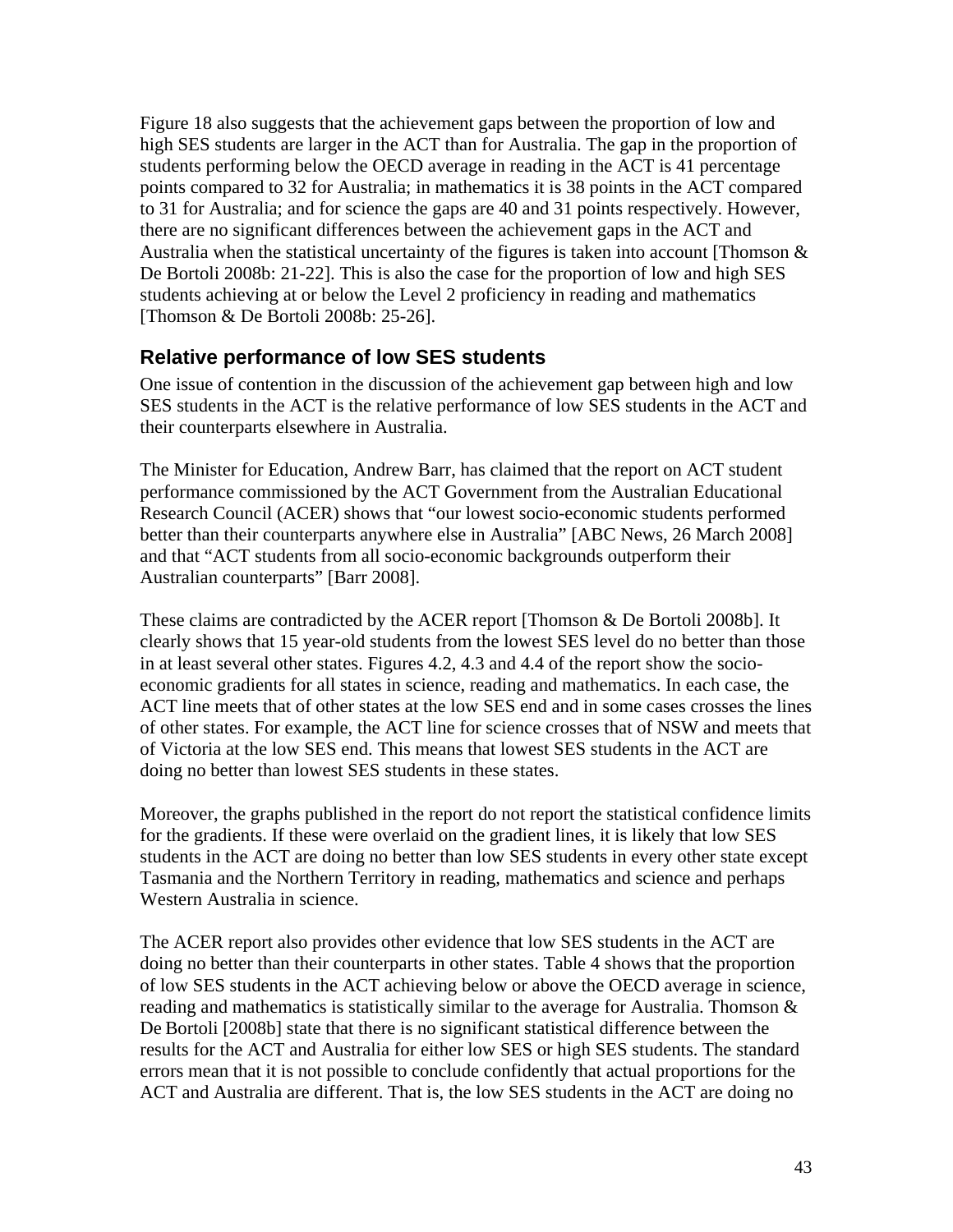Figure 18 also suggests that the achievement gaps between the proportion of low and high SES students are larger in the ACT than for Australia. The gap in the proportion of students performing below the OECD average in reading in the ACT is 41 percentage points compared to 32 for Australia; in mathematics it is 38 points in the ACT compared to 31 for Australia; and for science the gaps are 40 and 31 points respectively. However, there are no significant differences between the achievement gaps in the ACT and Australia when the statistical uncertainty of the figures is taken into account [Thomson & De Bortoli 2008b: 21-22]. This is also the case for the proportion of low and high SES students achieving at or below the Level 2 proficiency in reading and mathematics [Thomson & De Bortoli 2008b: 25-26].

## Relative performance of low SES students

One issue of contention in the discussion of the achievement gap between high and low SES students in the ACT is the relative performance of low SES students in the ACT and their counterparts elsewhere in Australia.

The Minister for Education, Andrew Barr, has claimed that the report on ACT student performance commissioned by the ACT Government from the Australian Educational Research Council (ACER) shows that "our lowest socio-economic students performed better than their counterparts anywhere else in Australia" [ABC News, 26 March 2008] and that "ACT students from all socio-economic backgrounds outperform their Australian counterparts" [Barr 2008].

These claims are contradicted by the ACER report [Thomson & De Bortoli 2008b]. It clearly shows that 15 year-old students from the lowest SES level do no better than those in at least several other states. Figures 4.2, 4.3 and 4.4 of the report show the socio-economic gradients for all states in science, reading and mathematics. In each case, the ACT line meets that of other states at the low SES end and in some cases crosses the lines of other states. For example, the ACT line for science crosses that of NSW and meets that of Victoria at the low SES end. This means that lowest SES students in the ACT are doing no better than lowest SES students in these states.

Moreover, the graphs published in the report do not report the statistical confidence limits for the gradients. If these were overlaid on the gradient lines, it is likely that low SES students in the ACT are doing no better than low SES students in every other state except Tasmania and the Northern Territory in reading, mathematics and science and perhaps Western Australia in science.

The ACER report also provides other evidence that low SES students in the ACT are doing no better than their counterparts in other states. Table 4 shows that the proportion of low SES students in the ACT achieving below or above the OECD average in science, reading and mathematics is statistically similar to the average for Australia. Thomson & De Bortoli [2008b] state that there is no significant statistical difference between the results for the ACT and Australia for either low SES or high SES students. The standard errors mean that it is not possible to conclude confidently that actual proportions for the ACT and Australia are different. That is, the low SES students in the ACT are doing no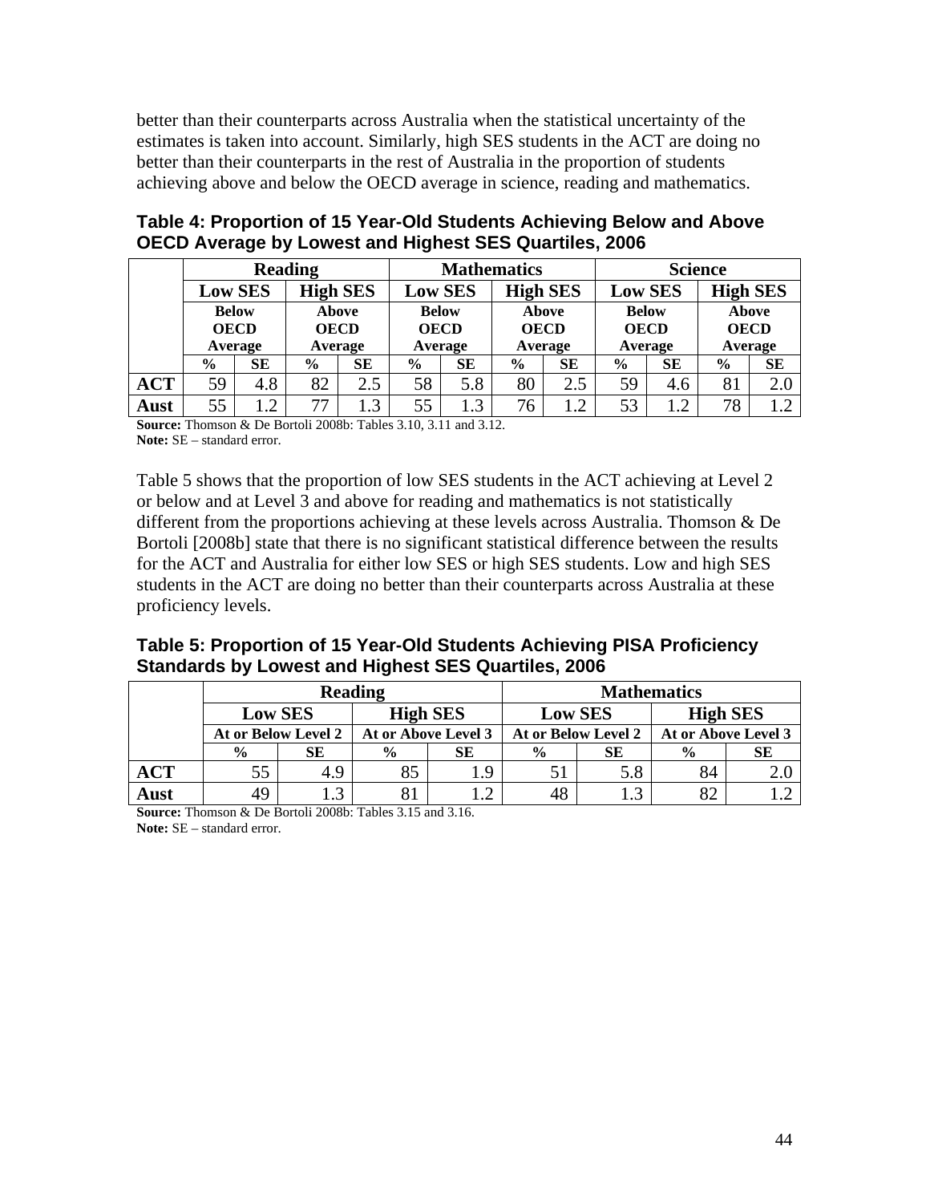better than their counterparts across Australia when the statistical uncertainty of the estimates is taken into account. Similarly, high SES students in the ACT are doing no better than their counterparts in the rest of Australia in the proportion of students achieving above and below the OECD average in science, reading and mathematics.

**Table 4: Proportion of 15 Year-Old Students Achieving Below and Above OECD Average by Lowest and Highest SES Quartiles, 2006**

| | Reading | | | | Mathematics | | | | Science | | | |
|---|---|---|---|---|---|---|---|---|---|---|---|---|
| | Low SES | | High SES | | Low SES | | High SES | | Low SES | | High SES | |
| | Below OECD Average | | Above OECD Average | | Below OECD Average | | Above OECD Average | | Below OECD Average | | Above OECD Average | |
| | % | SE | % | SE | % | SE | % | SE | % | SE | % | SE |
| **ACT** | 59 | 4.8 | 82 | 2.5 | 58 | 5.8 | 80 | 2.5 | 59 | 4.6 | 81 | 2.0 |
| **Aust** | 55 | 1.2 | 77 | 1.3 | 55 | 1.3 | 76 | 1.2 | 53 | 1.2 | 78 | 1.2 |

**Source:** Thomson & De Bortoli 2008b: Tables 3.10, 3.11 and 3.12.
**Note:** SE – standard error.

Table 5 shows that the proportion of low SES students in the ACT achieving at Level 2 or below and at Level 3 and above for reading and mathematics is not statistically different from the proportions achieving at these levels across Australia. Thomson & De Bortoli [2008b] state that there is no significant statistical difference between the results for the ACT and Australia for either low SES or high SES students. Low and high SES students in the ACT are doing no better than their counterparts across Australia at these proficiency levels.

**Table 5: Proportion of 15 Year-Old Students Achieving PISA Proficiency Standards by Lowest and Highest SES Quartiles, 2006**

| | Reading | | | | Mathematics | | | |
|---|---|---|---|---|---|---|---|---|
| | Low SES | | High SES | | Low SES | | High SES | |
| | At or Below Level 2 | | At or Above Level 3 | | At or Below Level 2 | | At or Above Level 3 | |
| | % | SE | % | SE | % | SE | % | SE |
| **ACT** | 55 | 4.9 | 85 | 1.9 | 51 | 5.8 | 84 | 2.0 |
| **Aust** | 49 | 1.3 | 81 | 1.2 | 48 | 1.3 | 82 | 1.2 |

**Source:** Thomson & De Bortoli 2008b: Tables 3.15 and 3.16.
**Note:** SE – standard error.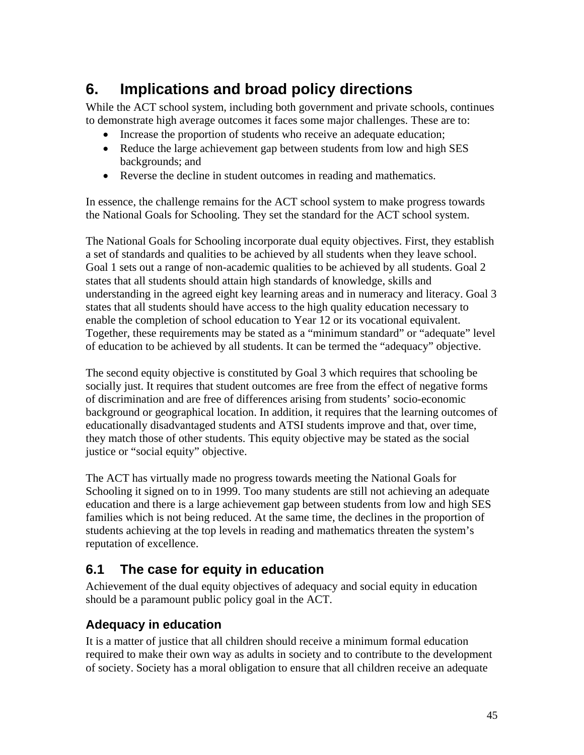# 6. Implications and broad policy directions

While the ACT school system, including both government and private schools, continues to demonstrate high average outcomes it faces some major challenges. These are to:

- Increase the proportion of students who receive an adequate education;
- Reduce the large achievement gap between students from low and high SES backgrounds; and
- Reverse the decline in student outcomes in reading and mathematics.

In essence, the challenge remains for the ACT school system to make progress towards the National Goals for Schooling. They set the standard for the ACT school system.

The National Goals for Schooling incorporate dual equity objectives. First, they establish a set of standards and qualities to be achieved by all students when they leave school. Goal 1 sets out a range of non-academic qualities to be achieved by all students. Goal 2 states that all students should attain high standards of knowledge, skills and understanding in the agreed eight key learning areas and in numeracy and literacy. Goal 3 states that all students should have access to the high quality education necessary to enable the completion of school education to Year 12 or its vocational equivalent. Together, these requirements may be stated as a "minimum standard" or "adequate" level of education to be achieved by all students. It can be termed the "adequacy" objective.

The second equity objective is constituted by Goal 3 which requires that schooling be socially just. It requires that student outcomes are free from the effect of negative forms of discrimination and are free of differences arising from students' socio-economic background or geographical location. In addition, it requires that the learning outcomes of educationally disadvantaged students and ATSI students improve and that, over time, they match those of other students. This equity objective may be stated as the social justice or "social equity" objective.

The ACT has virtually made no progress towards meeting the National Goals for Schooling it signed on to in 1999. Too many students are still not achieving an adequate education and there is a large achievement gap between students from low and high SES families which is not being reduced. At the same time, the declines in the proportion of students achieving at the top levels in reading and mathematics threaten the system's reputation of excellence.

## 6.1 The case for equity in education

Achievement of the dual equity objectives of adequacy and social equity in education should be a paramount public policy goal in the ACT.

### Adequacy in education

It is a matter of justice that all children should receive a minimum formal education required to make their own way as adults in society and to contribute to the development of society. Society has a moral obligation to ensure that all children receive an adequate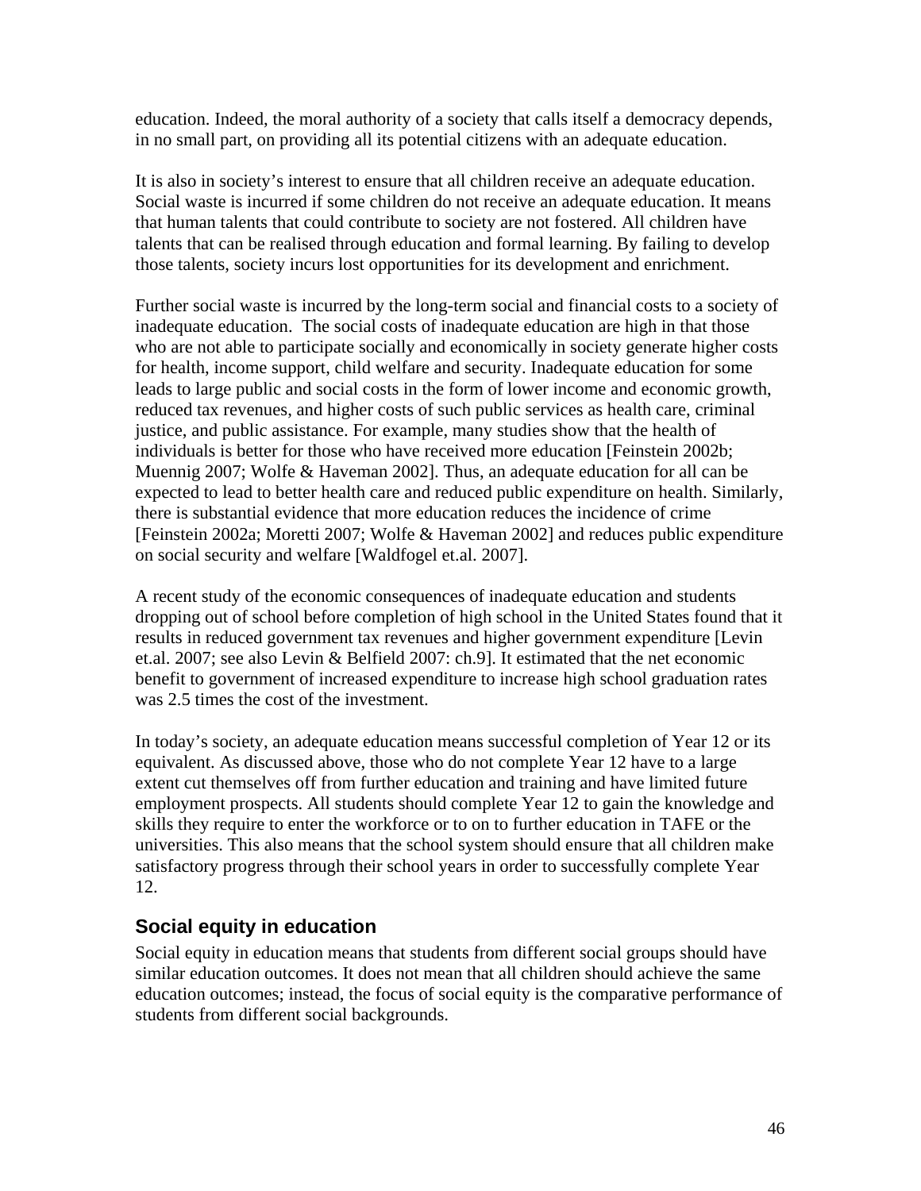education. Indeed, the moral authority of a society that calls itself a democracy depends, in no small part, on providing all its potential citizens with an adequate education.

It is also in society's interest to ensure that all children receive an adequate education. Social waste is incurred if some children do not receive an adequate education. It means that human talents that could contribute to society are not fostered. All children have talents that can be realised through education and formal learning. By failing to develop those talents, society incurs lost opportunities for its development and enrichment.

Further social waste is incurred by the long-term social and financial costs to a society of inadequate education.  The social costs of inadequate education are high in that those who are not able to participate socially and economically in society generate higher costs for health, income support, child welfare and security. Inadequate education for some leads to large public and social costs in the form of lower income and economic growth, reduced tax revenues, and higher costs of such public services as health care, criminal justice, and public assistance. For example, many studies show that the health of individuals is better for those who have received more education [Feinstein 2002b; Muennig 2007; Wolfe & Haveman 2002]. Thus, an adequate education for all can be expected to lead to better health care and reduced public expenditure on health. Similarly, there is substantial evidence that more education reduces the incidence of crime [Feinstein 2002a; Moretti 2007; Wolfe & Haveman 2002] and reduces public expenditure on social security and welfare [Waldfogel et.al. 2007].

A recent study of the economic consequences of inadequate education and students dropping out of school before completion of high school in the United States found that it results in reduced government tax revenues and higher government expenditure [Levin et.al. 2007; see also Levin & Belfield 2007: ch.9]. It estimated that the net economic benefit to government of increased expenditure to increase high school graduation rates was 2.5 times the cost of the investment.

In today's society, an adequate education means successful completion of Year 12 or its equivalent. As discussed above, those who do not complete Year 12 have to a large extent cut themselves off from further education and training and have limited future employment prospects. All students should complete Year 12 to gain the knowledge and skills they require to enter the workforce or to on to further education in TAFE or the universities. This also means that the school system should ensure that all children make satisfactory progress through their school years in order to successfully complete Year 12.

## Social equity in education

Social equity in education means that students from different social groups should have similar education outcomes. It does not mean that all children should achieve the same education outcomes; instead, the focus of social equity is the comparative performance of students from different social backgrounds.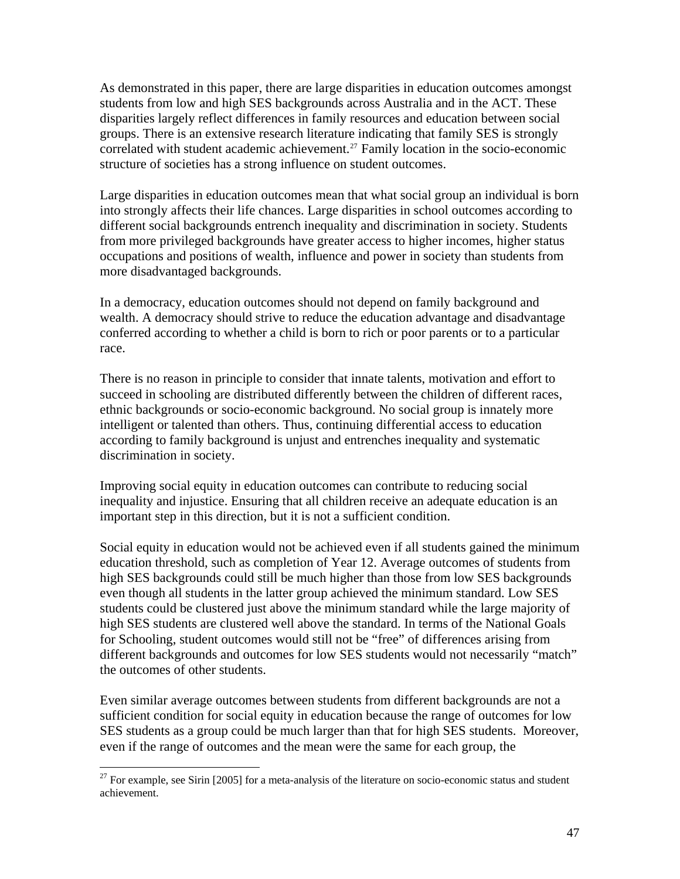As demonstrated in this paper, there are large disparities in education outcomes amongst students from low and high SES backgrounds across Australia and in the ACT. These disparities largely reflect differences in family resources and education between social groups. There is an extensive research literature indicating that family SES is strongly correlated with student academic achievement.[27] Family location in the socio-economic structure of societies has a strong influence on student outcomes.

Large disparities in education outcomes mean that what social group an individual is born into strongly affects their life chances. Large disparities in school outcomes according to different social backgrounds entrench inequality and discrimination in society. Students from more privileged backgrounds have greater access to higher incomes, higher status occupations and positions of wealth, influence and power in society than students from more disadvantaged backgrounds.

In a democracy, education outcomes should not depend on family background and wealth. A democracy should strive to reduce the education advantage and disadvantage conferred according to whether a child is born to rich or poor parents or to a particular race.

There is no reason in principle to consider that innate talents, motivation and effort to succeed in schooling are distributed differently between the children of different races, ethnic backgrounds or socio-economic background. No social group is innately more intelligent or talented than others. Thus, continuing differential access to education according to family background is unjust and entrenches inequality and systematic discrimination in society.

Improving social equity in education outcomes can contribute to reducing social inequality and injustice. Ensuring that all children receive an adequate education is an important step in this direction, but it is not a sufficient condition.

Social equity in education would not be achieved even if all students gained the minimum education threshold, such as completion of Year 12. Average outcomes of students from high SES backgrounds could still be much higher than those from low SES backgrounds even though all students in the latter group achieved the minimum standard. Low SES students could be clustered just above the minimum standard while the large majority of high SES students are clustered well above the standard. In terms of the National Goals for Schooling, student outcomes would still not be "free" of differences arising from different backgrounds and outcomes for low SES students would not necessarily "match" the outcomes of other students.

Even similar average outcomes between students from different backgrounds are not a sufficient condition for social equity in education because the range of outcomes for low SES students as a group could be much larger than that for high SES students. Moreover, even if the range of outcomes and the mean were the same for each group, the

---

[27] For example, see Sirin [2005] for a meta-analysis of the literature on socio-economic status and student achievement.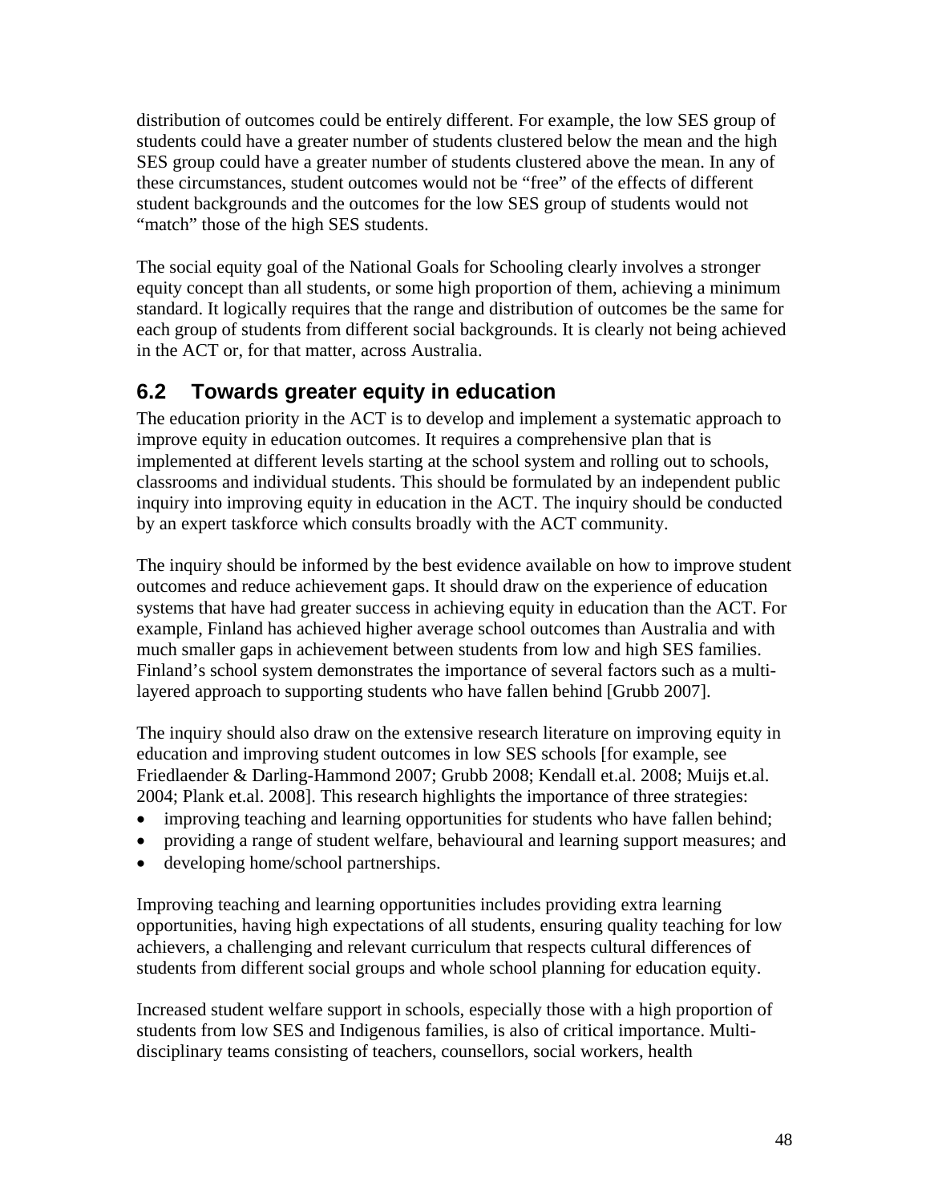distribution of outcomes could be entirely different. For example, the low SES group of students could have a greater number of students clustered below the mean and the high SES group could have a greater number of students clustered above the mean. In any of these circumstances, student outcomes would not be "free" of the effects of different student backgrounds and the outcomes for the low SES group of students would not "match" those of the high SES students.

The social equity goal of the National Goals for Schooling clearly involves a stronger equity concept than all students, or some high proportion of them, achieving a minimum standard. It logically requires that the range and distribution of outcomes be the same for each group of students from different social backgrounds. It is clearly not being achieved in the ACT or, for that matter, across Australia.

## 6.2 Towards greater equity in education

The education priority in the ACT is to develop and implement a systematic approach to improve equity in education outcomes. It requires a comprehensive plan that is implemented at different levels starting at the school system and rolling out to schools, classrooms and individual students. This should be formulated by an independent public inquiry into improving equity in education in the ACT. The inquiry should be conducted by an expert taskforce which consults broadly with the ACT community.

The inquiry should be informed by the best evidence available on how to improve student outcomes and reduce achievement gaps. It should draw on the experience of education systems that have had greater success in achieving equity in education than the ACT. For example, Finland has achieved higher average school outcomes than Australia and with much smaller gaps in achievement between students from low and high SES families. Finland's school system demonstrates the importance of several factors such as a multi-layered approach to supporting students who have fallen behind [Grubb 2007].

The inquiry should also draw on the extensive research literature on improving equity in education and improving student outcomes in low SES schools [for example, see Friedlaender & Darling-Hammond 2007; Grubb 2008; Kendall et.al. 2008; Muijs et.al. 2004; Plank et.al. 2008]. This research highlights the importance of three strategies:

- improving teaching and learning opportunities for students who have fallen behind;
- providing a range of student welfare, behavioural and learning support measures; and
- developing home/school partnerships.

Improving teaching and learning opportunities includes providing extra learning opportunities, having high expectations of all students, ensuring quality teaching for low achievers, a challenging and relevant curriculum that respects cultural differences of students from different social groups and whole school planning for education equity.

Increased student welfare support in schools, especially those with a high proportion of students from low SES and Indigenous families, is also of critical importance. Multi-disciplinary teams consisting of teachers, counsellors, social workers, health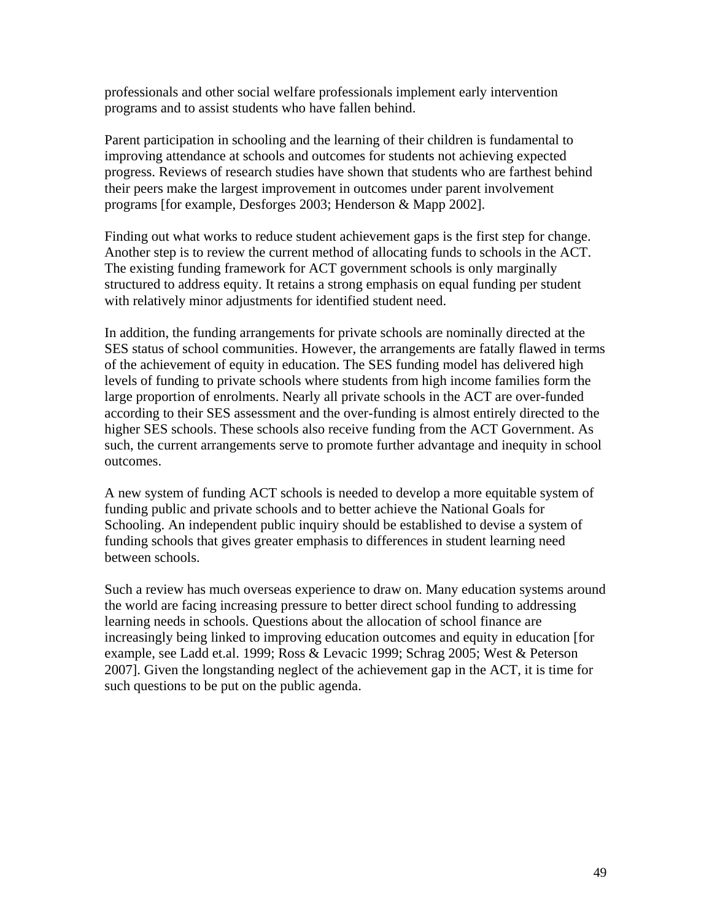professionals and other social welfare professionals implement early intervention programs and to assist students who have fallen behind.

Parent participation in schooling and the learning of their children is fundamental to improving attendance at schools and outcomes for students not achieving expected progress. Reviews of research studies have shown that students who are farthest behind their peers make the largest improvement in outcomes under parent involvement programs [for example, Desforges 2003; Henderson & Mapp 2002].

Finding out what works to reduce student achievement gaps is the first step for change. Another step is to review the current method of allocating funds to schools in the ACT. The existing funding framework for ACT government schools is only marginally structured to address equity. It retains a strong emphasis on equal funding per student with relatively minor adjustments for identified student need.

In addition, the funding arrangements for private schools are nominally directed at the SES status of school communities. However, the arrangements are fatally flawed in terms of the achievement of equity in education. The SES funding model has delivered high levels of funding to private schools where students from high income families form the large proportion of enrolments. Nearly all private schools in the ACT are over-funded according to their SES assessment and the over-funding is almost entirely directed to the higher SES schools. These schools also receive funding from the ACT Government. As such, the current arrangements serve to promote further advantage and inequity in school outcomes.

A new system of funding ACT schools is needed to develop a more equitable system of funding public and private schools and to better achieve the National Goals for Schooling. An independent public inquiry should be established to devise a system of funding schools that gives greater emphasis to differences in student learning need between schools.

Such a review has much overseas experience to draw on. Many education systems around the world are facing increasing pressure to better direct school funding to addressing learning needs in schools. Questions about the allocation of school finance are increasingly being linked to improving education outcomes and equity in education [for example, see Ladd et.al. 1999; Ross & Levacic 1999; Schrag 2005; West & Peterson 2007]. Given the longstanding neglect of the achievement gap in the ACT, it is time for such questions to be put on the public agenda.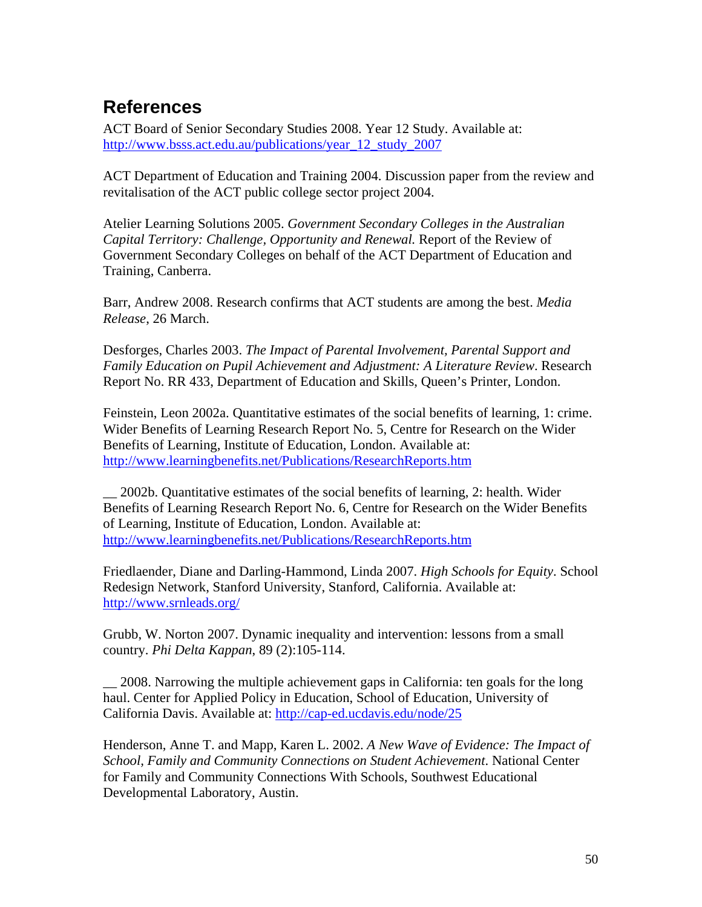## References

ACT Board of Senior Secondary Studies 2008. Year 12 Study. Available at: http://www.bsss.act.edu.au/publications/year_12_study_2007

ACT Department of Education and Training 2004. Discussion paper from the review and revitalisation of the ACT public college sector project 2004.

Atelier Learning Solutions 2005. *Government Secondary Colleges in the Australian Capital Territory: Challenge, Opportunity and Renewal.* Report of the Review of Government Secondary Colleges on behalf of the ACT Department of Education and Training, Canberra.

Barr, Andrew 2008. Research confirms that ACT students are among the best. *Media Release*, 26 March.

Desforges, Charles 2003. *The Impact of Parental Involvement, Parental Support and Family Education on Pupil Achievement and Adjustment: A Literature Review*. Research Report No. RR 433, Department of Education and Skills, Queen's Printer, London.

Feinstein, Leon 2002a. Quantitative estimates of the social benefits of learning, 1: crime. Wider Benefits of Learning Research Report No. 5, Centre for Research on the Wider Benefits of Learning, Institute of Education, London. Available at: http://www.learningbenefits.net/Publications/ResearchReports.htm

__ 2002b. Quantitative estimates of the social benefits of learning, 2: health. Wider Benefits of Learning Research Report No. 6, Centre for Research on the Wider Benefits of Learning, Institute of Education, London. Available at: http://www.learningbenefits.net/Publications/ResearchReports.htm

Friedlaender, Diane and Darling-Hammond, Linda 2007. *High Schools for Equity*. School Redesign Network, Stanford University, Stanford, California. Available at: http://www.srnleads.org/

Grubb, W. Norton 2007. Dynamic inequality and intervention: lessons from a small country. *Phi Delta Kappan*, 89 (2):105-114.

__ 2008. Narrowing the multiple achievement gaps in California: ten goals for the long haul. Center for Applied Policy in Education, School of Education, University of California Davis. Available at: http://cap-ed.ucdavis.edu/node/25

Henderson, Anne T. and Mapp, Karen L. 2002. *A New Wave of Evidence: The Impact of School, Family and Community Connections on Student Achievement.* National Center for Family and Community Connections With Schools, Southwest Educational Developmental Laboratory, Austin.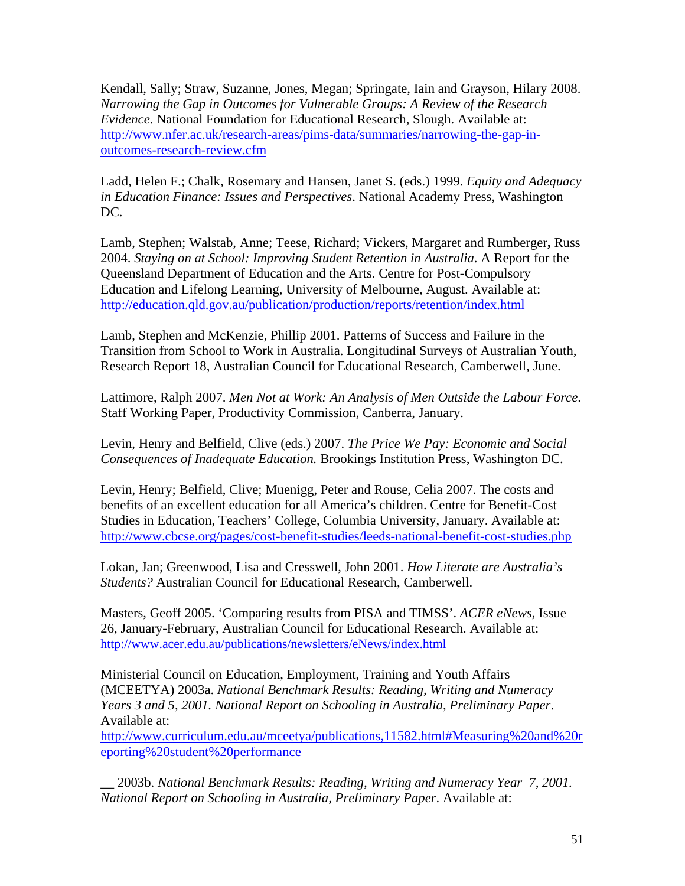Kendall, Sally; Straw, Suzanne, Jones, Megan; Springate, Iain and Grayson, Hilary 2008. *Narrowing the Gap in Outcomes for Vulnerable Groups: A Review of the Research Evidence*. National Foundation for Educational Research, Slough. Available at: http://www.nfer.ac.uk/research-areas/pims-data/summaries/narrowing-the-gap-in-outcomes-research-review.cfm

Ladd, Helen F.; Chalk, Rosemary and Hansen, Janet S. (eds.) 1999. *Equity and Adequacy in Education Finance: Issues and Perspectives*. National Academy Press, Washington DC.

Lamb, Stephen; Walstab, Anne; Teese, Richard; Vickers, Margaret and Rumberger**,** Russ 2004. *Staying on at School: Improving Student Retention in Australia*. A Report for the Queensland Department of Education and the Arts. Centre for Post-Compulsory Education and Lifelong Learning, University of Melbourne, August. Available at: http://education.qld.gov.au/publication/production/reports/retention/index.html

Lamb, Stephen and McKenzie, Phillip 2001. Patterns of Success and Failure in the Transition from School to Work in Australia. Longitudinal Surveys of Australian Youth, Research Report 18, Australian Council for Educational Research, Camberwell, June.

Lattimore, Ralph 2007. *Men Not at Work: An Analysis of Men Outside the Labour Force*. Staff Working Paper, Productivity Commission, Canberra, January.

Levin, Henry and Belfield, Clive (eds.) 2007. *The Price We Pay: Economic and Social Consequences of Inadequate Education.* Brookings Institution Press, Washington DC.

Levin, Henry; Belfield, Clive; Muenigg, Peter and Rouse, Celia 2007. The costs and benefits of an excellent education for all America's children. Centre for Benefit-Cost Studies in Education, Teachers' College, Columbia University, January. Available at: http://www.cbcse.org/pages/cost-benefit-studies/leeds-national-benefit-cost-studies.php

Lokan, Jan; Greenwood, Lisa and Cresswell, John 2001. *How Literate are Australia's Students?* Australian Council for Educational Research, Camberwell.

Masters, Geoff 2005. 'Comparing results from PISA and TIMSS'. *ACER eNews*, Issue 26, January-February, Australian Council for Educational Research. Available at: http://www.acer.edu.au/publications/newsletters/eNews/index.html

Ministerial Council on Education, Employment, Training and Youth Affairs (MCEETYA) 2003a. *National Benchmark Results: Reading, Writing and Numeracy Years 3 and 5, 2001. National Report on Schooling in Australia, Preliminary Paper*. Available at: http://www.curriculum.edu.au/mceetya/publications,11582.html#Measuring%20and%20reporting%20student%20performance

__ 2003b. *National Benchmark Results: Reading, Writing and Numeracy Year 7, 2001. National Report on Schooling in Australia, Preliminary Paper*. Available at: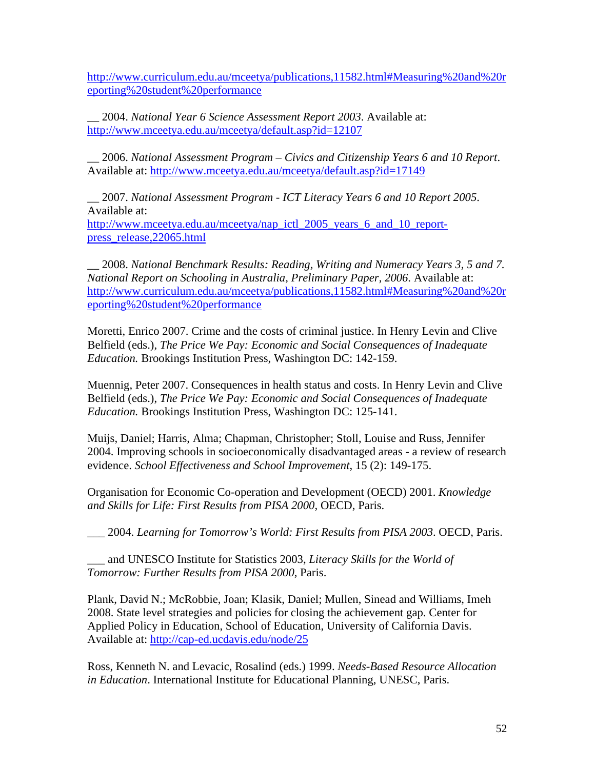http://www.curriculum.edu.au/mceetya/publications,11582.html#Measuring%20and%20reporting%20student%20performance

__ 2004. *National Year 6 Science Assessment Report 2003*. Available at: http://www.mceetya.edu.au/mceetya/default.asp?id=12107

__ 2006. *National Assessment Program – Civics and Citizenship Years 6 and 10 Report*. Available at: http://www.mceetya.edu.au/mceetya/default.asp?id=17149

__ 2007. *National Assessment Program - ICT Literacy Years 6 and 10 Report 2005*. Available at: http://www.mceetya.edu.au/mceetya/nap_ictl_2005_years_6_and_10_report-press_release,22065.html

__ 2008. *National Benchmark Results: Reading, Writing and Numeracy Years 3, 5 and 7. National Report on Schooling in Australia, Preliminary Paper, 2006*. Available at: http://www.curriculum.edu.au/mceetya/publications,11582.html#Measuring%20and%20reporting%20student%20performance

Moretti, Enrico 2007. Crime and the costs of criminal justice. In Henry Levin and Clive Belfield (eds.), *The Price We Pay: Economic and Social Consequences of Inadequate Education.* Brookings Institution Press, Washington DC: 142-159.

Muennig, Peter 2007. Consequences in health status and costs. In Henry Levin and Clive Belfield (eds.), *The Price We Pay: Economic and Social Consequences of Inadequate Education.* Brookings Institution Press, Washington DC: 125-141.

Muijs, Daniel; Harris, Alma; Chapman, Christopher; Stoll, Louise and Russ, Jennifer 2004. Improving schools in socioeconomically disadvantaged areas - a review of research evidence. *School Effectiveness and School Improvement*, 15 (2): 149-175.

Organisation for Economic Co-operation and Development (OECD) 2001. *Knowledge and Skills for Life: First Results from PISA 2000*, OECD, Paris.

___ 2004. *Learning for Tomorrow's World: First Results from PISA 2003*. OECD, Paris.

___ and UNESCO Institute for Statistics 2003, *Literacy Skills for the World of Tomorrow: Further Results from PISA 2000*, Paris.

Plank, David N.; McRobbie, Joan; Klasik, Daniel; Mullen, Sinead and Williams, Imeh 2008. State level strategies and policies for closing the achievement gap. Center for Applied Policy in Education, School of Education, University of California Davis. Available at: http://cap-ed.ucdavis.edu/node/25

Ross, Kenneth N. and Levacic, Rosalind (eds.) 1999. *Needs-Based Resource Allocation in Education*. International Institute for Educational Planning, UNESC, Paris.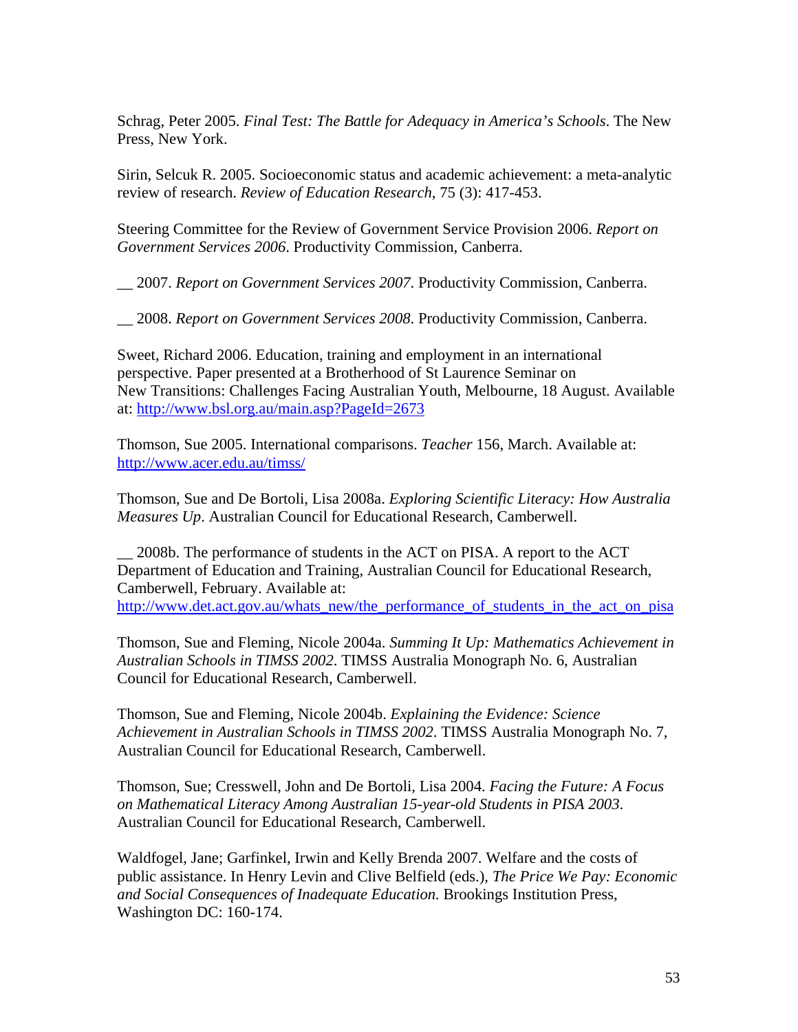Schrag, Peter 2005. *Final Test: The Battle for Adequacy in America's Schools*. The New Press, New York.

Sirin, Selcuk R. 2005. Socioeconomic status and academic achievement: a meta-analytic review of research. *Review of Education Research*, 75 (3): 417-453.

Steering Committee for the Review of Government Service Provision 2006. *Report on Government Services 2006*. Productivity Commission, Canberra.

__ 2007. *Report on Government Services 2007*. Productivity Commission, Canberra.

__ 2008. *Report on Government Services 2008*. Productivity Commission, Canberra.

Sweet, Richard 2006. Education, training and employment in an international perspective. Paper presented at a Brotherhood of St Laurence Seminar on New Transitions: Challenges Facing Australian Youth, Melbourne, 18 August. Available at: http://www.bsl.org.au/main.asp?PageId=2673

Thomson, Sue 2005. International comparisons. *Teacher* 156, March. Available at: http://www.acer.edu.au/timss/

Thomson, Sue and De Bortoli, Lisa 2008a. *Exploring Scientific Literacy: How Australia Measures Up*. Australian Council for Educational Research, Camberwell.

__ 2008b. The performance of students in the ACT on PISA. A report to the ACT Department of Education and Training, Australian Council for Educational Research, Camberwell, February. Available at: http://www.det.act.gov.au/whats_new/the_performance_of_students_in_the_act_on_pisa

Thomson, Sue and Fleming, Nicole 2004a. *Summing It Up: Mathematics Achievement in Australian Schools in TIMSS 2002*. TIMSS Australia Monograph No. 6, Australian Council for Educational Research, Camberwell.

Thomson, Sue and Fleming, Nicole 2004b. *Explaining the Evidence: Science Achievement in Australian Schools in TIMSS 2002*. TIMSS Australia Monograph No. 7, Australian Council for Educational Research, Camberwell.

Thomson, Sue; Cresswell, John and De Bortoli, Lisa 2004. *Facing the Future: A Focus on Mathematical Literacy Among Australian 15-year-old Students in PISA 2003*. Australian Council for Educational Research, Camberwell.

Waldfogel, Jane; Garfinkel, Irwin and Kelly Brenda 2007. Welfare and the costs of public assistance. In Henry Levin and Clive Belfield (eds.), *The Price We Pay: Economic and Social Consequences of Inadequate Education.* Brookings Institution Press, Washington DC: 160-174.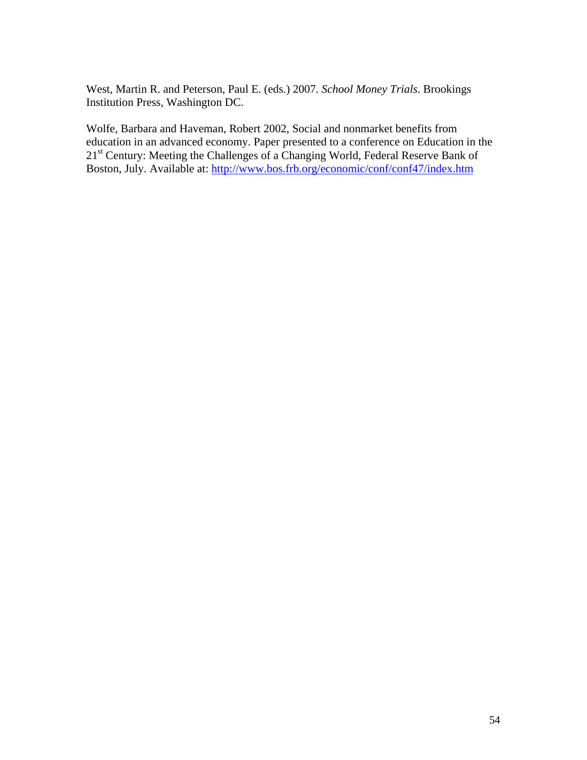West, Martin R. and Peterson, Paul E. (eds.) 2007. *School Money Trials*. Brookings Institution Press, Washington DC.

Wolfe, Barbara and Haveman, Robert 2002, Social and nonmarket benefits from education in an advanced economy. Paper presented to a conference on Education in the 21st Century: Meeting the Challenges of a Changing World, Federal Reserve Bank of Boston, July. Available at: http://www.bos.frb.org/economic/conf/conf47/index.htm